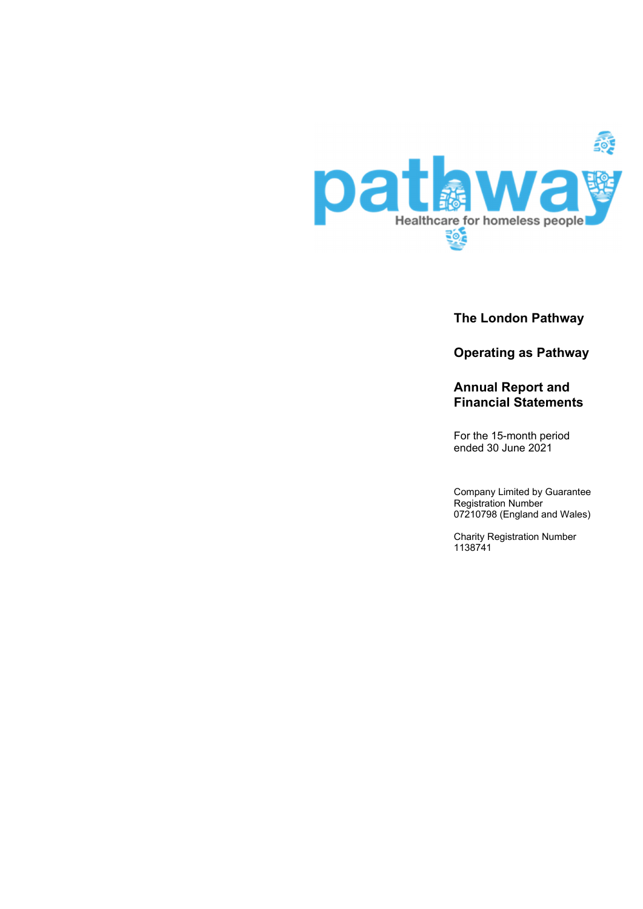pathway

Healthcare for homeless people

# The London Pathway

## Operating as Pathway

## Annual Report and Financial Statements

For the 15-month period ended 30 June 2021

Company Limited by Guarantee
Registration Number
07210798 (England and Wales)

Charity Registration Number
1138741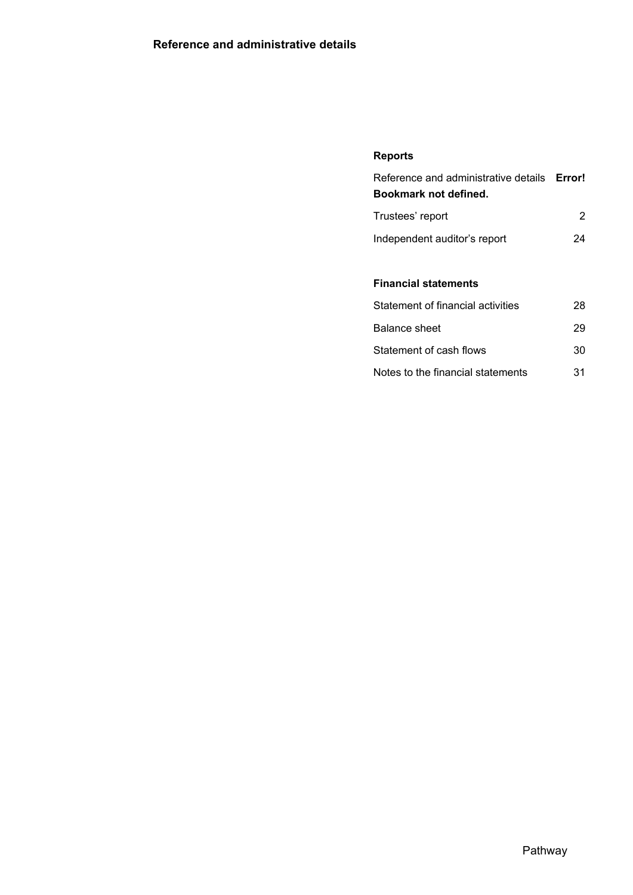## Reference and administrative details

### Reports

| | |
|---|---|
| Reference and administrative details **Error! Bookmark not defined.** | |
| Trustees' report | 2 |
| Independent auditor's report | 24 |

### Financial statements

| | |
|---|---|
| Statement of financial activities | 28 |
| Balance sheet | 29 |
| Statement of cash flows | 30 |
| Notes to the financial statements | 31 |

Pathway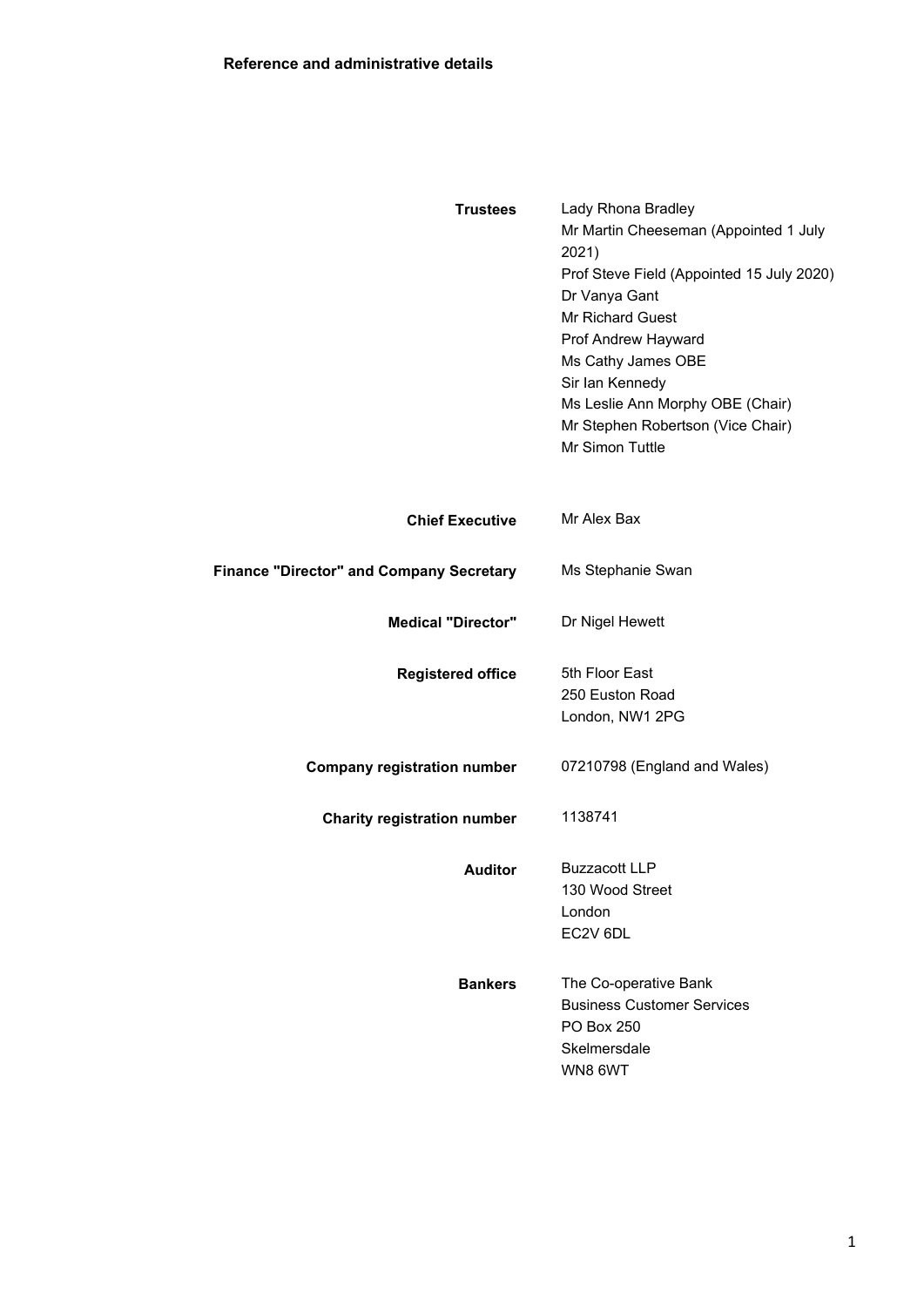# Reference and administrative details

| | |
|---|---|
| **Trustees** | Lady Rhona Bradley<br>Mr Martin Cheeseman (Appointed 1 July 2021)<br>Prof Steve Field (Appointed 15 July 2020)<br>Dr Vanya Gant<br>Mr Richard Guest<br>Prof Andrew Hayward<br>Ms Cathy James OBE<br>Sir Ian Kennedy<br>Ms Leslie Ann Morphy OBE (Chair)<br>Mr Stephen Robertson (Vice Chair)<br>Mr Simon Tuttle |
| **Chief Executive** | Mr Alex Bax |
| **Finance "Director" and Company Secretary** | Ms Stephanie Swan |
| **Medical "Director"** | Dr Nigel Hewett |
| **Registered office** | 5th Floor East<br>250 Euston Road<br>London, NW1 2PG |
| **Company registration number** | 07210798 (England and Wales) |
| **Charity registration number** | 1138741 |
| **Auditor** | Buzzacott LLP<br>130 Wood Street<br>London<br>EC2V 6DL |
| **Bankers** | The Co-operative Bank<br>Business Customer Services<br>PO Box 250<br>Skelmersdale<br>WN8 6WT |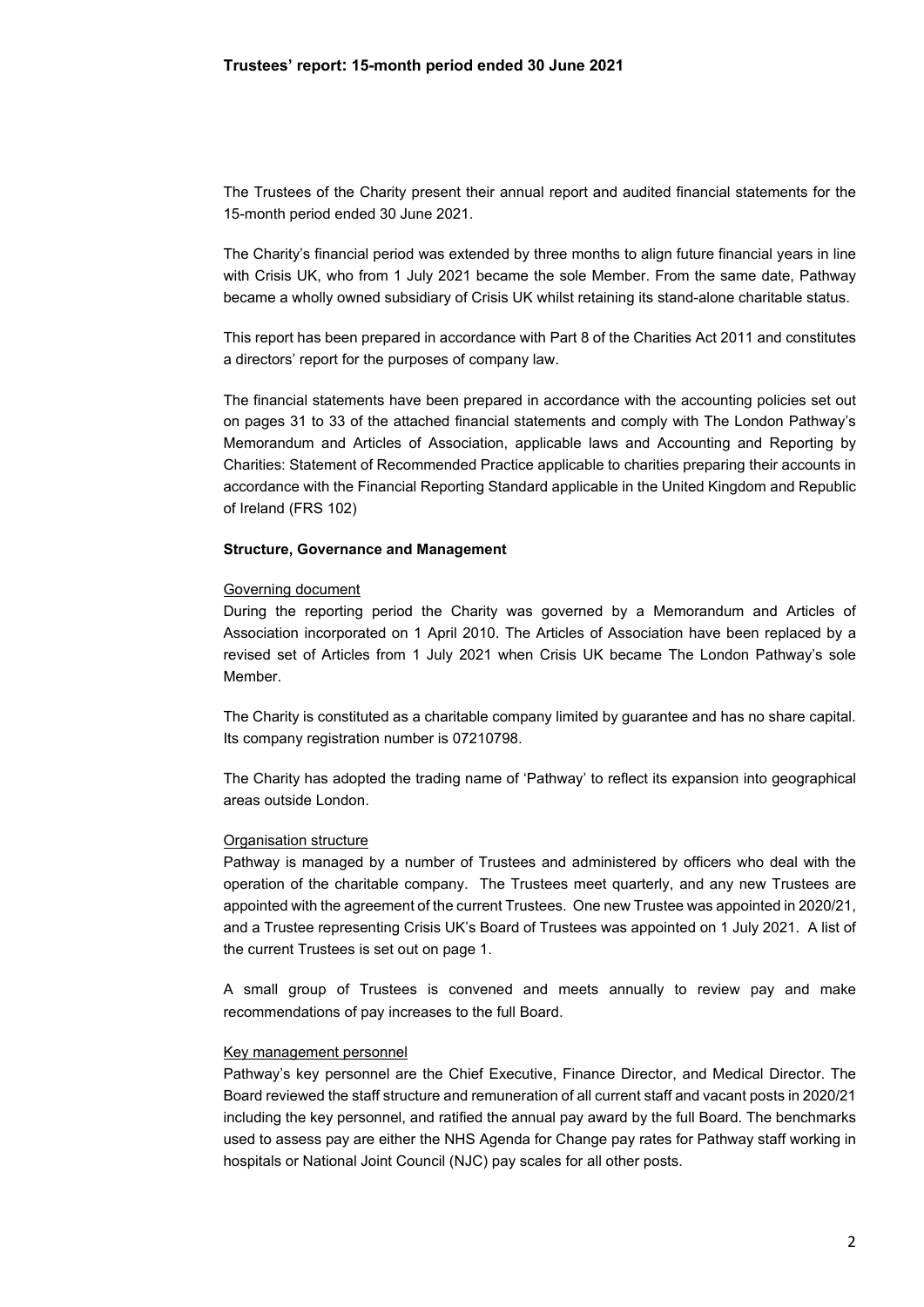## Trustees' report: 15-month period ended 30 June 2021

The Trustees of the Charity present their annual report and audited financial statements for the 15-month period ended 30 June 2021.

The Charity's financial period was extended by three months to align future financial years in line with Crisis UK, who from 1 July 2021 became the sole Member. From the same date, Pathway became a wholly owned subsidiary of Crisis UK whilst retaining its stand-alone charitable status.

This report has been prepared in accordance with Part 8 of the Charities Act 2011 and constitutes a directors' report for the purposes of company law.

The financial statements have been prepared in accordance with the accounting policies set out on pages 31 to 33 of the attached financial statements and comply with The London Pathway's Memorandum and Articles of Association, applicable laws and Accounting and Reporting by Charities: Statement of Recommended Practice applicable to charities preparing their accounts in accordance with the Financial Reporting Standard applicable in the United Kingdom and Republic of Ireland (FRS 102)

### Structure, Governance and Management

Governing document

During the reporting period the Charity was governed by a Memorandum and Articles of Association incorporated on 1 April 2010. The Articles of Association have been replaced by a revised set of Articles from 1 July 2021 when Crisis UK became The London Pathway's sole Member.

The Charity is constituted as a charitable company limited by guarantee and has no share capital. Its company registration number is 07210798.

The Charity has adopted the trading name of 'Pathway' to reflect its expansion into geographical areas outside London.

Organisation structure

Pathway is managed by a number of Trustees and administered by officers who deal with the operation of the charitable company. The Trustees meet quarterly, and any new Trustees are appointed with the agreement of the current Trustees. One new Trustee was appointed in 2020/21, and a Trustee representing Crisis UK's Board of Trustees was appointed on 1 July 2021. A list of the current Trustees is set out on page 1.

A small group of Trustees is convened and meets annually to review pay and make recommendations of pay increases to the full Board.

Key management personnel

Pathway's key personnel are the Chief Executive, Finance Director, and Medical Director. The Board reviewed the staff structure and remuneration of all current staff and vacant posts in 2020/21 including the key personnel, and ratified the annual pay award by the full Board. The benchmarks used to assess pay are either the NHS Agenda for Change pay rates for Pathway staff working in hospitals or National Joint Council (NJC) pay scales for all other posts.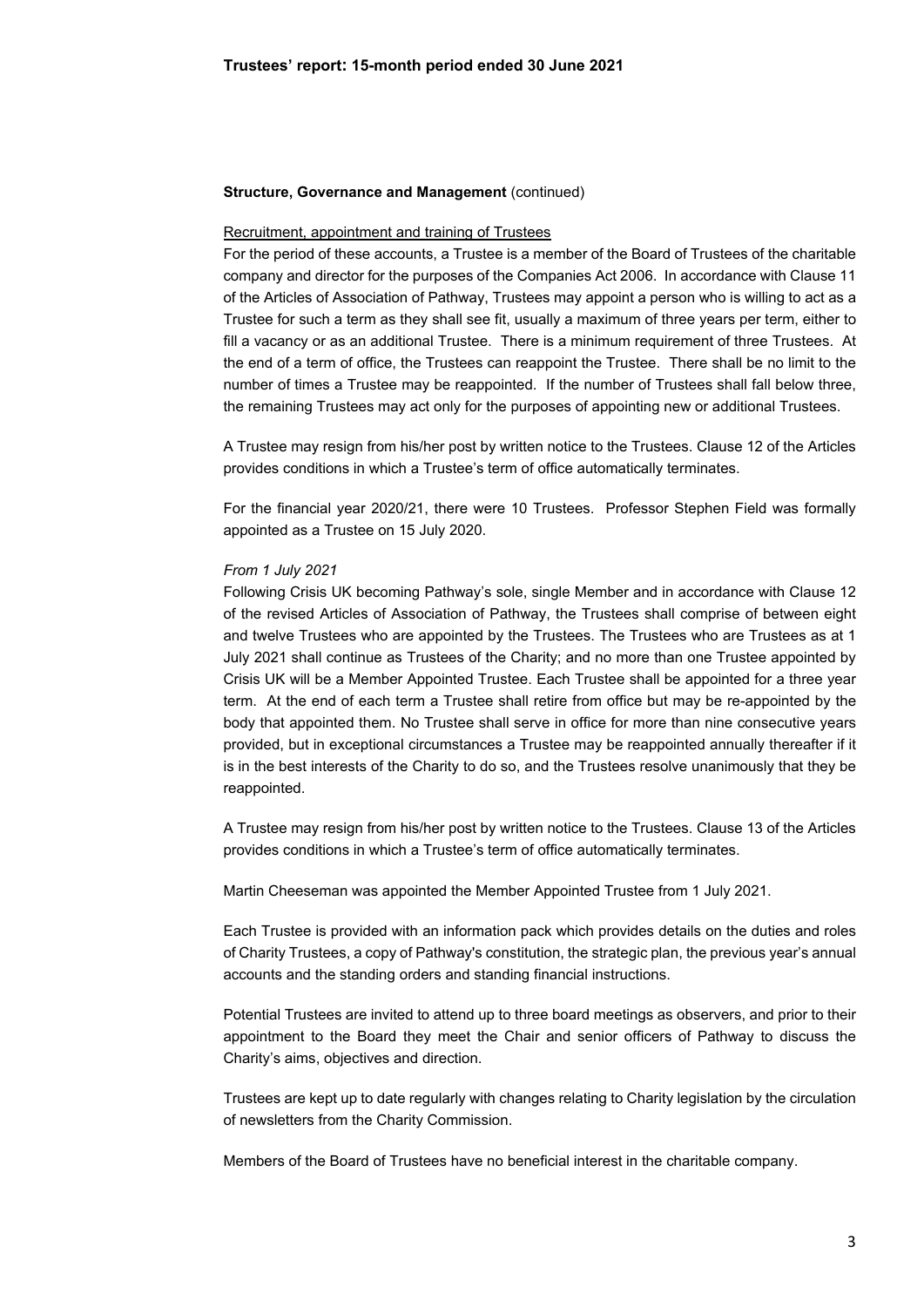**Structure, Governance and Management** (continued)

Recruitment, appointment and training of Trustees

For the period of these accounts, a Trustee is a member of the Board of Trustees of the charitable company and director for the purposes of the Companies Act 2006. In accordance with Clause 11 of the Articles of Association of Pathway, Trustees may appoint a person who is willing to act as a Trustee for such a term as they shall see fit, usually a maximum of three years per term, either to fill a vacancy or as an additional Trustee. There is a minimum requirement of three Trustees. At the end of a term of office, the Trustees can reappoint the Trustee. There shall be no limit to the number of times a Trustee may be reappointed. If the number of Trustees shall fall below three, the remaining Trustees may act only for the purposes of appointing new or additional Trustees.

A Trustee may resign from his/her post by written notice to the Trustees. Clause 12 of the Articles provides conditions in which a Trustee's term of office automatically terminates.

For the financial year 2020/21, there were 10 Trustees. Professor Stephen Field was formally appointed as a Trustee on 15 July 2020.

*From 1 July 2021*

Following Crisis UK becoming Pathway's sole, single Member and in accordance with Clause 12 of the revised Articles of Association of Pathway, the Trustees shall comprise of between eight and twelve Trustees who are appointed by the Trustees. The Trustees who are Trustees as at 1 July 2021 shall continue as Trustees of the Charity; and no more than one Trustee appointed by Crisis UK will be a Member Appointed Trustee. Each Trustee shall be appointed for a three year term. At the end of each term a Trustee shall retire from office but may be re-appointed by the body that appointed them. No Trustee shall serve in office for more than nine consecutive years provided, but in exceptional circumstances a Trustee may be reappointed annually thereafter if it is in the best interests of the Charity to do so, and the Trustees resolve unanimously that they be reappointed.

A Trustee may resign from his/her post by written notice to the Trustees. Clause 13 of the Articles provides conditions in which a Trustee's term of office automatically terminates.

Martin Cheeseman was appointed the Member Appointed Trustee from 1 July 2021.

Each Trustee is provided with an information pack which provides details on the duties and roles of Charity Trustees, a copy of Pathway's constitution, the strategic plan, the previous year's annual accounts and the standing orders and standing financial instructions.

Potential Trustees are invited to attend up to three board meetings as observers, and prior to their appointment to the Board they meet the Chair and senior officers of Pathway to discuss the Charity's aims, objectives and direction.

Trustees are kept up to date regularly with changes relating to Charity legislation by the circulation of newsletters from the Charity Commission.

Members of the Board of Trustees have no beneficial interest in the charitable company.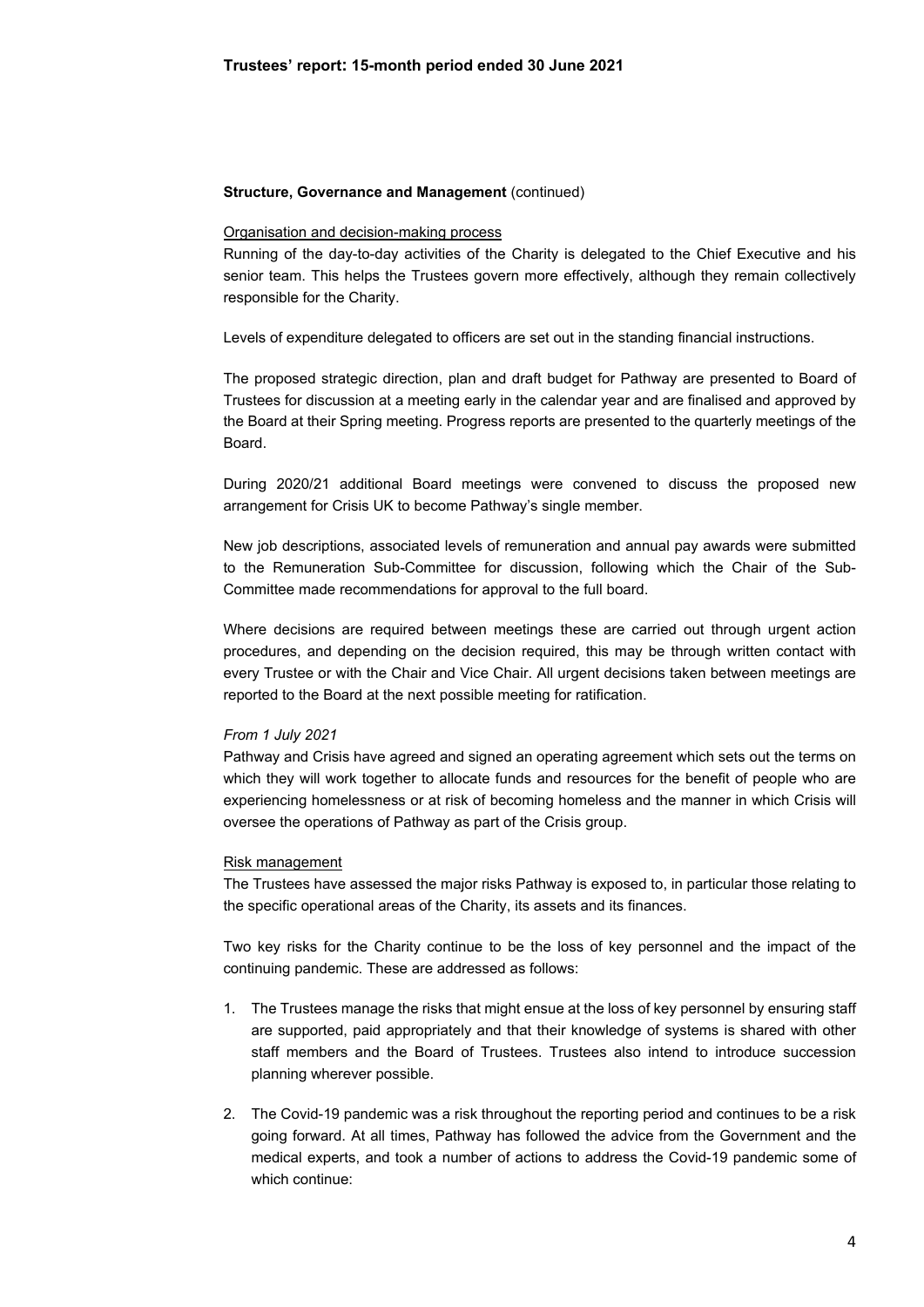**Structure, Governance and Management** (continued)

Organisation and decision-making process

Running of the day-to-day activities of the Charity is delegated to the Chief Executive and his senior team. This helps the Trustees govern more effectively, although they remain collectively responsible for the Charity.

Levels of expenditure delegated to officers are set out in the standing financial instructions.

The proposed strategic direction, plan and draft budget for Pathway are presented to Board of Trustees for discussion at a meeting early in the calendar year and are finalised and approved by the Board at their Spring meeting. Progress reports are presented to the quarterly meetings of the Board.

During 2020/21 additional Board meetings were convened to discuss the proposed new arrangement for Crisis UK to become Pathway's single member.

New job descriptions, associated levels of remuneration and annual pay awards were submitted to the Remuneration Sub-Committee for discussion, following which the Chair of the Sub-Committee made recommendations for approval to the full board.

Where decisions are required between meetings these are carried out through urgent action procedures, and depending on the decision required, this may be through written contact with every Trustee or with the Chair and Vice Chair. All urgent decisions taken between meetings are reported to the Board at the next possible meeting for ratification.

*From 1 July 2021*

Pathway and Crisis have agreed and signed an operating agreement which sets out the terms on which they will work together to allocate funds and resources for the benefit of people who are experiencing homelessness or at risk of becoming homeless and the manner in which Crisis will oversee the operations of Pathway as part of the Crisis group.

Risk management

The Trustees have assessed the major risks Pathway is exposed to, in particular those relating to the specific operational areas of the Charity, its assets and its finances.

Two key risks for the Charity continue to be the loss of key personnel and the impact of the continuing pandemic. These are addressed as follows:

1. The Trustees manage the risks that might ensue at the loss of key personnel by ensuring staff are supported, paid appropriately and that their knowledge of systems is shared with other staff members and the Board of Trustees. Trustees also intend to introduce succession planning wherever possible.

2. The Covid-19 pandemic was a risk throughout the reporting period and continues to be a risk going forward. At all times, Pathway has followed the advice from the Government and the medical experts, and took a number of actions to address the Covid-19 pandemic some of which continue: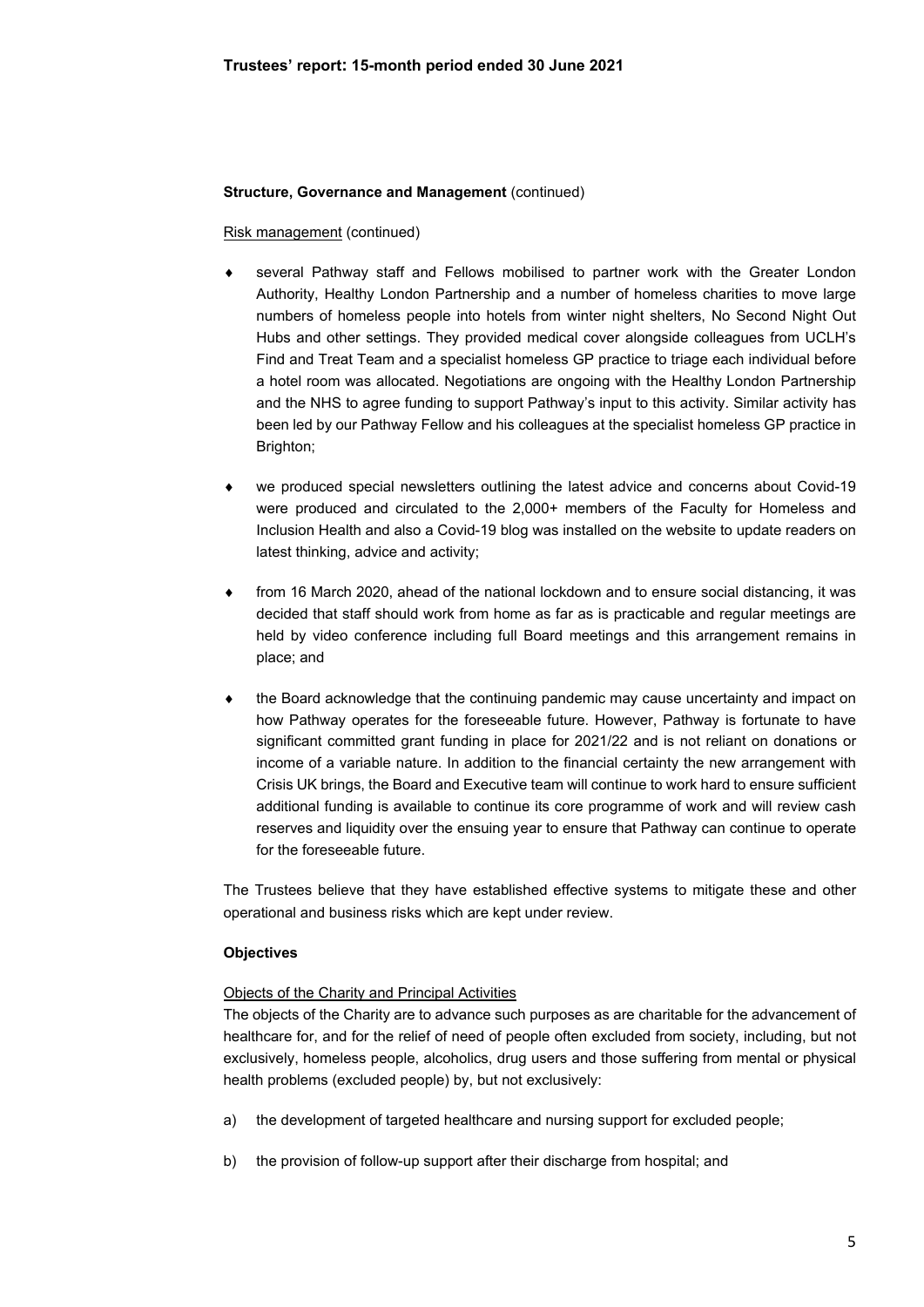**Structure, Governance and Management** (continued)

Risk management (continued)

- several Pathway staff and Fellows mobilised to partner work with the Greater London Authority, Healthy London Partnership and a number of homeless charities to move large numbers of homeless people into hotels from winter night shelters, No Second Night Out Hubs and other settings. They provided medical cover alongside colleagues from UCLH's Find and Treat Team and a specialist homeless GP practice to triage each individual before a hotel room was allocated. Negotiations are ongoing with the Healthy London Partnership and the NHS to agree funding to support Pathway's input to this activity. Similar activity has been led by our Pathway Fellow and his colleagues at the specialist homeless GP practice in Brighton;

- we produced special newsletters outlining the latest advice and concerns about Covid-19 were produced and circulated to the 2,000+ members of the Faculty for Homeless and Inclusion Health and also a Covid-19 blog was installed on the website to update readers on latest thinking, advice and activity;

- from 16 March 2020, ahead of the national lockdown and to ensure social distancing, it was decided that staff should work from home as far as is practicable and regular meetings are held by video conference including full Board meetings and this arrangement remains in place; and

- the Board acknowledge that the continuing pandemic may cause uncertainty and impact on how Pathway operates for the foreseeable future. However, Pathway is fortunate to have significant committed grant funding in place for 2021/22 and is not reliant on donations or income of a variable nature. In addition to the financial certainty the new arrangement with Crisis UK brings, the Board and Executive team will continue to work hard to ensure sufficient additional funding is available to continue its core programme of work and will review cash reserves and liquidity over the ensuing year to ensure that Pathway can continue to operate for the foreseeable future.

The Trustees believe that they have established effective systems to mitigate these and other operational and business risks which are kept under review.

**Objectives**

Objects of the Charity and Principal Activities

The objects of the Charity are to advance such purposes as are charitable for the advancement of healthcare for, and for the relief of need of people often excluded from society, including, but not exclusively, homeless people, alcoholics, drug users and those suffering from mental or physical health problems (excluded people) by, but not exclusively:

a) the development of targeted healthcare and nursing support for excluded people;

b) the provision of follow-up support after their discharge from hospital; and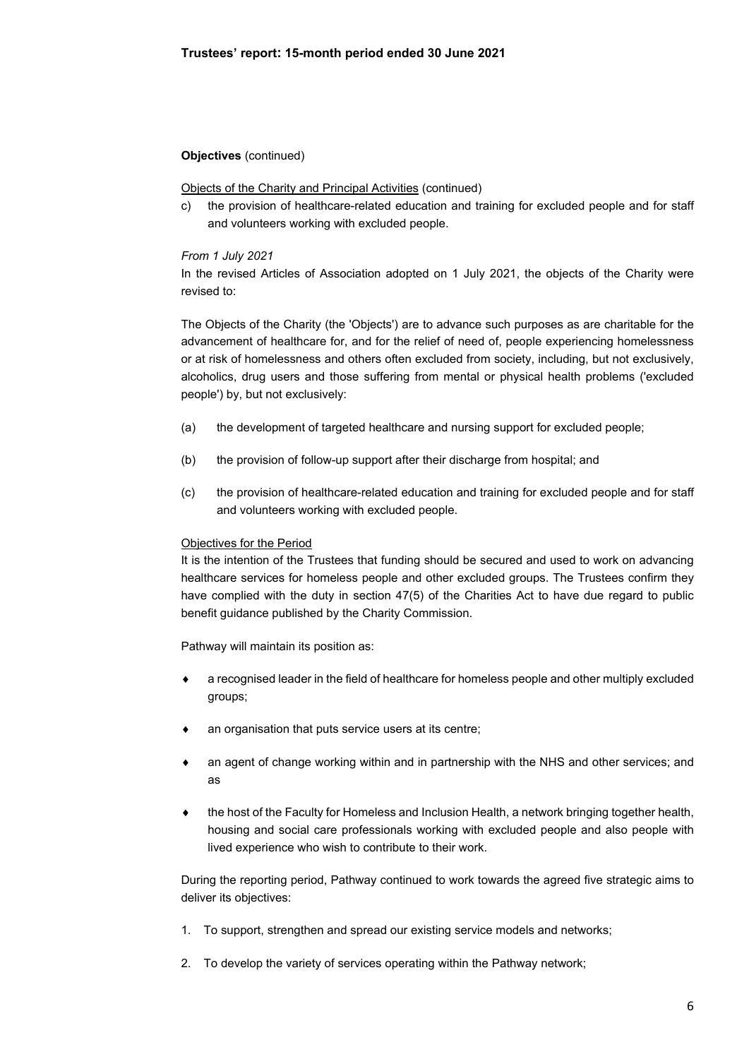**Objectives** (continued)

Objects of the Charity and Principal Activities (continued)

c) the provision of healthcare-related education and training for excluded people and for staff and volunteers working with excluded people.

*From 1 July 2021*

In the revised Articles of Association adopted on 1 July 2021, the objects of the Charity were revised to:

The Objects of the Charity (the 'Objects') are to advance such purposes as are charitable for the advancement of healthcare for, and for the relief of need of, people experiencing homelessness or at risk of homelessness and others often excluded from society, including, but not exclusively, alcoholics, drug users and those suffering from mental or physical health problems ('excluded people') by, but not exclusively:

(a) the development of targeted healthcare and nursing support for excluded people;

(b) the provision of follow-up support after their discharge from hospital; and

(c) the provision of healthcare-related education and training for excluded people and for staff and volunteers working with excluded people.

Objectives for the Period

It is the intention of the Trustees that funding should be secured and used to work on advancing healthcare services for homeless people and other excluded groups. The Trustees confirm they have complied with the duty in section 47(5) of the Charities Act to have due regard to public benefit guidance published by the Charity Commission.

Pathway will maintain its position as:

- a recognised leader in the field of healthcare for homeless people and other multiply excluded groups;
- an organisation that puts service users at its centre;
- an agent of change working within and in partnership with the NHS and other services; and as
- the host of the Faculty for Homeless and Inclusion Health, a network bringing together health, housing and social care professionals working with excluded people and also people with lived experience who wish to contribute to their work.

During the reporting period, Pathway continued to work towards the agreed five strategic aims to deliver its objectives:

1. To support, strengthen and spread our existing service models and networks;
2. To develop the variety of services operating within the Pathway network;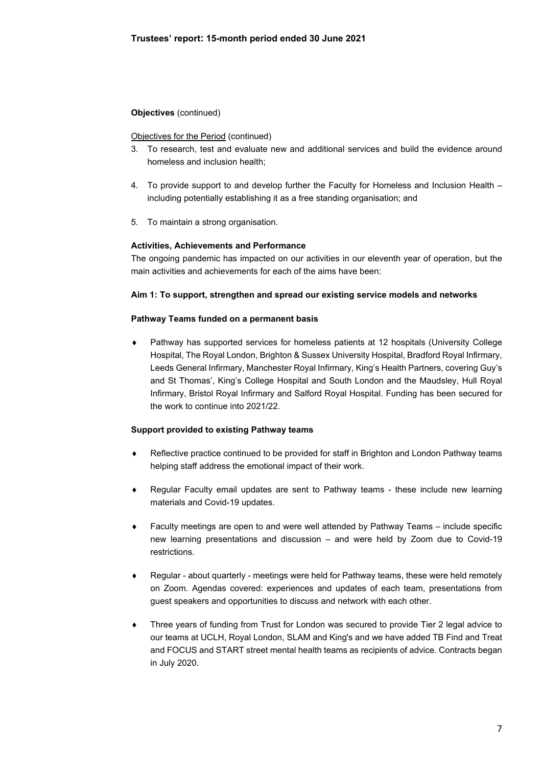**Objectives** (continued)

Objectives for the Period (continued)

3. To research, test and evaluate new and additional services and build the evidence around homeless and inclusion health;

4. To provide support to and develop further the Faculty for Homeless and Inclusion Health – including potentially establishing it as a free standing organisation; and

5. To maintain a strong organisation.

**Activities, Achievements and Performance**

The ongoing pandemic has impacted on our activities in our eleventh year of operation, but the main activities and achievements for each of the aims have been:

**Aim 1: To support, strengthen and spread our existing service models and networks**

**Pathway Teams funded on a permanent basis**

- Pathway has supported services for homeless patients at 12 hospitals (University College Hospital, The Royal London, Brighton & Sussex University Hospital, Bradford Royal Infirmary, Leeds General Infirmary, Manchester Royal Infirmary, King's Health Partners, covering Guy's and St Thomas', King's College Hospital and South London and the Maudsley, Hull Royal Infirmary, Bristol Royal Infirmary and Salford Royal Hospital. Funding has been secured for the work to continue into 2021/22.

**Support provided to existing Pathway teams**

- Reflective practice continued to be provided for staff in Brighton and London Pathway teams helping staff address the emotional impact of their work.

- Regular Faculty email updates are sent to Pathway teams - these include new learning materials and Covid-19 updates.

- Faculty meetings are open to and were well attended by Pathway Teams – include specific new learning presentations and discussion – and were held by Zoom due to Covid-19 restrictions.

- Regular - about quarterly - meetings were held for Pathway teams, these were held remotely on Zoom. Agendas covered: experiences and updates of each team, presentations from guest speakers and opportunities to discuss and network with each other.

- Three years of funding from Trust for London was secured to provide Tier 2 legal advice to our teams at UCLH, Royal London, SLAM and King's and we have added TB Find and Treat and FOCUS and START street mental health teams as recipients of advice. Contracts began in July 2020.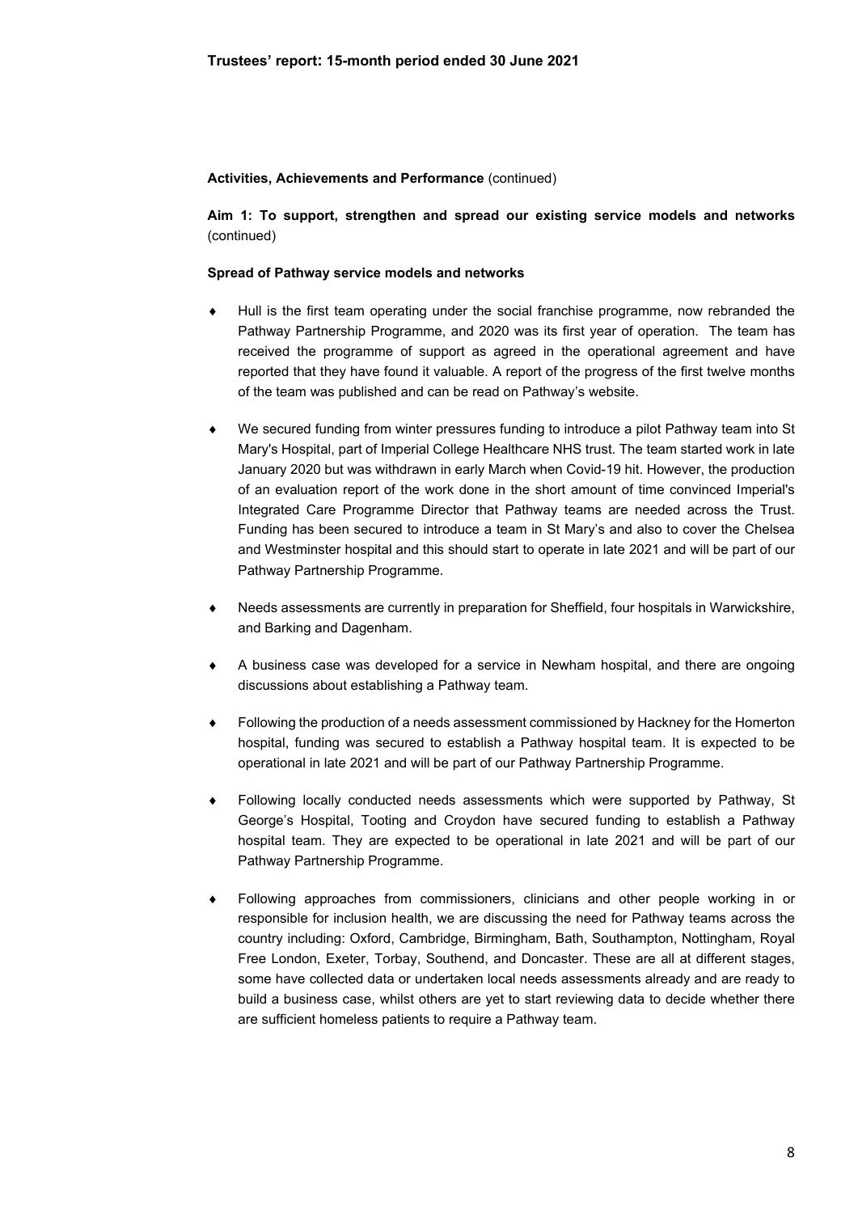**Activities, Achievements and Performance** (continued)

**Aim 1: To support, strengthen and spread our existing service models and networks** (continued)

**Spread of Pathway service models and networks**

- Hull is the first team operating under the social franchise programme, now rebranded the Pathway Partnership Programme, and 2020 was its first year of operation. The team has received the programme of support as agreed in the operational agreement and have reported that they have found it valuable. A report of the progress of the first twelve months of the team was published and can be read on Pathway's website.
- We secured funding from winter pressures funding to introduce a pilot Pathway team into St Mary's Hospital, part of Imperial College Healthcare NHS trust. The team started work in late January 2020 but was withdrawn in early March when Covid-19 hit. However, the production of an evaluation report of the work done in the short amount of time convinced Imperial's Integrated Care Programme Director that Pathway teams are needed across the Trust. Funding has been secured to introduce a team in St Mary's and also to cover the Chelsea and Westminster hospital and this should start to operate in late 2021 and will be part of our Pathway Partnership Programme.
- Needs assessments are currently in preparation for Sheffield, four hospitals in Warwickshire, and Barking and Dagenham.
- A business case was developed for a service in Newham hospital, and there are ongoing discussions about establishing a Pathway team.
- Following the production of a needs assessment commissioned by Hackney for the Homerton hospital, funding was secured to establish a Pathway hospital team. It is expected to be operational in late 2021 and will be part of our Pathway Partnership Programme.
- Following locally conducted needs assessments which were supported by Pathway, St George's Hospital, Tooting and Croydon have secured funding to establish a Pathway hospital team. They are expected to be operational in late 2021 and will be part of our Pathway Partnership Programme.
- Following approaches from commissioners, clinicians and other people working in or responsible for inclusion health, we are discussing the need for Pathway teams across the country including: Oxford, Cambridge, Birmingham, Bath, Southampton, Nottingham, Royal Free London, Exeter, Torbay, Southend, and Doncaster. These are all at different stages, some have collected data or undertaken local needs assessments already and are ready to build a business case, whilst others are yet to start reviewing data to decide whether there are sufficient homeless patients to require a Pathway team.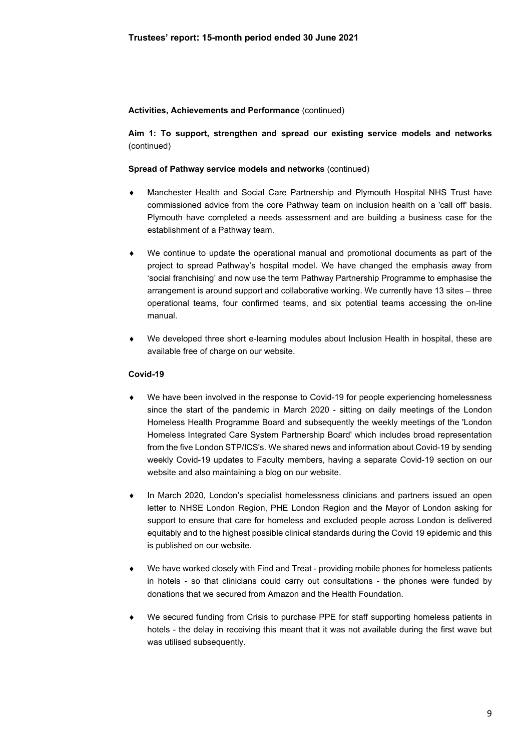**Trustees' report: 15-month period ended 30 June 2021**

**Activities, Achievements and Performance** (continued)

**Aim 1: To support, strengthen and spread our existing service models and networks** (continued)

**Spread of Pathway service models and networks** (continued)

- Manchester Health and Social Care Partnership and Plymouth Hospital NHS Trust have commissioned advice from the core Pathway team on inclusion health on a 'call off' basis. Plymouth have completed a needs assessment and are building a business case for the establishment of a Pathway team.
- We continue to update the operational manual and promotional documents as part of the project to spread Pathway's hospital model. We have changed the emphasis away from 'social franchising' and now use the term Pathway Partnership Programme to emphasise the arrangement is around support and collaborative working. We currently have 13 sites – three operational teams, four confirmed teams, and six potential teams accessing the on-line manual.
- We developed three short e-learning modules about Inclusion Health in hospital, these are available free of charge on our website.

**Covid-19**

- We have been involved in the response to Covid-19 for people experiencing homelessness since the start of the pandemic in March 2020 - sitting on daily meetings of the London Homeless Health Programme Board and subsequently the weekly meetings of the 'London Homeless Integrated Care System Partnership Board' which includes broad representation from the five London STP/ICS's. We shared news and information about Covid-19 by sending weekly Covid-19 updates to Faculty members, having a separate Covid-19 section on our website and also maintaining a blog on our website.
- In March 2020, London's specialist homelessness clinicians and partners issued an open letter to NHSE London Region, PHE London Region and the Mayor of London asking for support to ensure that care for homeless and excluded people across London is delivered equitably and to the highest possible clinical standards during the Covid 19 epidemic and this is published on our website.
- We have worked closely with Find and Treat - providing mobile phones for homeless patients in hotels - so that clinicians could carry out consultations - the phones were funded by donations that we secured from Amazon and the Health Foundation.
- We secured funding from Crisis to purchase PPE for staff supporting homeless patients in hotels - the delay in receiving this meant that it was not available during the first wave but was utilised subsequently.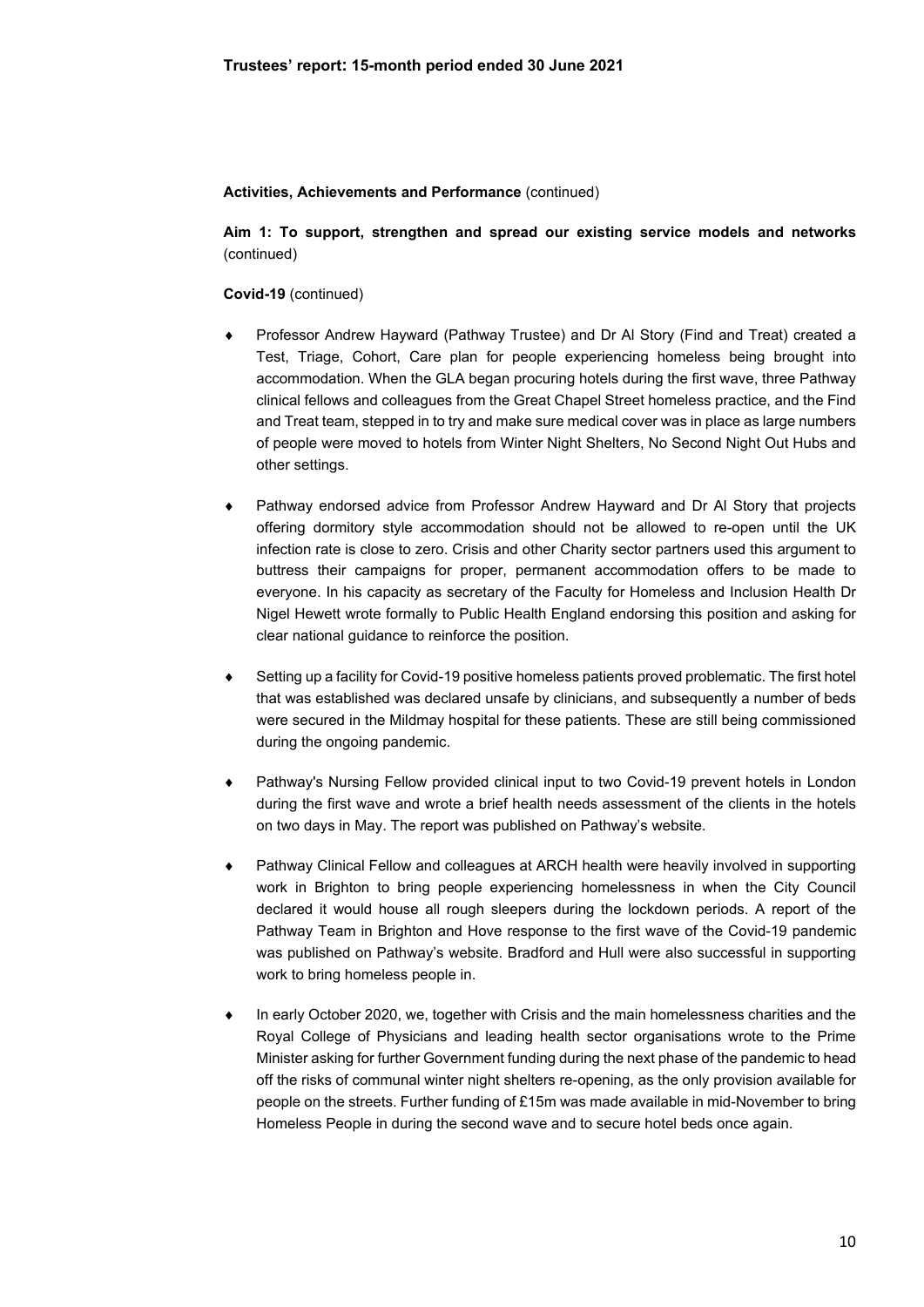**Activities, Achievements and Performance** (continued)

**Aim 1: To support, strengthen and spread our existing service models and networks** (continued)

**Covid-19** (continued)

- Professor Andrew Hayward (Pathway Trustee) and Dr Al Story (Find and Treat) created a Test, Triage, Cohort, Care plan for people experiencing homeless being brought into accommodation. When the GLA began procuring hotels during the first wave, three Pathway clinical fellows and colleagues from the Great Chapel Street homeless practice, and the Find and Treat team, stepped in to try and make sure medical cover was in place as large numbers of people were moved to hotels from Winter Night Shelters, No Second Night Out Hubs and other settings.

- Pathway endorsed advice from Professor Andrew Hayward and Dr Al Story that projects offering dormitory style accommodation should not be allowed to re-open until the UK infection rate is close to zero. Crisis and other Charity sector partners used this argument to buttress their campaigns for proper, permanent accommodation offers to be made to everyone. In his capacity as secretary of the Faculty for Homeless and Inclusion Health Dr Nigel Hewett wrote formally to Public Health England endorsing this position and asking for clear national guidance to reinforce the position.

- Setting up a facility for Covid-19 positive homeless patients proved problematic. The first hotel that was established was declared unsafe by clinicians, and subsequently a number of beds were secured in the Mildmay hospital for these patients. These are still being commissioned during the ongoing pandemic.

- Pathway's Nursing Fellow provided clinical input to two Covid-19 prevent hotels in London during the first wave and wrote a brief health needs assessment of the clients in the hotels on two days in May. The report was published on Pathway's website.

- Pathway Clinical Fellow and colleagues at ARCH health were heavily involved in supporting work in Brighton to bring people experiencing homelessness in when the City Council declared it would house all rough sleepers during the lockdown periods. A report of the Pathway Team in Brighton and Hove response to the first wave of the Covid-19 pandemic was published on Pathway's website. Bradford and Hull were also successful in supporting work to bring homeless people in.

- In early October 2020, we, together with Crisis and the main homelessness charities and the Royal College of Physicians and leading health sector organisations wrote to the Prime Minister asking for further Government funding during the next phase of the pandemic to head off the risks of communal winter night shelters re-opening, as the only provision available for people on the streets. Further funding of £15m was made available in mid-November to bring Homeless People in during the second wave and to secure hotel beds once again.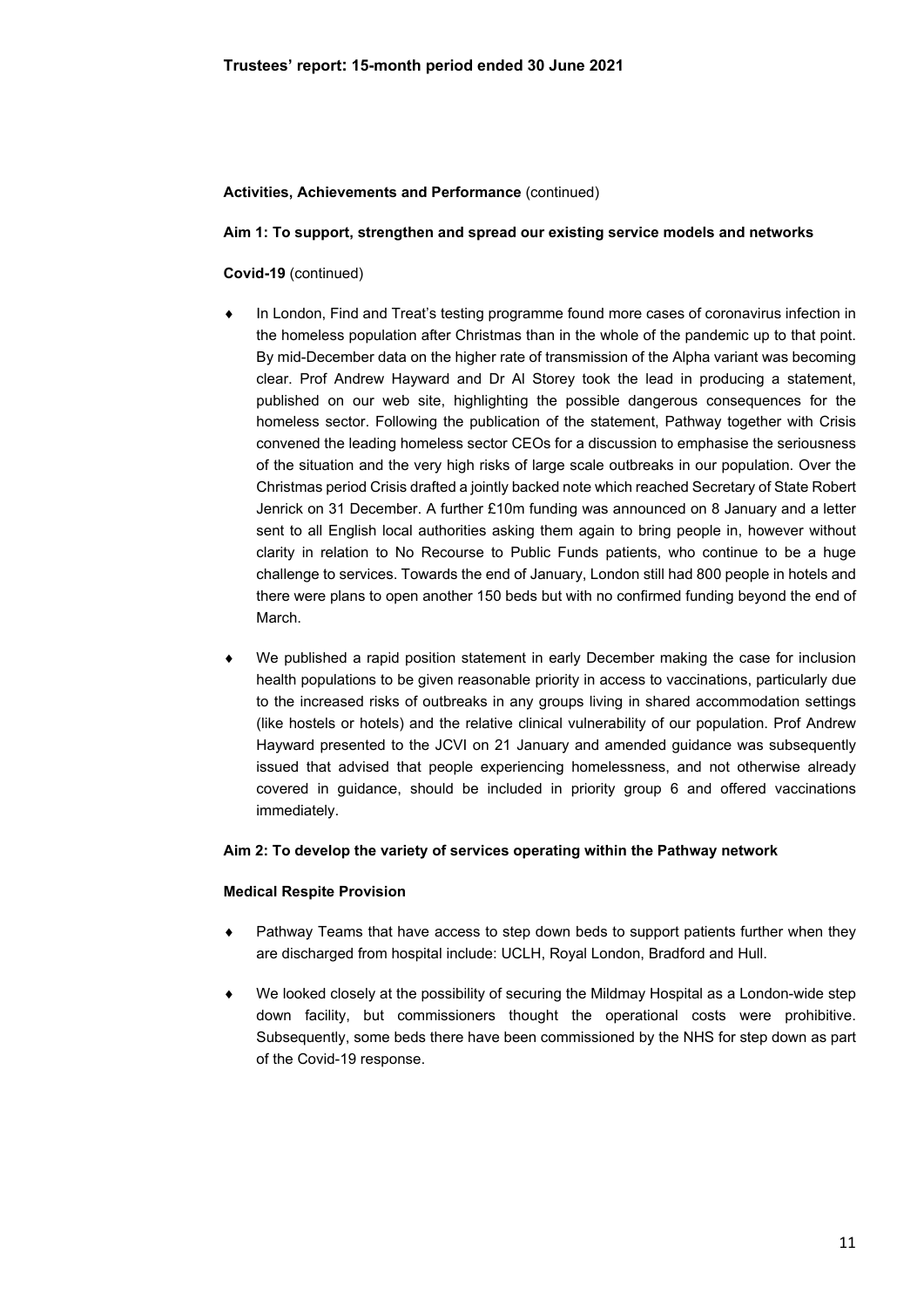**Activities, Achievements and Performance** (continued)

**Aim 1: To support, strengthen and spread our existing service models and networks**

**Covid-19** (continued)

- In London, Find and Treat's testing programme found more cases of coronavirus infection in the homeless population after Christmas than in the whole of the pandemic up to that point. By mid-December data on the higher rate of transmission of the Alpha variant was becoming clear. Prof Andrew Hayward and Dr Al Storey took the lead in producing a statement, published on our web site, highlighting the possible dangerous consequences for the homeless sector. Following the publication of the statement, Pathway together with Crisis convened the leading homeless sector CEOs for a discussion to emphasise the seriousness of the situation and the very high risks of large scale outbreaks in our population. Over the Christmas period Crisis drafted a jointly backed note which reached Secretary of State Robert Jenrick on 31 December. A further £10m funding was announced on 8 January and a letter sent to all English local authorities asking them again to bring people in, however without clarity in relation to No Recourse to Public Funds patients, who continue to be a huge challenge to services. Towards the end of January, London still had 800 people in hotels and there were plans to open another 150 beds but with no confirmed funding beyond the end of March.

- We published a rapid position statement in early December making the case for inclusion health populations to be given reasonable priority in access to vaccinations, particularly due to the increased risks of outbreaks in any groups living in shared accommodation settings (like hostels or hotels) and the relative clinical vulnerability of our population. Prof Andrew Hayward presented to the JCVI on 21 January and amended guidance was subsequently issued that advised that people experiencing homelessness, and not otherwise already covered in guidance, should be included in priority group 6 and offered vaccinations immediately.

**Aim 2: To develop the variety of services operating within the Pathway network**

**Medical Respite Provision**

- Pathway Teams that have access to step down beds to support patients further when they are discharged from hospital include: UCLH, Royal London, Bradford and Hull.

- We looked closely at the possibility of securing the Mildmay Hospital as a London-wide step down facility, but commissioners thought the operational costs were prohibitive. Subsequently, some beds there have been commissioned by the NHS for step down as part of the Covid-19 response.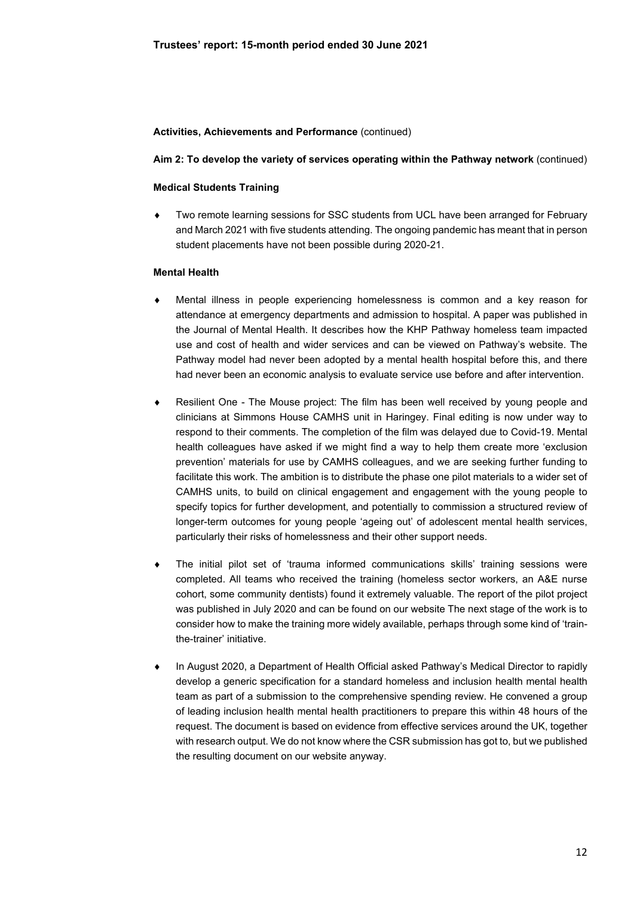**Activities, Achievements and Performance** (continued)

**Aim 2: To develop the variety of services operating within the Pathway network** (continued)

**Medical Students Training**

- Two remote learning sessions for SSC students from UCL have been arranged for February and March 2021 with five students attending. The ongoing pandemic has meant that in person student placements have not been possible during 2020-21.

**Mental Health**

- Mental illness in people experiencing homelessness is common and a key reason for attendance at emergency departments and admission to hospital. A paper was published in the Journal of Mental Health. It describes how the KHP Pathway homeless team impacted use and cost of health and wider services and can be viewed on Pathway's website. The Pathway model had never been adopted by a mental health hospital before this, and there had never been an economic analysis to evaluate service use before and after intervention.

- Resilient One - The Mouse project: The film has been well received by young people and clinicians at Simmons House CAMHS unit in Haringey. Final editing is now under way to respond to their comments. The completion of the film was delayed due to Covid-19. Mental health colleagues have asked if we might find a way to help them create more 'exclusion prevention' materials for use by CAMHS colleagues, and we are seeking further funding to facilitate this work. The ambition is to distribute the phase one pilot materials to a wider set of CAMHS units, to build on clinical engagement and engagement with the young people to specify topics for further development, and potentially to commission a structured review of longer-term outcomes for young people 'ageing out' of adolescent mental health services, particularly their risks of homelessness and their other support needs.

- The initial pilot set of 'trauma informed communications skills' training sessions were completed. All teams who received the training (homeless sector workers, an A&E nurse cohort, some community dentists) found it extremely valuable. The report of the pilot project was published in July 2020 and can be found on our website The next stage of the work is to consider how to make the training more widely available, perhaps through some kind of 'train-the-trainer' initiative.

- In August 2020, a Department of Health Official asked Pathway's Medical Director to rapidly develop a generic specification for a standard homeless and inclusion health mental health team as part of a submission to the comprehensive spending review. He convened a group of leading inclusion health mental health practitioners to prepare this within 48 hours of the request. The document is based on evidence from effective services around the UK, together with research output. We do not know where the CSR submission has got to, but we published the resulting document on our website anyway.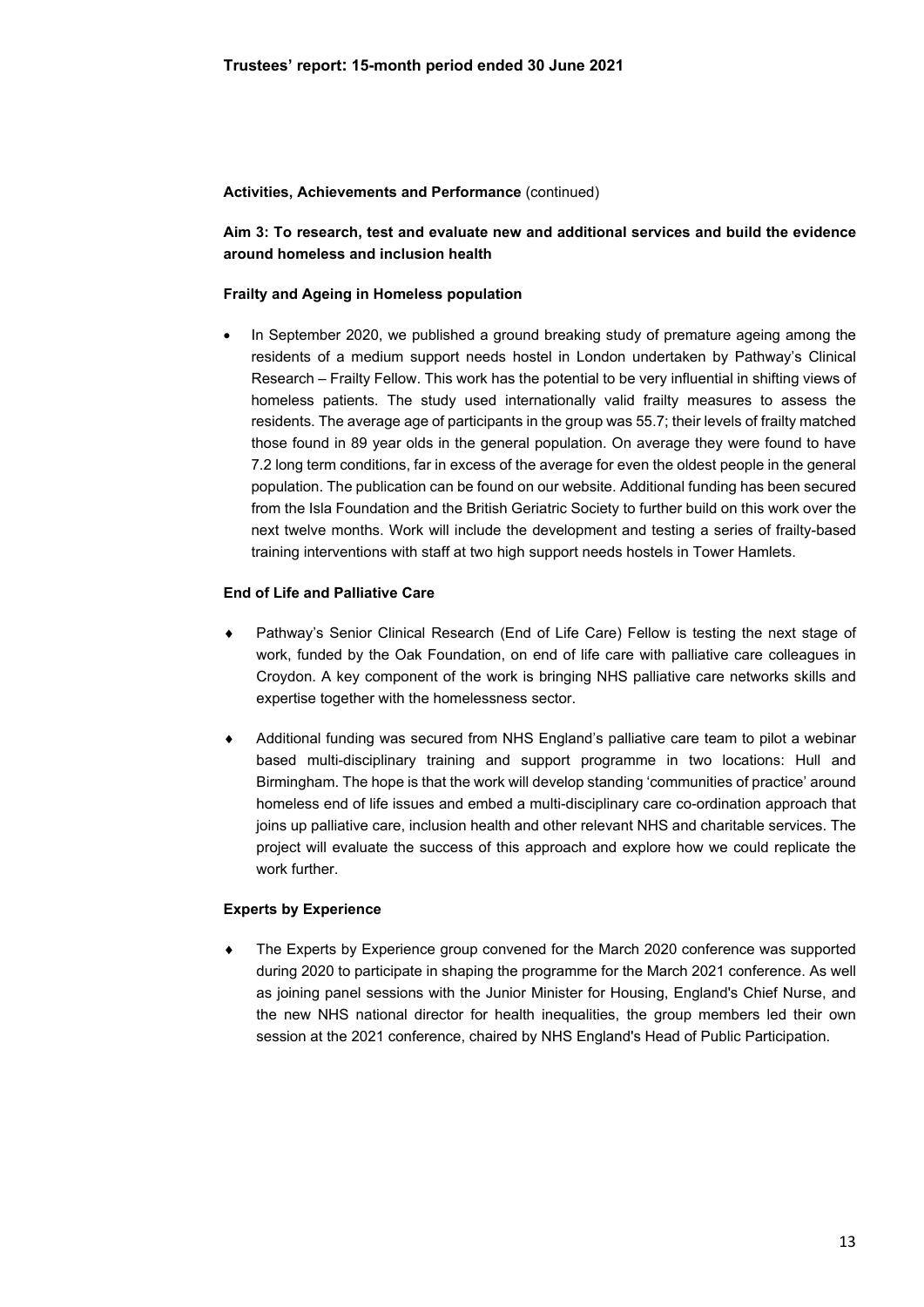**Activities, Achievements and Performance** (continued)

**Aim 3: To research, test and evaluate new and additional services and build the evidence around homeless and inclusion health**

**Frailty and Ageing in Homeless population**

- In September 2020, we published a ground breaking study of premature ageing among the residents of a medium support needs hostel in London undertaken by Pathway's Clinical Research – Frailty Fellow. This work has the potential to be very influential in shifting views of homeless patients. The study used internationally valid frailty measures to assess the residents. The average age of participants in the group was 55.7; their levels of frailty matched those found in 89 year olds in the general population. On average they were found to have 7.2 long term conditions, far in excess of the average for even the oldest people in the general population. The publication can be found on our website. Additional funding has been secured from the Isla Foundation and the British Geriatric Society to further build on this work over the next twelve months. Work will include the development and testing a series of frailty-based training interventions with staff at two high support needs hostels in Tower Hamlets.

**End of Life and Palliative Care**

- Pathway's Senior Clinical Research (End of Life Care) Fellow is testing the next stage of work, funded by the Oak Foundation, on end of life care with palliative care colleagues in Croydon. A key component of the work is bringing NHS palliative care networks skills and expertise together with the homelessness sector.
- Additional funding was secured from NHS England's palliative care team to pilot a webinar based multi-disciplinary training and support programme in two locations: Hull and Birmingham. The hope is that the work will develop standing 'communities of practice' around homeless end of life issues and embed a multi-disciplinary care co-ordination approach that joins up palliative care, inclusion health and other relevant NHS and charitable services. The project will evaluate the success of this approach and explore how we could replicate the work further.

**Experts by Experience**

- The Experts by Experience group convened for the March 2020 conference was supported during 2020 to participate in shaping the programme for the March 2021 conference. As well as joining panel sessions with the Junior Minister for Housing, England's Chief Nurse, and the new NHS national director for health inequalities, the group members led their own session at the 2021 conference, chaired by NHS England's Head of Public Participation.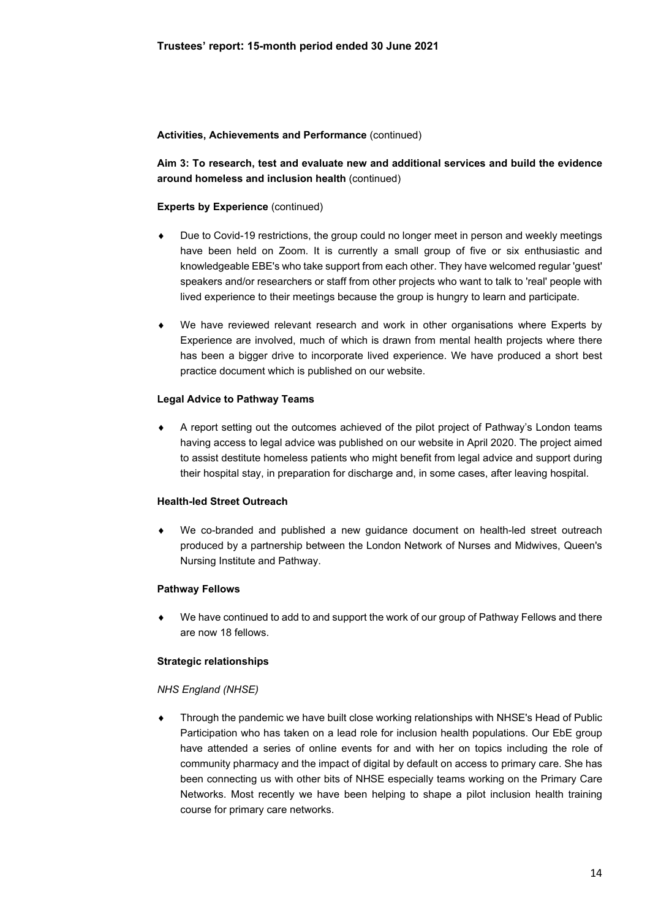**Activities, Achievements and Performance** (continued)

**Aim 3: To research, test and evaluate new and additional services and build the evidence around homeless and inclusion health** (continued)

**Experts by Experience** (continued)

- Due to Covid-19 restrictions, the group could no longer meet in person and weekly meetings have been held on Zoom. It is currently a small group of five or six enthusiastic and knowledgeable EBE's who take support from each other. They have welcomed regular 'guest' speakers and/or researchers or staff from other projects who want to talk to 'real' people with lived experience to their meetings because the group is hungry to learn and participate.

- We have reviewed relevant research and work in other organisations where Experts by Experience are involved, much of which is drawn from mental health projects where there has been a bigger drive to incorporate lived experience. We have produced a short best practice document which is published on our website.

**Legal Advice to Pathway Teams**

- A report setting out the outcomes achieved of the pilot project of Pathway's London teams having access to legal advice was published on our website in April 2020. The project aimed to assist destitute homeless patients who might benefit from legal advice and support during their hospital stay, in preparation for discharge and, in some cases, after leaving hospital.

**Health-led Street Outreach**

- We co-branded and published a new guidance document on health-led street outreach produced by a partnership between the London Network of Nurses and Midwives, Queen's Nursing Institute and Pathway.

**Pathway Fellows**

- We have continued to add to and support the work of our group of Pathway Fellows and there are now 18 fellows.

**Strategic relationships**

*NHS England (NHSE)*

- Through the pandemic we have built close working relationships with NHSE's Head of Public Participation who has taken on a lead role for inclusion health populations. Our EbE group have attended a series of online events for and with her on topics including the role of community pharmacy and the impact of digital by default on access to primary care. She has been connecting us with other bits of NHSE especially teams working on the Primary Care Networks. Most recently we have been helping to shape a pilot inclusion health training course for primary care networks.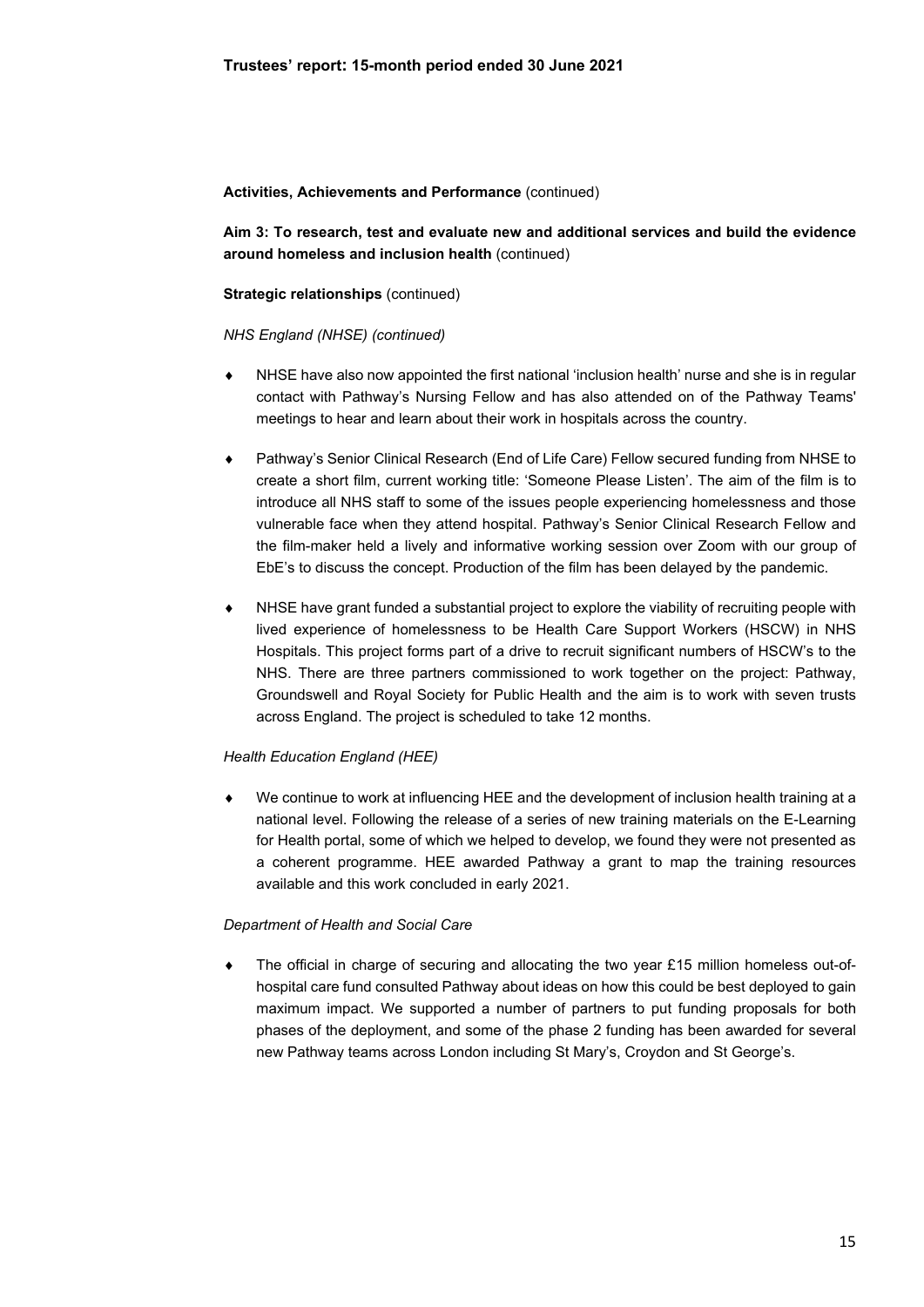**Activities, Achievements and Performance** (continued)

**Aim 3: To research, test and evaluate new and additional services and build the evidence around homeless and inclusion health** (continued)

**Strategic relationships** (continued)

*NHS England (NHSE) (continued)*

- NHSE have also now appointed the first national 'inclusion health' nurse and she is in regular contact with Pathway's Nursing Fellow and has also attended on of the Pathway Teams' meetings to hear and learn about their work in hospitals across the country.
- Pathway's Senior Clinical Research (End of Life Care) Fellow secured funding from NHSE to create a short film, current working title: 'Someone Please Listen'. The aim of the film is to introduce all NHS staff to some of the issues people experiencing homelessness and those vulnerable face when they attend hospital. Pathway's Senior Clinical Research Fellow and the film-maker held a lively and informative working session over Zoom with our group of EbE's to discuss the concept. Production of the film has been delayed by the pandemic.
- NHSE have grant funded a substantial project to explore the viability of recruiting people with lived experience of homelessness to be Health Care Support Workers (HSCW) in NHS Hospitals. This project forms part of a drive to recruit significant numbers of HSCW's to the NHS. There are three partners commissioned to work together on the project: Pathway, Groundswell and Royal Society for Public Health and the aim is to work with seven trusts across England. The project is scheduled to take 12 months.

*Health Education England (HEE)*

- We continue to work at influencing HEE and the development of inclusion health training at a national level. Following the release of a series of new training materials on the E-Learning for Health portal, some of which we helped to develop, we found they were not presented as a coherent programme. HEE awarded Pathway a grant to map the training resources available and this work concluded in early 2021.

*Department of Health and Social Care*

- The official in charge of securing and allocating the two year £15 million homeless out-of-hospital care fund consulted Pathway about ideas on how this could be best deployed to gain maximum impact. We supported a number of partners to put funding proposals for both phases of the deployment, and some of the phase 2 funding has been awarded for several new Pathway teams across London including St Mary's, Croydon and St George's.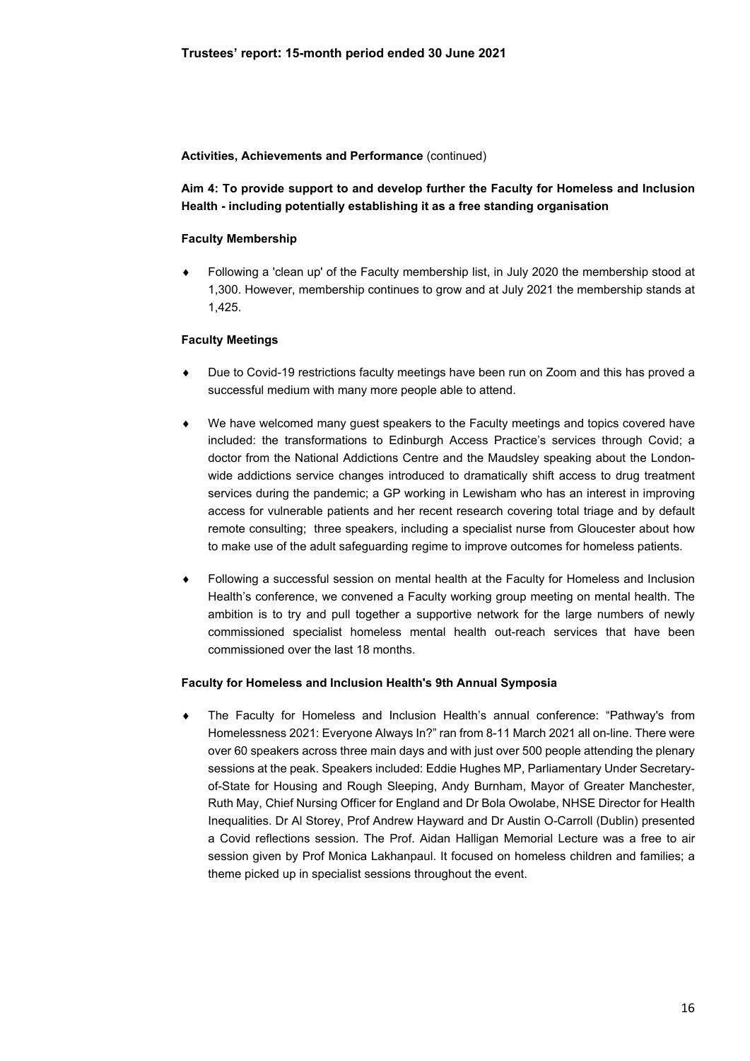**Activities, Achievements and Performance** (continued)

**Aim 4: To provide support to and develop further the Faculty for Homeless and Inclusion Health - including potentially establishing it as a free standing organisation**

**Faculty Membership**

- Following a 'clean up' of the Faculty membership list, in July 2020 the membership stood at 1,300. However, membership continues to grow and at July 2021 the membership stands at 1,425.

**Faculty Meetings**

- Due to Covid-19 restrictions faculty meetings have been run on Zoom and this has proved a successful medium with many more people able to attend.
- We have welcomed many guest speakers to the Faculty meetings and topics covered have included: the transformations to Edinburgh Access Practice's services through Covid; a doctor from the National Addictions Centre and the Maudsley speaking about the London-wide addictions service changes introduced to dramatically shift access to drug treatment services during the pandemic; a GP working in Lewisham who has an interest in improving access for vulnerable patients and her recent research covering total triage and by default remote consulting; three speakers, including a specialist nurse from Gloucester about how to make use of the adult safeguarding regime to improve outcomes for homeless patients.
- Following a successful session on mental health at the Faculty for Homeless and Inclusion Health's conference, we convened a Faculty working group meeting on mental health. The ambition is to try and pull together a supportive network for the large numbers of newly commissioned specialist homeless mental health out-reach services that have been commissioned over the last 18 months.

**Faculty for Homeless and Inclusion Health's 9th Annual Symposia**

- The Faculty for Homeless and Inclusion Health's annual conference: "Pathway's from Homelessness 2021: Everyone Always In?" ran from 8-11 March 2021 all on-line. There were over 60 speakers across three main days and with just over 500 people attending the plenary sessions at the peak. Speakers included: Eddie Hughes MP, Parliamentary Under Secretary-of-State for Housing and Rough Sleeping, Andy Burnham, Mayor of Greater Manchester, Ruth May, Chief Nursing Officer for England and Dr Bola Owolabe, NHSE Director for Health Inequalities. Dr Al Storey, Prof Andrew Hayward and Dr Austin O-Carroll (Dublin) presented a Covid reflections session. The Prof. Aidan Halligan Memorial Lecture was a free to air session given by Prof Monica Lakhanpaul. It focused on homeless children and families; a theme picked up in specialist sessions throughout the event.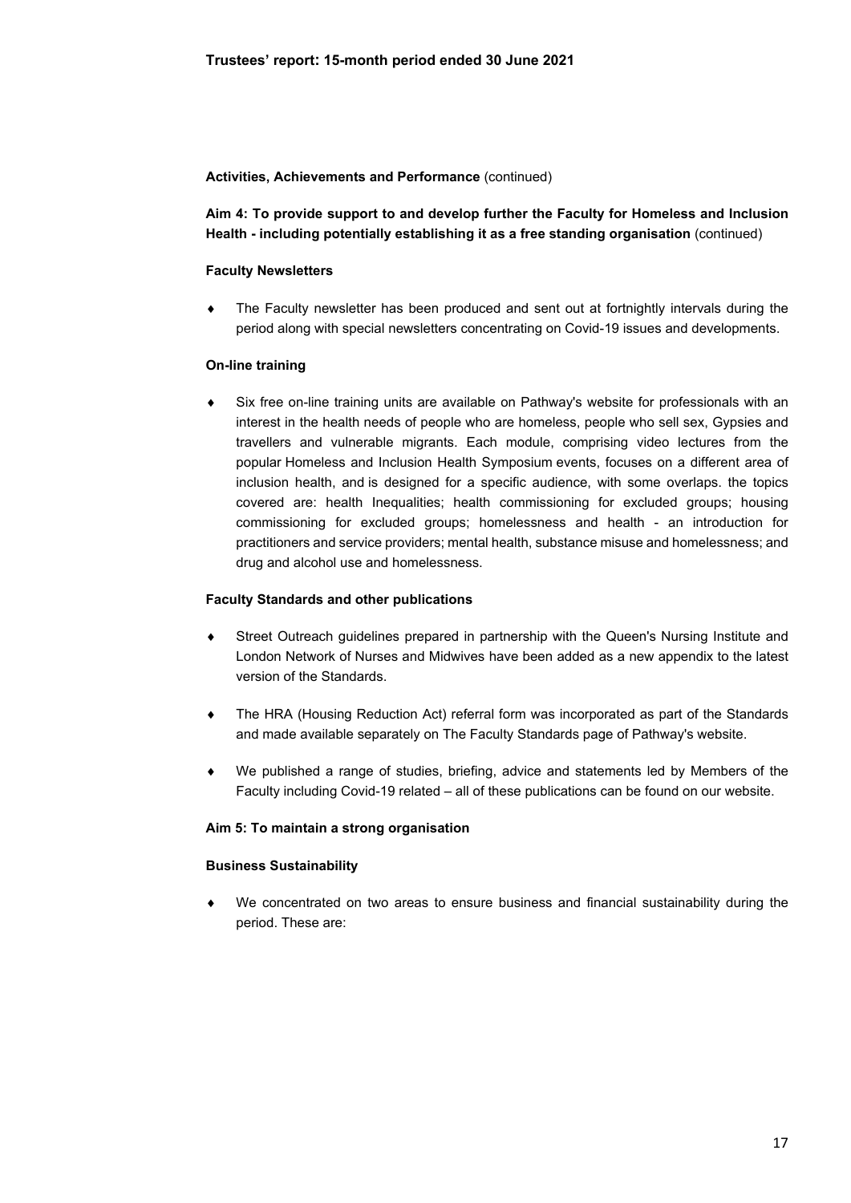**Activities, Achievements and Performance** (continued)

**Aim 4: To provide support to and develop further the Faculty for Homeless and Inclusion Health - including potentially establishing it as a free standing organisation** (continued)

**Faculty Newsletters**

- The Faculty newsletter has been produced and sent out at fortnightly intervals during the period along with special newsletters concentrating on Covid-19 issues and developments.

**On-line training**

- Six free on-line training units are available on Pathway's website for professionals with an interest in the health needs of people who are homeless, people who sell sex, Gypsies and travellers and vulnerable migrants. Each module, comprising video lectures from the popular Homeless and Inclusion Health Symposium events, focuses on a different area of inclusion health, and is designed for a specific audience, with some overlaps. the topics covered are: health Inequalities; health commissioning for excluded groups; housing commissioning for excluded groups; homelessness and health - an introduction for practitioners and service providers; mental health, substance misuse and homelessness; and drug and alcohol use and homelessness.

**Faculty Standards and other publications**

- Street Outreach guidelines prepared in partnership with the Queen's Nursing Institute and London Network of Nurses and Midwives have been added as a new appendix to the latest version of the Standards.
- The HRA (Housing Reduction Act) referral form was incorporated as part of the Standards and made available separately on The Faculty Standards page of Pathway's website.
- We published a range of studies, briefing, advice and statements led by Members of the Faculty including Covid-19 related – all of these publications can be found on our website.

**Aim 5: To maintain a strong organisation**

**Business Sustainability**

- We concentrated on two areas to ensure business and financial sustainability during the period. These are: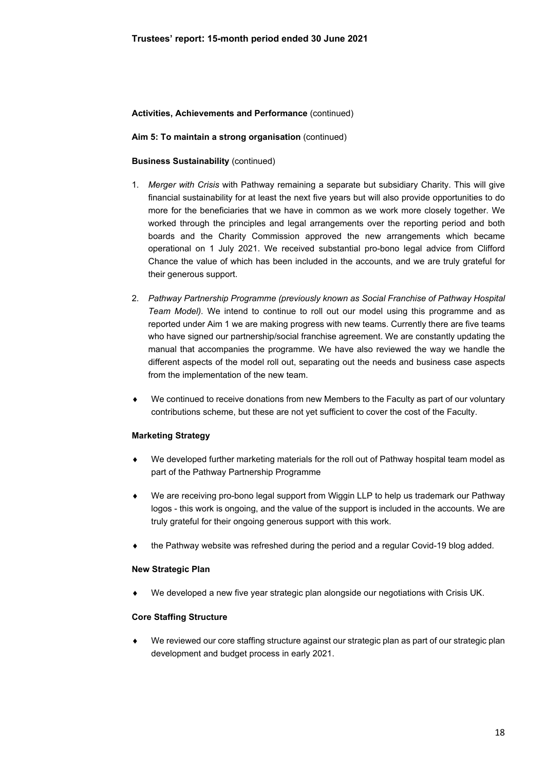**Activities, Achievements and Performance** (continued)

**Aim 5: To maintain a strong organisation** (continued)

**Business Sustainability** (continued)

1. *Merger with Crisis* with Pathway remaining a separate but subsidiary Charity. This will give financial sustainability for at least the next five years but will also provide opportunities to do more for the beneficiaries that we have in common as we work more closely together. We worked through the principles and legal arrangements over the reporting period and both boards and the Charity Commission approved the new arrangements which became operational on 1 July 2021. We received substantial pro-bono legal advice from Clifford Chance the value of which has been included in the accounts, and we are truly grateful for their generous support.

2. *Pathway Partnership Programme (previously known as Social Franchise of Pathway Hospital Team Model).* We intend to continue to roll out our model using this programme and as reported under Aim 1 we are making progress with new teams. Currently there are five teams who have signed our partnership/social franchise agreement. We are constantly updating the manual that accompanies the programme. We have also reviewed the way we handle the different aspects of the model roll out, separating out the needs and business case aspects from the implementation of the new team.

- We continued to receive donations from new Members to the Faculty as part of our voluntary contributions scheme, but these are not yet sufficient to cover the cost of the Faculty.

**Marketing Strategy**

- We developed further marketing materials for the roll out of Pathway hospital team model as part of the Pathway Partnership Programme
- We are receiving pro-bono legal support from Wiggin LLP to help us trademark our Pathway logos - this work is ongoing, and the value of the support is included in the accounts. We are truly grateful for their ongoing generous support with this work.
- the Pathway website was refreshed during the period and a regular Covid-19 blog added.

**New Strategic Plan**

- We developed a new five year strategic plan alongside our negotiations with Crisis UK.

**Core Staffing Structure**

- We reviewed our core staffing structure against our strategic plan as part of our strategic plan development and budget process in early 2021.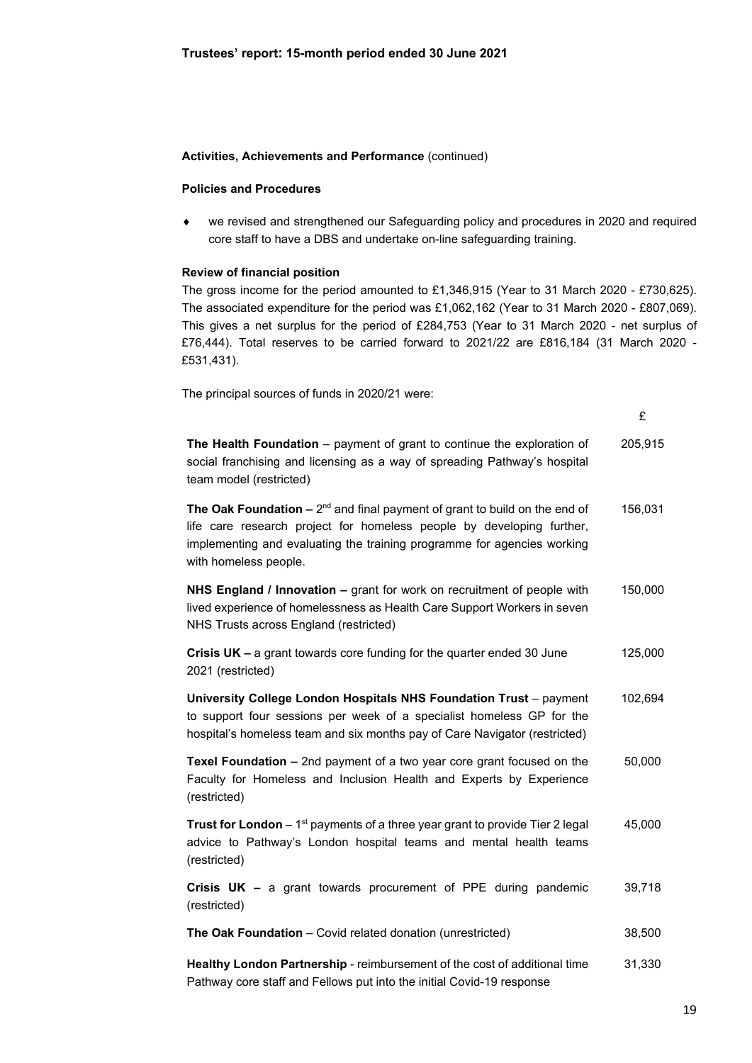**Activities, Achievements and Performance** (continued)

**Policies and Procedures**

- we revised and strengthened our Safeguarding policy and procedures in 2020 and required core staff to have a DBS and undertake on-line safeguarding training.

**Review of financial position**

The gross income for the period amounted to £1,346,915 (Year to 31 March 2020 - £730,625). The associated expenditure for the period was £1,062,162 (Year to 31 March 2020 - £807,069). This gives a net surplus for the period of £284,753 (Year to 31 March 2020 - net surplus of £76,444). Total reserves to be carried forward to 2021/22 are £816,184 (31 March 2020 - £531,431).

The principal sources of funds in 2020/21 were:

| | £ |
|---|---|
| **The Health Foundation** – payment of grant to continue the exploration of social franchising and licensing as a way of spreading Pathway's hospital team model (restricted) | 205,915 |
| **The Oak Foundation –** 2nd and final payment of grant to build on the end of life care research project for homeless people by developing further, implementing and evaluating the training programme for agencies working with homeless people. | 156,031 |
| **NHS England / Innovation –** grant for work on recruitment of people with lived experience of homelessness as Health Care Support Workers in seven NHS Trusts across England (restricted) | 150,000 |
| **Crisis UK –** a grant towards core funding for the quarter ended 30 June 2021 (restricted) | 125,000 |
| **University College London Hospitals NHS Foundation Trust** – payment to support four sessions per week of a specialist homeless GP for the hospital's homeless team and six months pay of Care Navigator (restricted) | 102,694 |
| **Texel Foundation –** 2nd payment of a two year core grant focused on the Faculty for Homeless and Inclusion Health and Experts by Experience (restricted) | 50,000 |
| **Trust for London** – 1st payments of a three year grant to provide Tier 2 legal advice to Pathway's London hospital teams and mental health teams (restricted) | 45,000 |
| **Crisis UK –** a grant towards procurement of PPE during pandemic (restricted) | 39,718 |
| **The Oak Foundation** – Covid related donation (unrestricted) | 38,500 |
| **Healthy London Partnership** - reimbursement of the cost of additional time Pathway core staff and Fellows put into the initial Covid-19 response | 31,330 |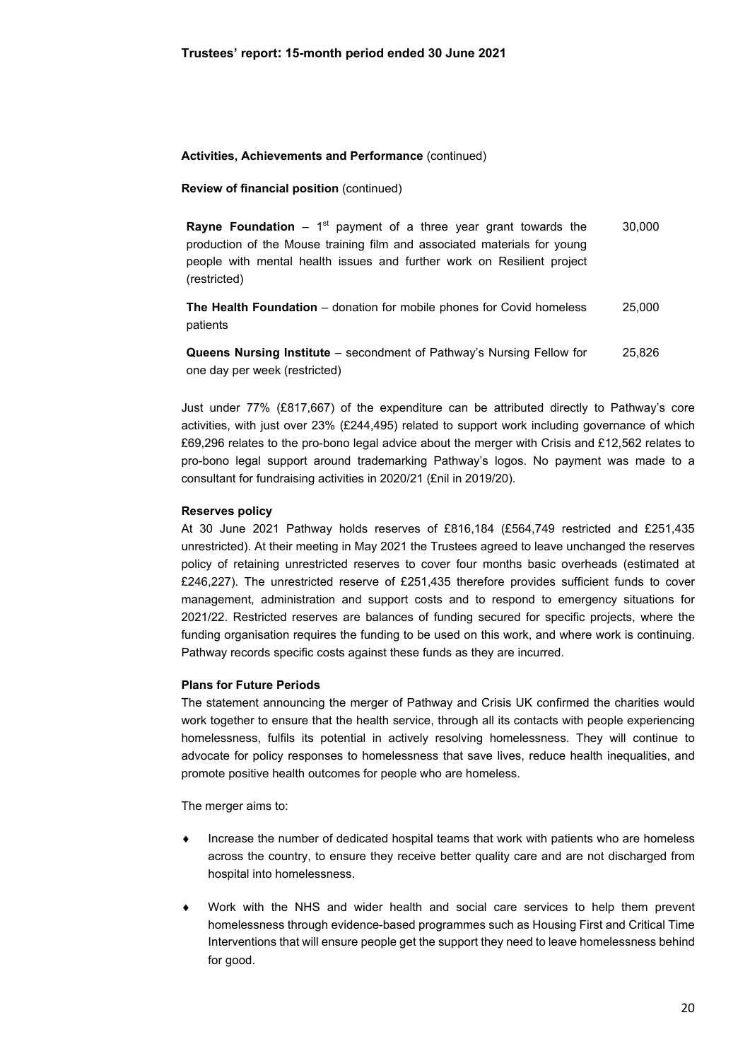**Activities, Achievements and Performance** (continued)

**Review of financial position** (continued)

| | |
|---|---|
| **Rayne Foundation** – 1st payment of a three year grant towards the production of the Mouse training film and associated materials for young people with mental health issues and further work on Resilient project (restricted) | 30,000 |
| **The Health Foundation** – donation for mobile phones for Covid homeless patients | 25,000 |
| **Queens Nursing Institute** – secondment of Pathway's Nursing Fellow for one day per week (restricted) | 25,826 |

Just under 77% (£817,667) of the expenditure can be attributed directly to Pathway's core activities, with just over 23% (£244,495) related to support work including governance of which £69,296 relates to the pro-bono legal advice about the merger with Crisis and £12,562 relates to pro-bono legal support around trademarking Pathway's logos. No payment was made to a consultant for fundraising activities in 2020/21 (£nil in 2019/20).

**Reserves policy**

At 30 June 2021 Pathway holds reserves of £816,184 (£564,749 restricted and £251,435 unrestricted). At their meeting in May 2021 the Trustees agreed to leave unchanged the reserves policy of retaining unrestricted reserves to cover four months basic overheads (estimated at £246,227). The unrestricted reserve of £251,435 therefore provides sufficient funds to cover management, administration and support costs and to respond to emergency situations for 2021/22. Restricted reserves are balances of funding secured for specific projects, where the funding organisation requires the funding to be used on this work, and where work is continuing. Pathway records specific costs against these funds as they are incurred.

**Plans for Future Periods**

The statement announcing the merger of Pathway and Crisis UK confirmed the charities would work together to ensure that the health service, through all its contacts with people experiencing homelessness, fulfils its potential in actively resolving homelessness. They will continue to advocate for policy responses to homelessness that save lives, reduce health inequalities, and promote positive health outcomes for people who are homeless.

The merger aims to:

- Increase the number of dedicated hospital teams that work with patients who are homeless across the country, to ensure they receive better quality care and are not discharged from hospital into homelessness.
- Work with the NHS and wider health and social care services to help them prevent homelessness through evidence-based programmes such as Housing First and Critical Time Interventions that will ensure people get the support they need to leave homelessness behind for good.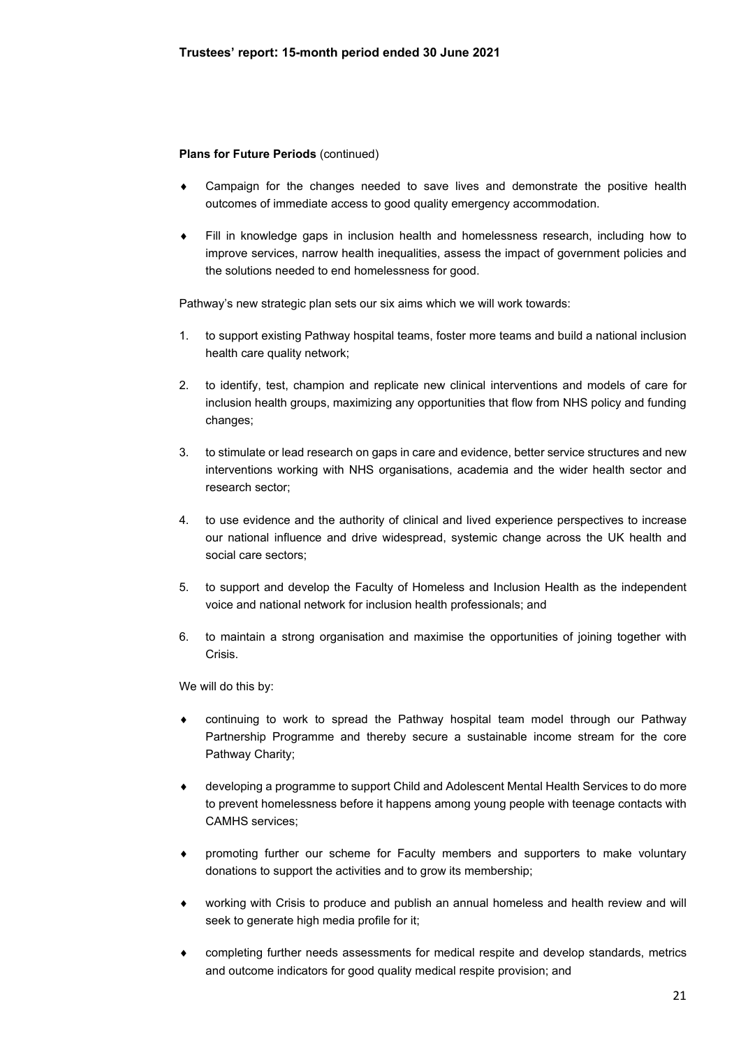**Plans for Future Periods** (continued)

- Campaign for the changes needed to save lives and demonstrate the positive health outcomes of immediate access to good quality emergency accommodation.
- Fill in knowledge gaps in inclusion health and homelessness research, including how to improve services, narrow health inequalities, assess the impact of government policies and the solutions needed to end homelessness for good.

Pathway's new strategic plan sets our six aims which we will work towards:

1. to support existing Pathway hospital teams, foster more teams and build a national inclusion health care quality network;
2. to identify, test, champion and replicate new clinical interventions and models of care for inclusion health groups, maximizing any opportunities that flow from NHS policy and funding changes;
3. to stimulate or lead research on gaps in care and evidence, better service structures and new interventions working with NHS organisations, academia and the wider health sector and research sector;
4. to use evidence and the authority of clinical and lived experience perspectives to increase our national influence and drive widespread, systemic change across the UK health and social care sectors;
5. to support and develop the Faculty of Homeless and Inclusion Health as the independent voice and national network for inclusion health professionals; and
6. to maintain a strong organisation and maximise the opportunities of joining together with Crisis.

We will do this by:

- continuing to work to spread the Pathway hospital team model through our Pathway Partnership Programme and thereby secure a sustainable income stream for the core Pathway Charity;
- developing a programme to support Child and Adolescent Mental Health Services to do more to prevent homelessness before it happens among young people with teenage contacts with CAMHS services;
- promoting further our scheme for Faculty members and supporters to make voluntary donations to support the activities and to grow its membership;
- working with Crisis to produce and publish an annual homeless and health review and will seek to generate high media profile for it;
- completing further needs assessments for medical respite and develop standards, metrics and outcome indicators for good quality medical respite provision; and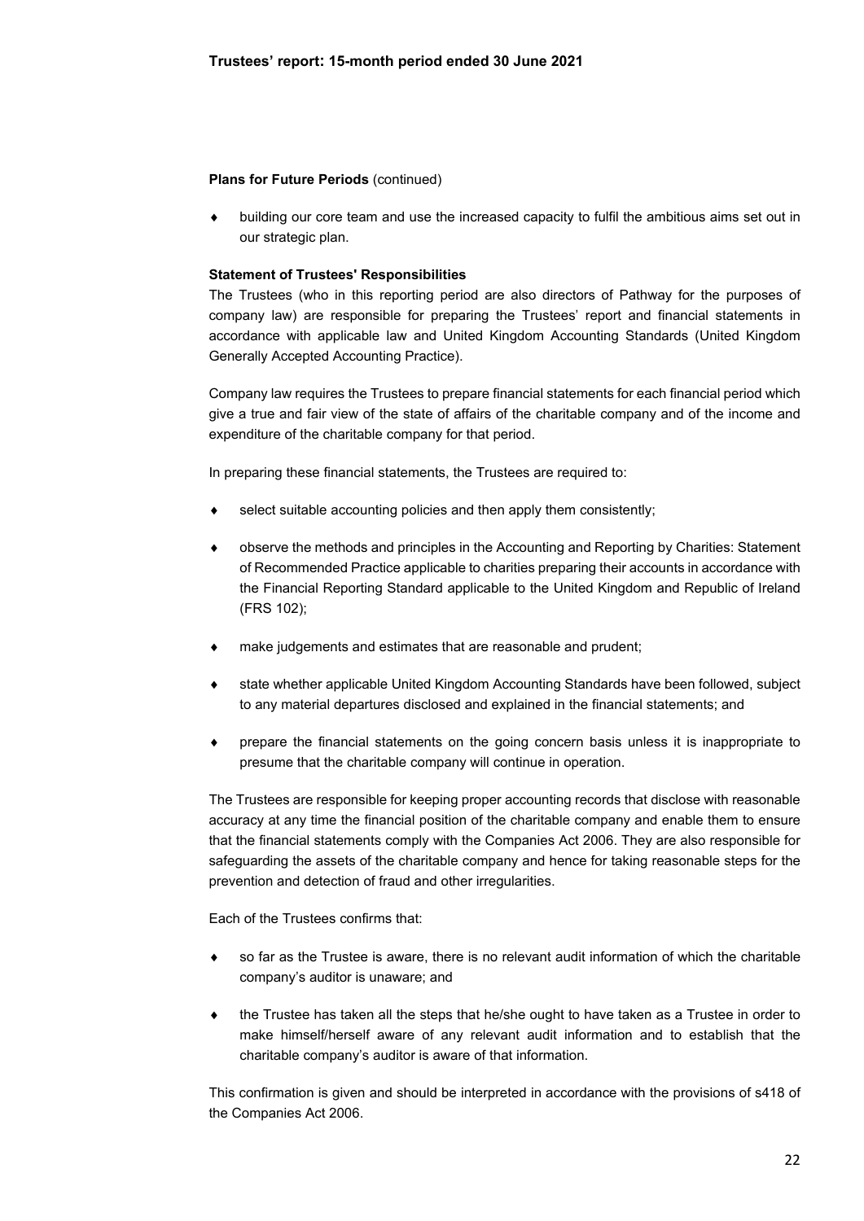**Plans for Future Periods** (continued)

- building our core team and use the increased capacity to fulfil the ambitious aims set out in our strategic plan.

**Statement of Trustees' Responsibilities**

The Trustees (who in this reporting period are also directors of Pathway for the purposes of company law) are responsible for preparing the Trustees' report and financial statements in accordance with applicable law and United Kingdom Accounting Standards (United Kingdom Generally Accepted Accounting Practice).

Company law requires the Trustees to prepare financial statements for each financial period which give a true and fair view of the state of affairs of the charitable company and of the income and expenditure of the charitable company for that period.

In preparing these financial statements, the Trustees are required to:

- select suitable accounting policies and then apply them consistently;
- observe the methods and principles in the Accounting and Reporting by Charities: Statement of Recommended Practice applicable to charities preparing their accounts in accordance with the Financial Reporting Standard applicable to the United Kingdom and Republic of Ireland (FRS 102);
- make judgements and estimates that are reasonable and prudent;
- state whether applicable United Kingdom Accounting Standards have been followed, subject to any material departures disclosed and explained in the financial statements; and
- prepare the financial statements on the going concern basis unless it is inappropriate to presume that the charitable company will continue in operation.

The Trustees are responsible for keeping proper accounting records that disclose with reasonable accuracy at any time the financial position of the charitable company and enable them to ensure that the financial statements comply with the Companies Act 2006. They are also responsible for safeguarding the assets of the charitable company and hence for taking reasonable steps for the prevention and detection of fraud and other irregularities.

Each of the Trustees confirms that:

- so far as the Trustee is aware, there is no relevant audit information of which the charitable company's auditor is unaware; and
- the Trustee has taken all the steps that he/she ought to have taken as a Trustee in order to make himself/herself aware of any relevant audit information and to establish that the charitable company's auditor is aware of that information.

This confirmation is given and should be interpreted in accordance with the provisions of s418 of the Companies Act 2006.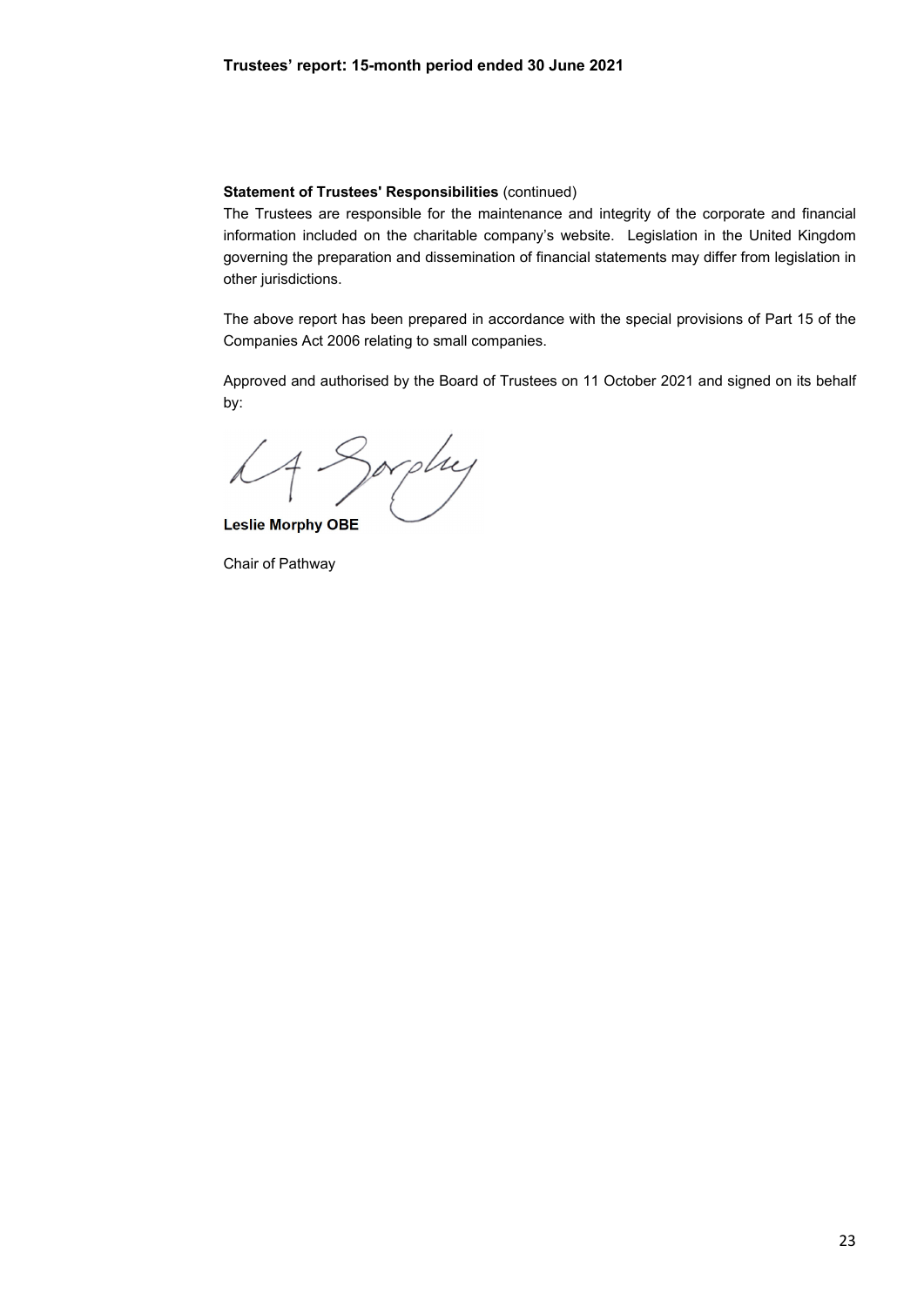**Statement of Trustees' Responsibilities** (continued)

The Trustees are responsible for the maintenance and integrity of the corporate and financial information included on the charitable company's website. Legislation in the United Kingdom governing the preparation and dissemination of financial statements may differ from legislation in other jurisdictions.

The above report has been prepared in accordance with the special provisions of Part 15 of the Companies Act 2006 relating to small companies.

Approved and authorised by the Board of Trustees on 11 October 2021 and signed on its behalf by:

**Leslie Morphy OBE**

Chair of Pathway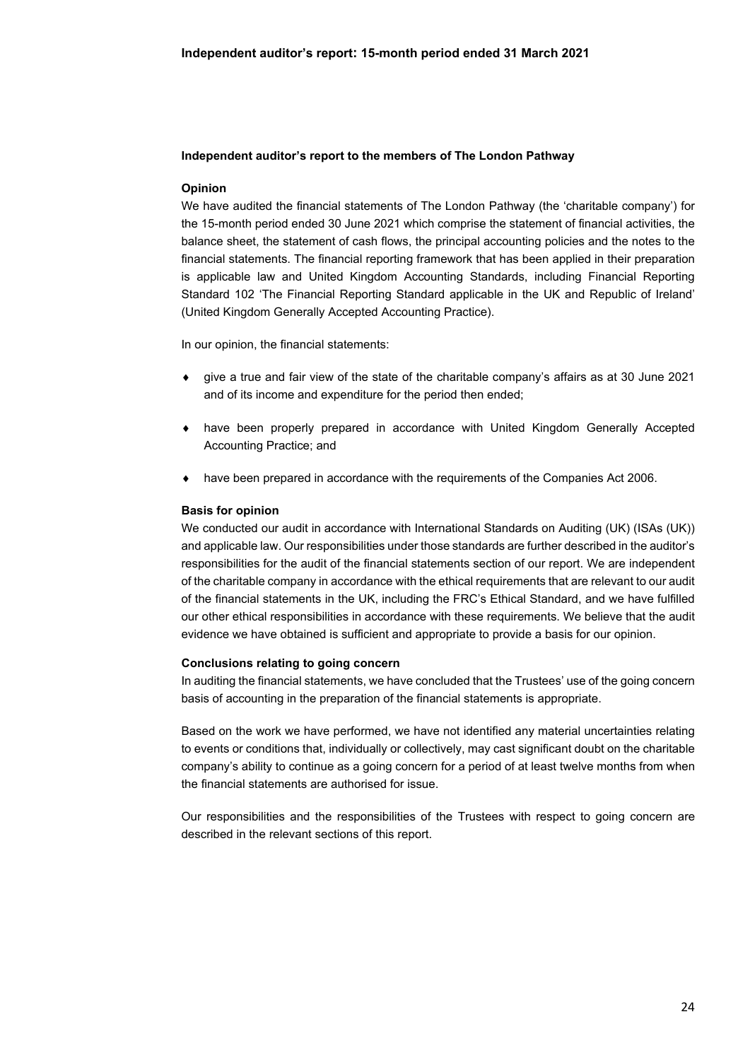**Independent auditor's report to the members of The London Pathway**

**Opinion**

We have audited the financial statements of The London Pathway (the 'charitable company') for the 15-month period ended 30 June 2021 which comprise the statement of financial activities, the balance sheet, the statement of cash flows, the principal accounting policies and the notes to the financial statements. The financial reporting framework that has been applied in their preparation is applicable law and United Kingdom Accounting Standards, including Financial Reporting Standard 102 'The Financial Reporting Standard applicable in the UK and Republic of Ireland' (United Kingdom Generally Accepted Accounting Practice).

In our opinion, the financial statements:

- give a true and fair view of the state of the charitable company's affairs as at 30 June 2021 and of its income and expenditure for the period then ended;
- have been properly prepared in accordance with United Kingdom Generally Accepted Accounting Practice; and
- have been prepared in accordance with the requirements of the Companies Act 2006.

**Basis for opinion**

We conducted our audit in accordance with International Standards on Auditing (UK) (ISAs (UK)) and applicable law. Our responsibilities under those standards are further described in the auditor's responsibilities for the audit of the financial statements section of our report. We are independent of the charitable company in accordance with the ethical requirements that are relevant to our audit of the financial statements in the UK, including the FRC's Ethical Standard, and we have fulfilled our other ethical responsibilities in accordance with these requirements. We believe that the audit evidence we have obtained is sufficient and appropriate to provide a basis for our opinion.

**Conclusions relating to going concern**

In auditing the financial statements, we have concluded that the Trustees' use of the going concern basis of accounting in the preparation of the financial statements is appropriate.

Based on the work we have performed, we have not identified any material uncertainties relating to events or conditions that, individually or collectively, may cast significant doubt on the charitable company's ability to continue as a going concern for a period of at least twelve months from when the financial statements are authorised for issue.

Our responsibilities and the responsibilities of the Trustees with respect to going concern are described in the relevant sections of this report.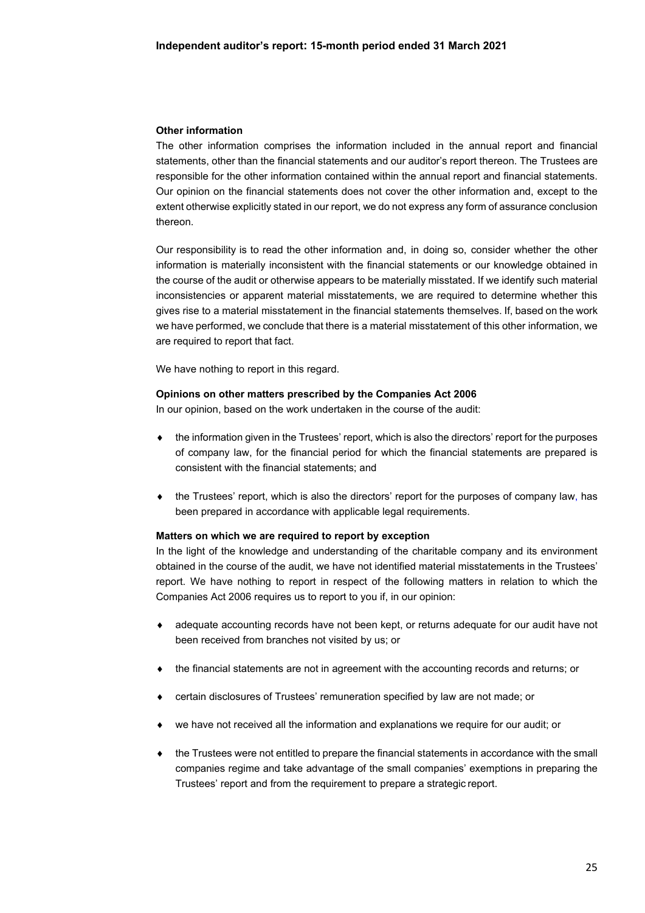**Other information**

The other information comprises the information included in the annual report and financial statements, other than the financial statements and our auditor's report thereon. The Trustees are responsible for the other information contained within the annual report and financial statements. Our opinion on the financial statements does not cover the other information and, except to the extent otherwise explicitly stated in our report, we do not express any form of assurance conclusion thereon.

Our responsibility is to read the other information and, in doing so, consider whether the other information is materially inconsistent with the financial statements or our knowledge obtained in the course of the audit or otherwise appears to be materially misstated. If we identify such material inconsistencies or apparent material misstatements, we are required to determine whether this gives rise to a material misstatement in the financial statements themselves. If, based on the work we have performed, we conclude that there is a material misstatement of this other information, we are required to report that fact.

We have nothing to report in this regard.

**Opinions on other matters prescribed by the Companies Act 2006**

In our opinion, based on the work undertaken in the course of the audit:

- the information given in the Trustees' report, which is also the directors' report for the purposes of company law, for the financial period for which the financial statements are prepared is consistent with the financial statements; and
- the Trustees' report, which is also the directors' report for the purposes of company law, has been prepared in accordance with applicable legal requirements.

**Matters on which we are required to report by exception**

In the light of the knowledge and understanding of the charitable company and its environment obtained in the course of the audit, we have not identified material misstatements in the Trustees' report. We have nothing to report in respect of the following matters in relation to which the Companies Act 2006 requires us to report to you if, in our opinion:

- adequate accounting records have not been kept, or returns adequate for our audit have not been received from branches not visited by us; or
- the financial statements are not in agreement with the accounting records and returns; or
- certain disclosures of Trustees' remuneration specified by law are not made; or
- we have not received all the information and explanations we require for our audit; or
- the Trustees were not entitled to prepare the financial statements in accordance with the small companies regime and take advantage of the small companies' exemptions in preparing the Trustees' report and from the requirement to prepare a strategic report.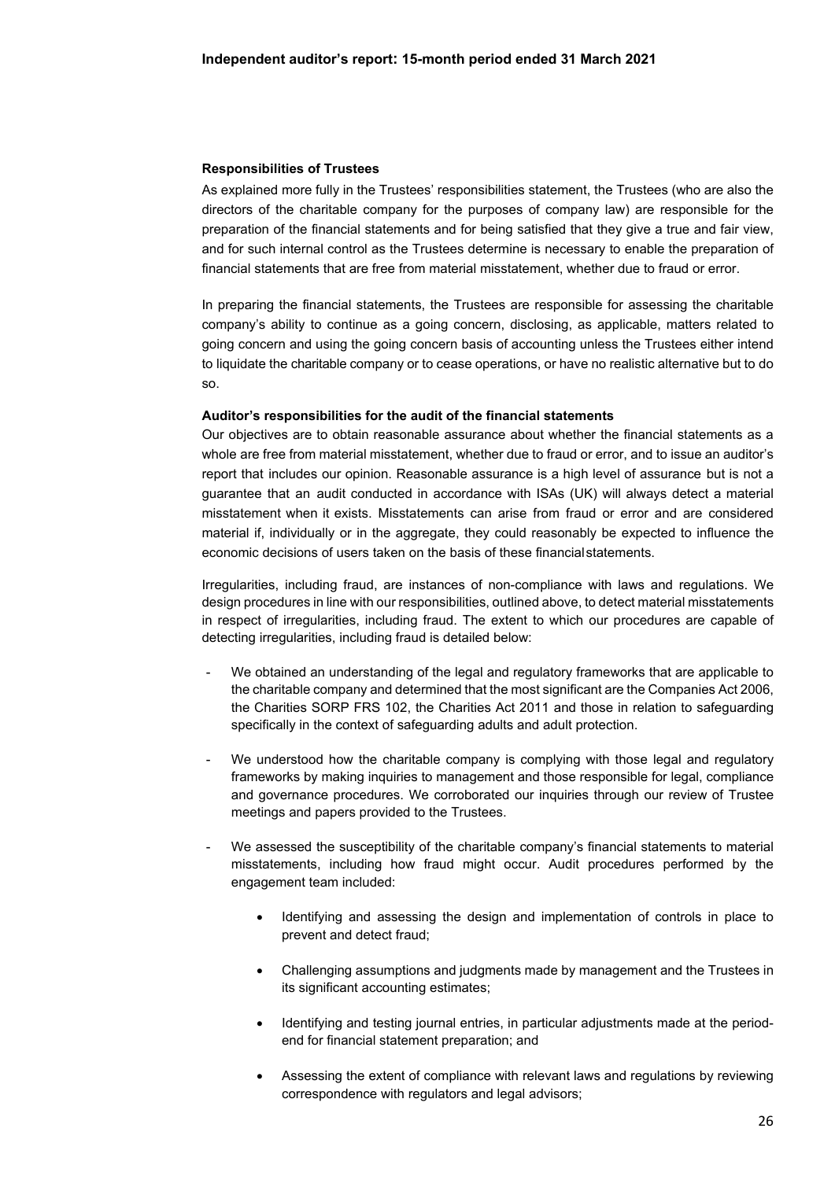**Responsibilities of Trustees**

As explained more fully in the Trustees' responsibilities statement, the Trustees (who are also the directors of the charitable company for the purposes of company law) are responsible for the preparation of the financial statements and for being satisfied that they give a true and fair view, and for such internal control as the Trustees determine is necessary to enable the preparation of financial statements that are free from material misstatement, whether due to fraud or error.

In preparing the financial statements, the Trustees are responsible for assessing the charitable company's ability to continue as a going concern, disclosing, as applicable, matters related to going concern and using the going concern basis of accounting unless the Trustees either intend to liquidate the charitable company or to cease operations, or have no realistic alternative but to do so.

**Auditor's responsibilities for the audit of the financial statements**

Our objectives are to obtain reasonable assurance about whether the financial statements as a whole are free from material misstatement, whether due to fraud or error, and to issue an auditor's report that includes our opinion. Reasonable assurance is a high level of assurance but is not a guarantee that an audit conducted in accordance with ISAs (UK) will always detect a material misstatement when it exists. Misstatements can arise from fraud or error and are considered material if, individually or in the aggregate, they could reasonably be expected to influence the economic decisions of users taken on the basis of these financial statements.

Irregularities, including fraud, are instances of non-compliance with laws and regulations. We design procedures in line with our responsibilities, outlined above, to detect material misstatements in respect of irregularities, including fraud. The extent to which our procedures are capable of detecting irregularities, including fraud is detailed below:

- We obtained an understanding of the legal and regulatory frameworks that are applicable to the charitable company and determined that the most significant are the Companies Act 2006, the Charities SORP FRS 102, the Charities Act 2011 and those in relation to safeguarding specifically in the context of safeguarding adults and adult protection.

- We understood how the charitable company is complying with those legal and regulatory frameworks by making inquiries to management and those responsible for legal, compliance and governance procedures. We corroborated our inquiries through our review of Trustee meetings and papers provided to the Trustees.

- We assessed the susceptibility of the charitable company's financial statements to material misstatements, including how fraud might occur. Audit procedures performed by the engagement team included:

    - Identifying and assessing the design and implementation of controls in place to prevent and detect fraud;

    - Challenging assumptions and judgments made by management and the Trustees in its significant accounting estimates;

    - Identifying and testing journal entries, in particular adjustments made at the period-end for financial statement preparation; and

    - Assessing the extent of compliance with relevant laws and regulations by reviewing correspondence with regulators and legal advisors;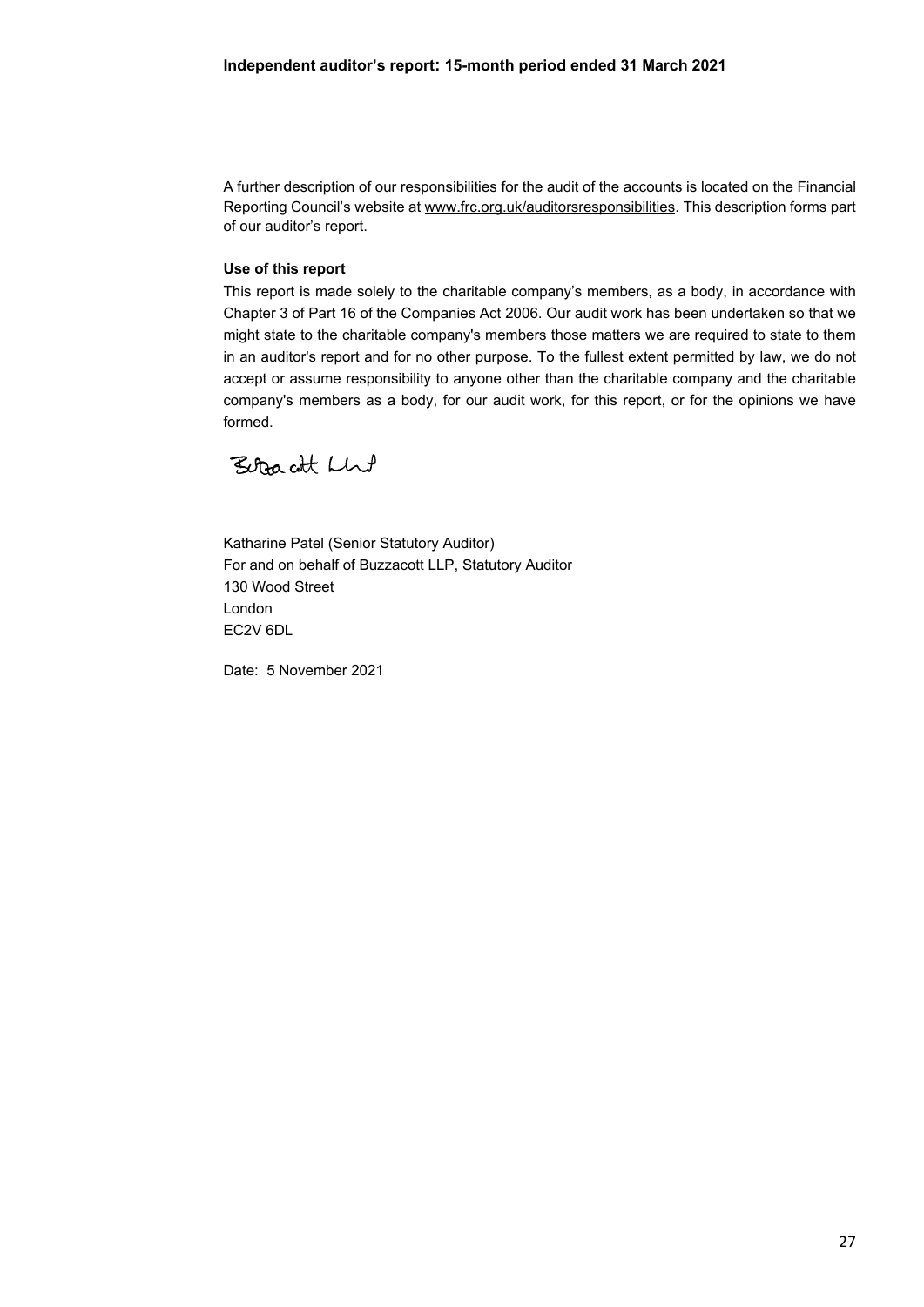A further description of our responsibilities for the audit of the accounts is located on the Financial Reporting Council's website at www.frc.org.uk/auditorsresponsibilities. This description forms part of our auditor's report.

**Use of this report**

This report is made solely to the charitable company's members, as a body, in accordance with Chapter 3 of Part 16 of the Companies Act 2006. Our audit work has been undertaken so that we might state to the charitable company's members those matters we are required to state to them in an auditor's report and for no other purpose. To the fullest extent permitted by law, we do not accept or assume responsibility to anyone other than the charitable company and the charitable company's members as a body, for our audit work, for this report, or for the opinions we have formed.

Buzzacott LLP

Katharine Patel (Senior Statutory Auditor)
For and on behalf of Buzzacott LLP, Statutory Auditor
130 Wood Street
London
EC2V 6DL

Date: 5 November 2021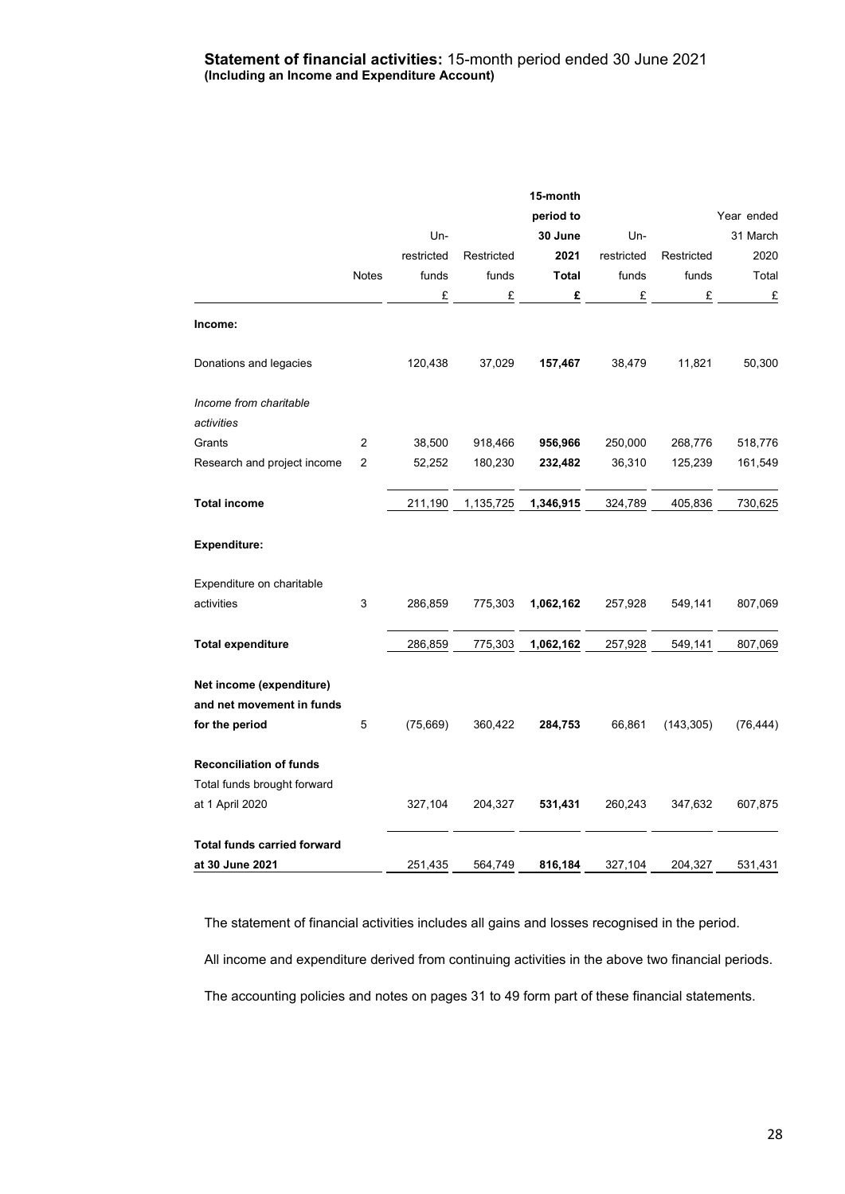**Statement of financial activities:** 15-month period ended 30 June 2021
**(Including an Income and Expenditure Account)**

| | Notes | Un-restricted funds £ | Restricted funds £ | **15-month period to 30 June 2021 Total £** | Un-restricted funds £ | Restricted funds £ | Year ended 31 March 2020 Total £ |
|---|---|---|---|---|---|---|---|
| **Income:** | | | | | | | |
| Donations and legacies | | 120,438 | 37,029 | **157,467** | 38,479 | 11,821 | 50,300 |
| *Income from charitable activities* | | | | | | | |
| Grants | 2 | 38,500 | 918,466 | **956,966** | 250,000 | 268,776 | 518,776 |
| Research and project income | 2 | 52,252 | 180,230 | **232,482** | 36,310 | 125,239 | 161,549 |
| **Total income** | | 211,190 | 1,135,725 | **1,346,915** | 324,789 | 405,836 | 730,625 |
| **Expenditure:** | | | | | | | |
| Expenditure on charitable activities | 3 | 286,859 | 775,303 | **1,062,162** | 257,928 | 549,141 | 807,069 |
| **Total expenditure** | | 286,859 | 775,303 | **1,062,162** | 257,928 | 549,141 | 807,069 |
| **Net income (expenditure) and net movement in funds for the period** | 5 | (75,669) | 360,422 | **284,753** | 66,861 | (143,305) | (76,444) |
| **Reconciliation of funds** | | | | | | | |
| Total funds brought forward at 1 April 2020 | | 327,104 | 204,327 | **531,431** | 260,243 | 347,632 | 607,875 |
| **Total funds carried forward at 30 June 2021** | | 251,435 | 564,749 | **816,184** | 327,104 | 204,327 | 531,431 |

The statement of financial activities includes all gains and losses recognised in the period.

All income and expenditure derived from continuing activities in the above two financial periods.

The accounting policies and notes on pages 31 to 49 form part of these financial statements.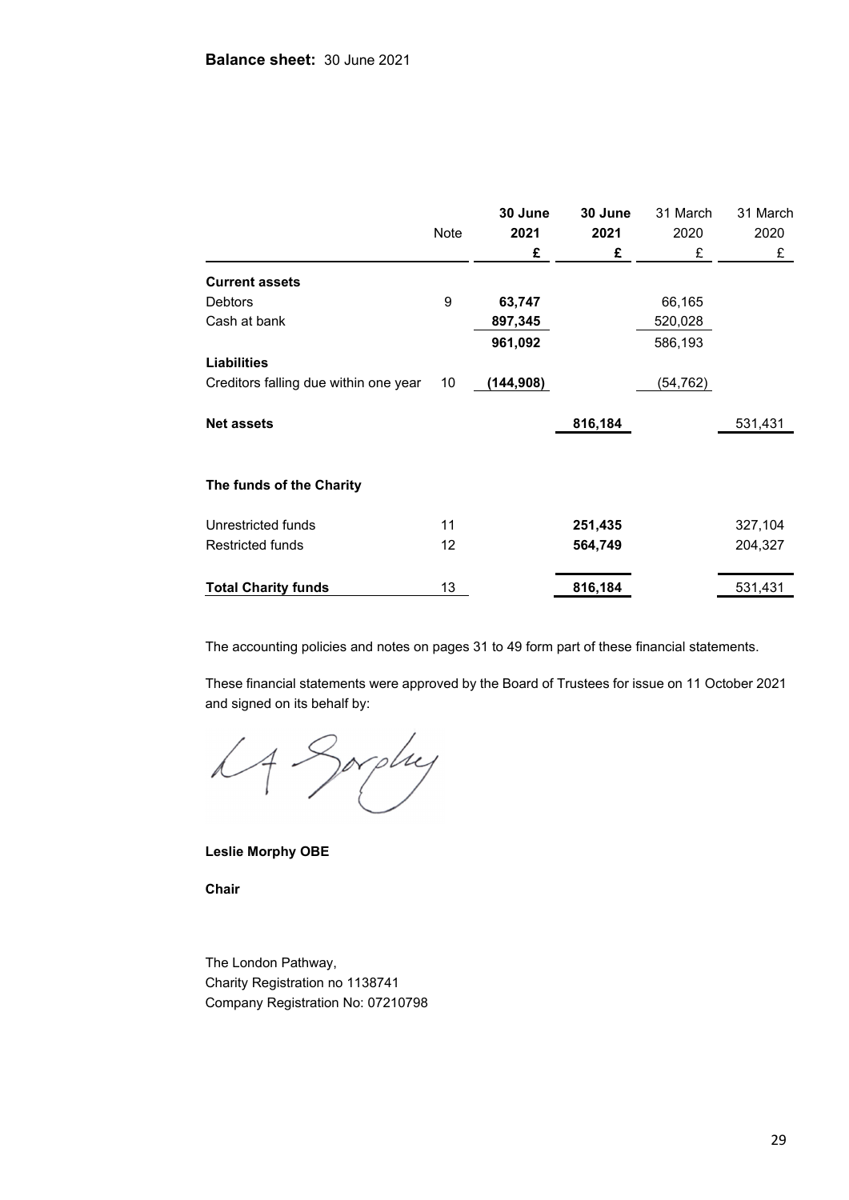**Balance sheet:** 30 June 2021

| | Note | 30 June 2021 £ | 30 June 2021 £ | 31 March 2020 £ | 31 March 2020 £ |
|---|---|---|---|---|---|
| **Current assets** | | | | | |
| Debtors | 9 | **63,747** | | 66,165 | |
| Cash at bank | | **897,345** | | 520,028 | |
| | | **961,092** | | 586,193 | |
| **Liabilities** | | | | | |
| Creditors falling due within one year | 10 | **(144,908)** | | (54,762) | |
| **Net assets** | | | **816,184** | | 531,431 |
| **The funds of the Charity** | | | | | |
| Unrestricted funds | 11 | | **251,435** | | 327,104 |
| Restricted funds | 12 | | **564,749** | | 204,327 |
| **Total Charity funds** | 13 | | **816,184** | | 531,431 |

The accounting policies and notes on pages 31 to 49 form part of these financial statements.

These financial statements were approved by the Board of Trustees for issue on 11 October 2021 and signed on its behalf by:

**Leslie Morphy OBE**

**Chair**

The London Pathway,
Charity Registration no 1138741
Company Registration No: 07210798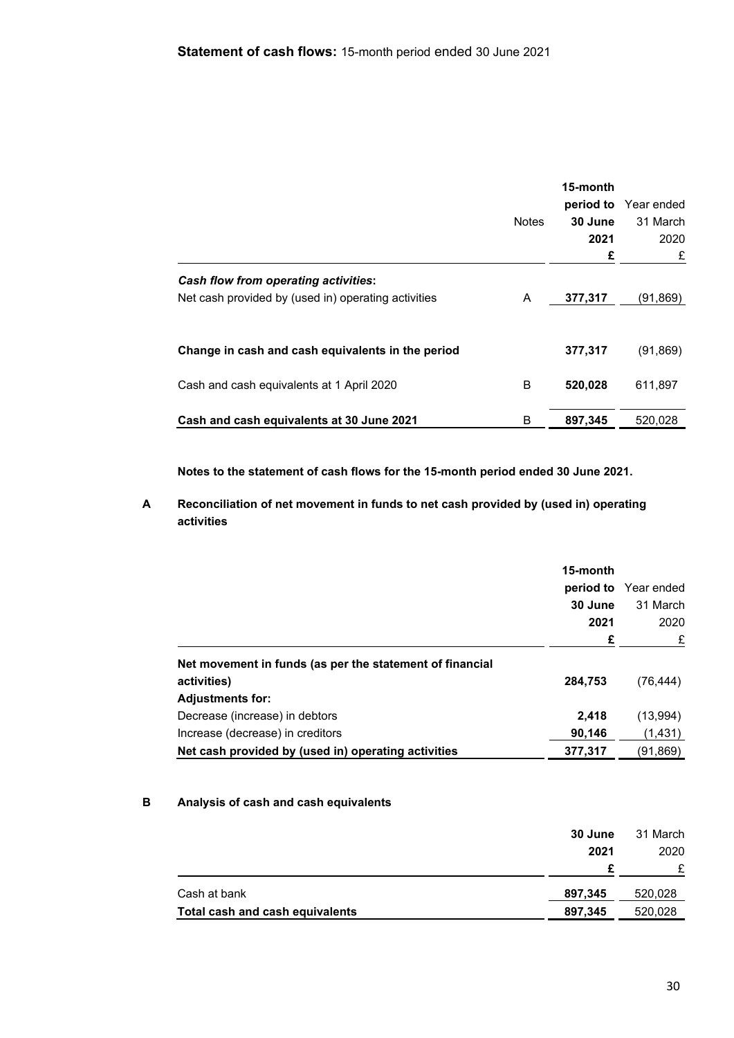## **Statement of cash flows:** 15-month period ended 30 June 2021

| | Notes | 15-month period to 30 June 2021 £ | Year ended 31 March 2020 £ |
|---|---|---|---|
| ***Cash flow from operating activities*:** | | | |
| Net cash provided by (used in) operating activities | A | **377,317** | (91,869) |
| **Change in cash and cash equivalents in the period** | | **377,317** | (91,869) |
| Cash and cash equivalents at 1 April 2020 | B | **520,028** | 611,897 |
| **Cash and cash equivalents at 30 June 2021** | B | **897,345** | 520,028 |

**Notes to the statement of cash flows for the 15-month period ended 30 June 2021.**

### A Reconciliation of net movement in funds to net cash provided by (used in) operating activities

| | 15-month period to 30 June 2021 £ | Year ended 31 March 2020 £ |
|---|---|---|
| **Net movement in funds (as per the statement of financial activities)** | **284,753** | (76,444) |
| **Adjustments for:** | | |
| Decrease (increase) in debtors | **2,418** | (13,994) |
| Increase (decrease) in creditors | **90,146** | (1,431) |
| **Net cash provided by (used in) operating activities** | **377,317** | (91,869) |

### B Analysis of cash and cash equivalents

| | 30 June 2021 £ | 31 March 2020 £ |
|---|---|---|
| Cash at bank | **897,345** | 520,028 |
| **Total cash and cash equivalents** | **897,345** | 520,028 |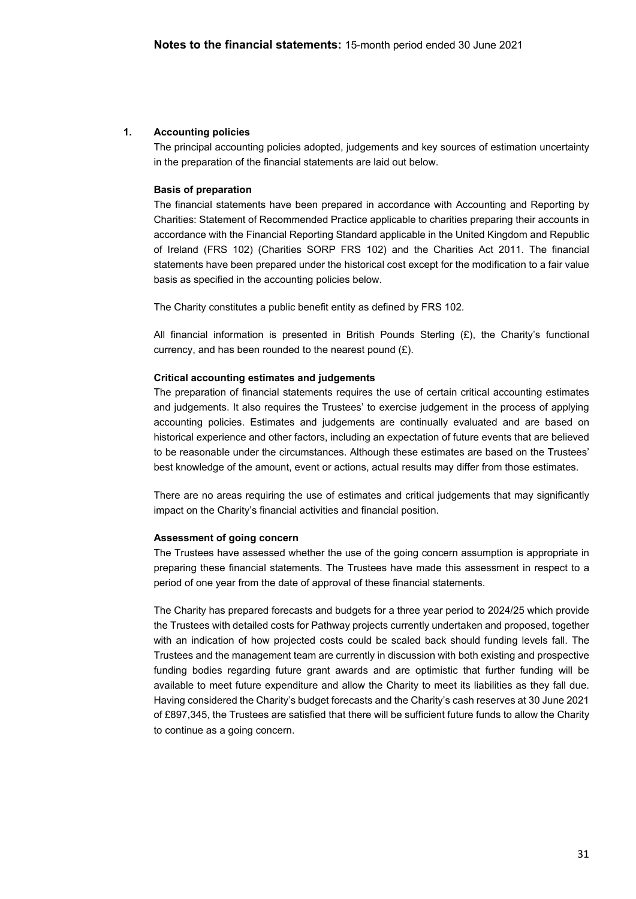**Notes to the financial statements:** 15-month period ended 30 June 2021

## 1. Accounting policies

The principal accounting policies adopted, judgements and key sources of estimation uncertainty in the preparation of the financial statements are laid out below.

### Basis of preparation

The financial statements have been prepared in accordance with Accounting and Reporting by Charities: Statement of Recommended Practice applicable to charities preparing their accounts in accordance with the Financial Reporting Standard applicable in the United Kingdom and Republic of Ireland (FRS 102) (Charities SORP FRS 102) and the Charities Act 2011. The financial statements have been prepared under the historical cost except for the modification to a fair value basis as specified in the accounting policies below.

The Charity constitutes a public benefit entity as defined by FRS 102.

All financial information is presented in British Pounds Sterling (£), the Charity's functional currency, and has been rounded to the nearest pound (£).

### Critical accounting estimates and judgements

The preparation of financial statements requires the use of certain critical accounting estimates and judgements. It also requires the Trustees' to exercise judgement in the process of applying accounting policies. Estimates and judgements are continually evaluated and are based on historical experience and other factors, including an expectation of future events that are believed to be reasonable under the circumstances. Although these estimates are based on the Trustees' best knowledge of the amount, event or actions, actual results may differ from those estimates.

There are no areas requiring the use of estimates and critical judgements that may significantly impact on the Charity's financial activities and financial position.

### Assessment of going concern

The Trustees have assessed whether the use of the going concern assumption is appropriate in preparing these financial statements. The Trustees have made this assessment in respect to a period of one year from the date of approval of these financial statements.

The Charity has prepared forecasts and budgets for a three year period to 2024/25 which provide the Trustees with detailed costs for Pathway projects currently undertaken and proposed, together with an indication of how projected costs could be scaled back should funding levels fall. The Trustees and the management team are currently in discussion with both existing and prospective funding bodies regarding future grant awards and are optimistic that further funding will be available to meet future expenditure and allow the Charity to meet its liabilities as they fall due. Having considered the Charity's budget forecasts and the Charity's cash reserves at 30 June 2021 of £897,345, the Trustees are satisfied that there will be sufficient future funds to allow the Charity to continue as a going concern.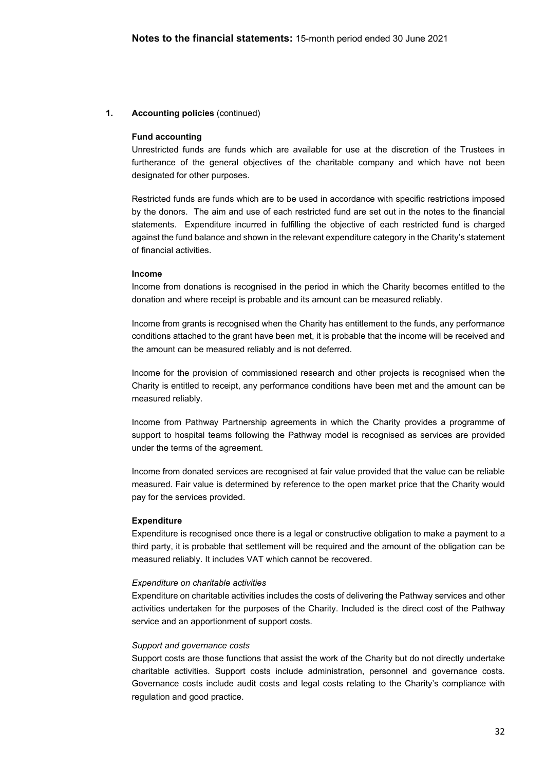## 1. Accounting policies (continued)

### Fund accounting

Unrestricted funds are funds which are available for use at the discretion of the Trustees in furtherance of the general objectives of the charitable company and which have not been designated for other purposes.

Restricted funds are funds which are to be used in accordance with specific restrictions imposed by the donors. The aim and use of each restricted fund are set out in the notes to the financial statements. Expenditure incurred in fulfilling the objective of each restricted fund is charged against the fund balance and shown in the relevant expenditure category in the Charity's statement of financial activities.

### Income

Income from donations is recognised in the period in which the Charity becomes entitled to the donation and where receipt is probable and its amount can be measured reliably.

Income from grants is recognised when the Charity has entitlement to the funds, any performance conditions attached to the grant have been met, it is probable that the income will be received and the amount can be measured reliably and is not deferred.

Income for the provision of commissioned research and other projects is recognised when the Charity is entitled to receipt, any performance conditions have been met and the amount can be measured reliably.

Income from Pathway Partnership agreements in which the Charity provides a programme of support to hospital teams following the Pathway model is recognised as services are provided under the terms of the agreement.

Income from donated services are recognised at fair value provided that the value can be reliable measured. Fair value is determined by reference to the open market price that the Charity would pay for the services provided.

### Expenditure

Expenditure is recognised once there is a legal or constructive obligation to make a payment to a third party, it is probable that settlement will be required and the amount of the obligation can be measured reliably. It includes VAT which cannot be recovered.

*Expenditure on charitable activities*

Expenditure on charitable activities includes the costs of delivering the Pathway services and other activities undertaken for the purposes of the Charity. Included is the direct cost of the Pathway service and an apportionment of support costs.

*Support and governance costs*

Support costs are those functions that assist the work of the Charity but do not directly undertake charitable activities. Support costs include administration, personnel and governance costs. Governance costs include audit costs and legal costs relating to the Charity's compliance with regulation and good practice.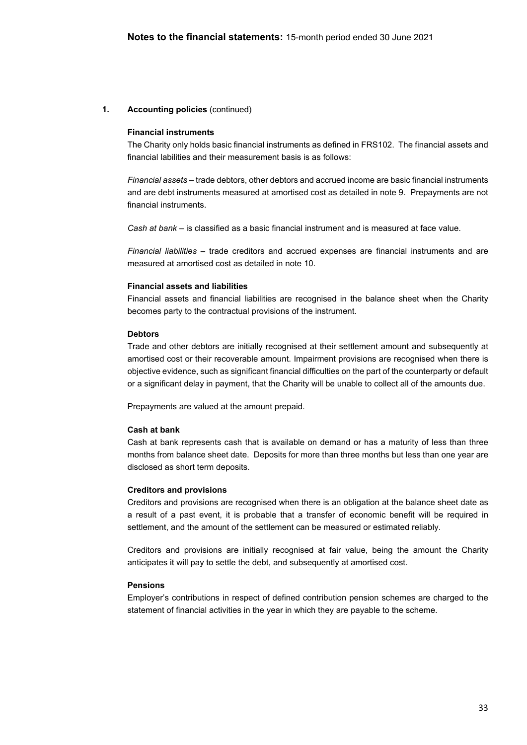## 1. Accounting policies (continued)

### Financial instruments

The Charity only holds basic financial instruments as defined in FRS102. The financial assets and financial labilities and their measurement basis is as follows:

*Financial assets* – trade debtors, other debtors and accrued income are basic financial instruments and are debt instruments measured at amortised cost as detailed in note 9. Prepayments are not financial instruments.

*Cash at bank* – is classified as a basic financial instrument and is measured at face value.

*Financial liabilities* – trade creditors and accrued expenses are financial instruments and are measured at amortised cost as detailed in note 10.

### Financial assets and liabilities

Financial assets and financial liabilities are recognised in the balance sheet when the Charity becomes party to the contractual provisions of the instrument.

### Debtors

Trade and other debtors are initially recognised at their settlement amount and subsequently at amortised cost or their recoverable amount. Impairment provisions are recognised when there is objective evidence, such as significant financial difficulties on the part of the counterparty or default or a significant delay in payment, that the Charity will be unable to collect all of the amounts due.

Prepayments are valued at the amount prepaid.

### Cash at bank

Cash at bank represents cash that is available on demand or has a maturity of less than three months from balance sheet date. Deposits for more than three months but less than one year are disclosed as short term deposits.

### Creditors and provisions

Creditors and provisions are recognised when there is an obligation at the balance sheet date as a result of a past event, it is probable that a transfer of economic benefit will be required in settlement, and the amount of the settlement can be measured or estimated reliably.

Creditors and provisions are initially recognised at fair value, being the amount the Charity anticipates it will pay to settle the debt, and subsequently at amortised cost.

### Pensions

Employer's contributions in respect of defined contribution pension schemes are charged to the statement of financial activities in the year in which they are payable to the scheme.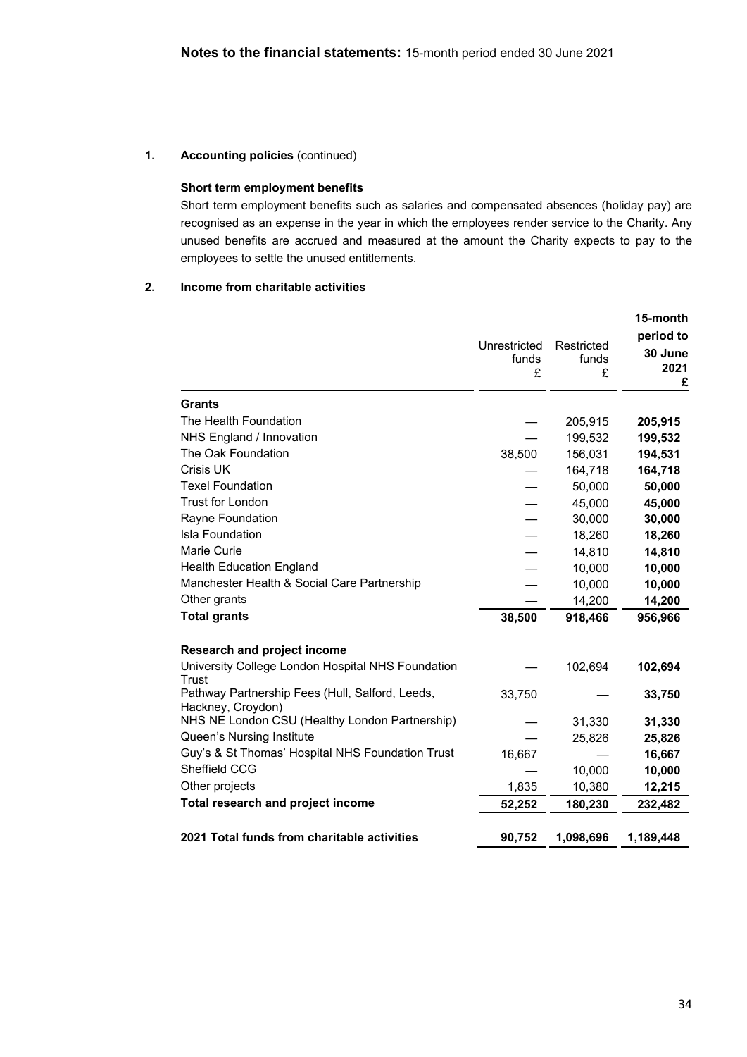**Notes to the financial statements:** 15-month period ended 30 June 2021

## 1. Accounting policies (continued)

### Short term employment benefits

Short term employment benefits such as salaries and compensated absences (holiday pay) are recognised as an expense in the year in which the employees render service to the Charity. Any unused benefits are accrued and measured at the amount the Charity expects to pay to the employees to settle the unused entitlements.

## 2. Income from charitable activities

| | Unrestricted funds £ | Restricted funds £ | 15-month period to 30 June 2021 £ |
|---|---|---|---|
| **Grants** | | | |
| The Health Foundation | — | 205,915 | **205,915** |
| NHS England / Innovation | — | 199,532 | **199,532** |
| The Oak Foundation | 38,500 | 156,031 | **194,531** |
| Crisis UK | — | 164,718 | **164,718** |
| Texel Foundation | — | 50,000 | **50,000** |
| Trust for London | — | 45,000 | **45,000** |
| Rayne Foundation | — | 30,000 | **30,000** |
| Isla Foundation | — | 18,260 | **18,260** |
| Marie Curie | — | 14,810 | **14,810** |
| Health Education England | — | 10,000 | **10,000** |
| Manchester Health & Social Care Partnership | — | 10,000 | **10,000** |
| Other grants | — | 14,200 | **14,200** |
| **Total grants** | **38,500** | **918,466** | **956,966** |
| **Research and project income** | | | |
| University College London Hospital NHS Foundation Trust | — | 102,694 | **102,694** |
| Pathway Partnership Fees (Hull, Salford, Leeds, Hackney, Croydon) | 33,750 | — | **33,750** |
| NHS NE London CSU (Healthy London Partnership) | — | 31,330 | **31,330** |
| Queen's Nursing Institute | — | 25,826 | **25,826** |
| Guy's & St Thomas' Hospital NHS Foundation Trust | 16,667 | — | **16,667** |
| Sheffield CCG | — | 10,000 | **10,000** |
| Other projects | 1,835 | 10,380 | **12,215** |
| **Total research and project income** | **52,252** | **180,230** | **232,482** |
| **2021 Total funds from charitable activities** | **90,752** | **1,098,696** | **1,189,448** |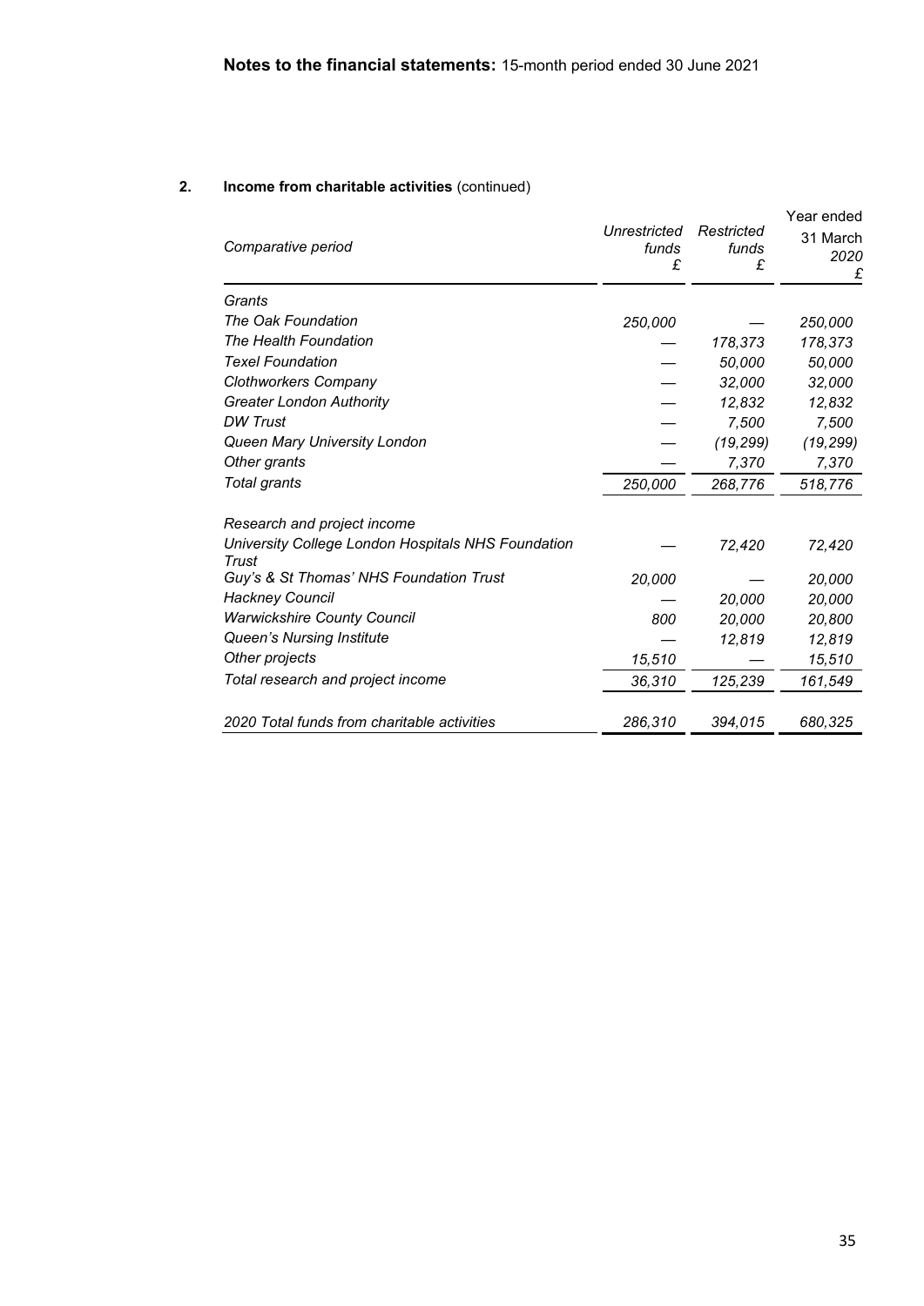## Notes to the financial statements: 15-month period ended 30 June 2021

### 2. Income from charitable activities (continued)

| *Comparative period* | *Unrestricted funds £* | *Restricted funds £* | Year ended 31 March *2020 £* |
|---|---|---|---|
| *Grants* | | | |
| *The Oak Foundation* | *250,000* | — | *250,000* |
| *The Health Foundation* | — | *178,373* | *178,373* |
| *Texel Foundation* | — | *50,000* | *50,000* |
| *Clothworkers Company* | — | *32,000* | *32,000* |
| *Greater London Authority* | — | *12,832* | *12,832* |
| *DW Trust* | — | *7,500* | *7,500* |
| *Queen Mary University London* | — | *(19,299)* | *(19,299)* |
| *Other grants* | — | *7,370* | *7,370* |
| *Total grants* | *250,000* | *268,776* | *518,776* |
| *Research and project income* | | | |
| *University College London Hospitals NHS Foundation Trust* | — | *72,420* | *72,420* |
| *Guy's & St Thomas' NHS Foundation Trust* | *20,000* | — | *20,000* |
| *Hackney Council* | — | *20,000* | *20,000* |
| *Warwickshire County Council* | *800* | *20,000* | *20,800* |
| *Queen's Nursing Institute* | — | *12,819* | *12,819* |
| *Other projects* | *15,510* | — | *15,510* |
| *Total research and project income* | *36,310* | *125,239* | *161,549* |
| *2020 Total funds from charitable activities* | *286,310* | *394,015* | *680,325* |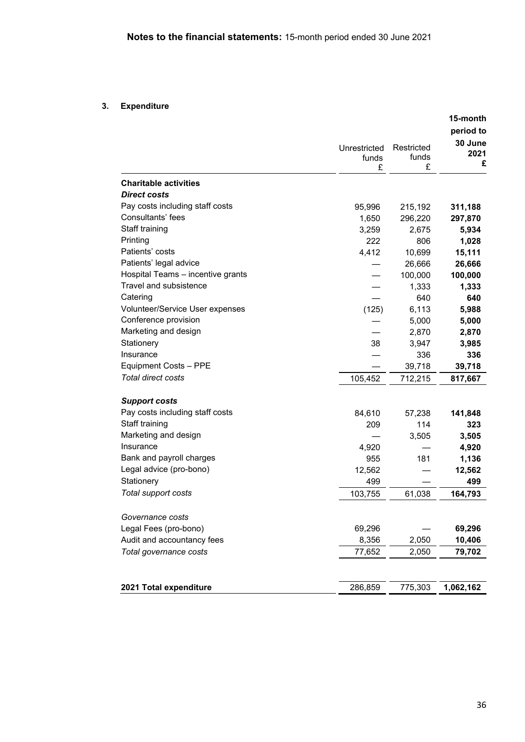**Notes to the financial statements:** 15-month period ended 30 June 2021

## 3. Expenditure

| | Unrestricted funds £ | Restricted funds £ | 15-month period to 30 June 2021 £ |
|---|---|---|---|
| **Charitable activities** | | | |
| ***Direct costs*** | | | |
| Pay costs including staff costs | 95,996 | 215,192 | **311,188** |
| Consultants' fees | 1,650 | 296,220 | **297,870** |
| Staff training | 3,259 | 2,675 | **5,934** |
| Printing | 222 | 806 | **1,028** |
| Patients' costs | 4,412 | 10,699 | **15,111** |
| Patients' legal advice | — | 26,666 | **26,666** |
| Hospital Teams – incentive grants | — | 100,000 | **100,000** |
| Travel and subsistence | — | 1,333 | **1,333** |
| Catering | — | 640 | **640** |
| Volunteer/Service User expenses | (125) | 6,113 | **5,988** |
| Conference provision | — | 5,000 | **5,000** |
| Marketing and design | — | 2,870 | **2,870** |
| Stationery | 38 | 3,947 | **3,985** |
| Insurance | — | 336 | **336** |
| Equipment Costs – PPE | — | 39,718 | **39,718** |
| *Total direct costs* | 105,452 | 712,215 | **817,667** |
| | | | |
| ***Support costs*** | | | |
| Pay costs including staff costs | 84,610 | 57,238 | **141,848** |
| Staff training | 209 | 114 | **323** |
| Marketing and design | — | 3,505 | **3,505** |
| Insurance | 4,920 | — | **4,920** |
| Bank and payroll charges | 955 | 181 | **1,136** |
| Legal advice (pro-bono) | 12,562 | — | **12,562** |
| Stationery | 499 | — | **499** |
| *Total support costs* | 103,755 | 61,038 | **164,793** |
| | | | |
| *Governance costs* | | | |
| Legal Fees (pro-bono) | 69,296 | — | **69,296** |
| Audit and accountancy fees | 8,356 | 2,050 | **10,406** |
| *Total governance costs* | 77,652 | 2,050 | **79,702** |
| | | | |
| **2021 Total expenditure** | 286,859 | 775,303 | **1,062,162** |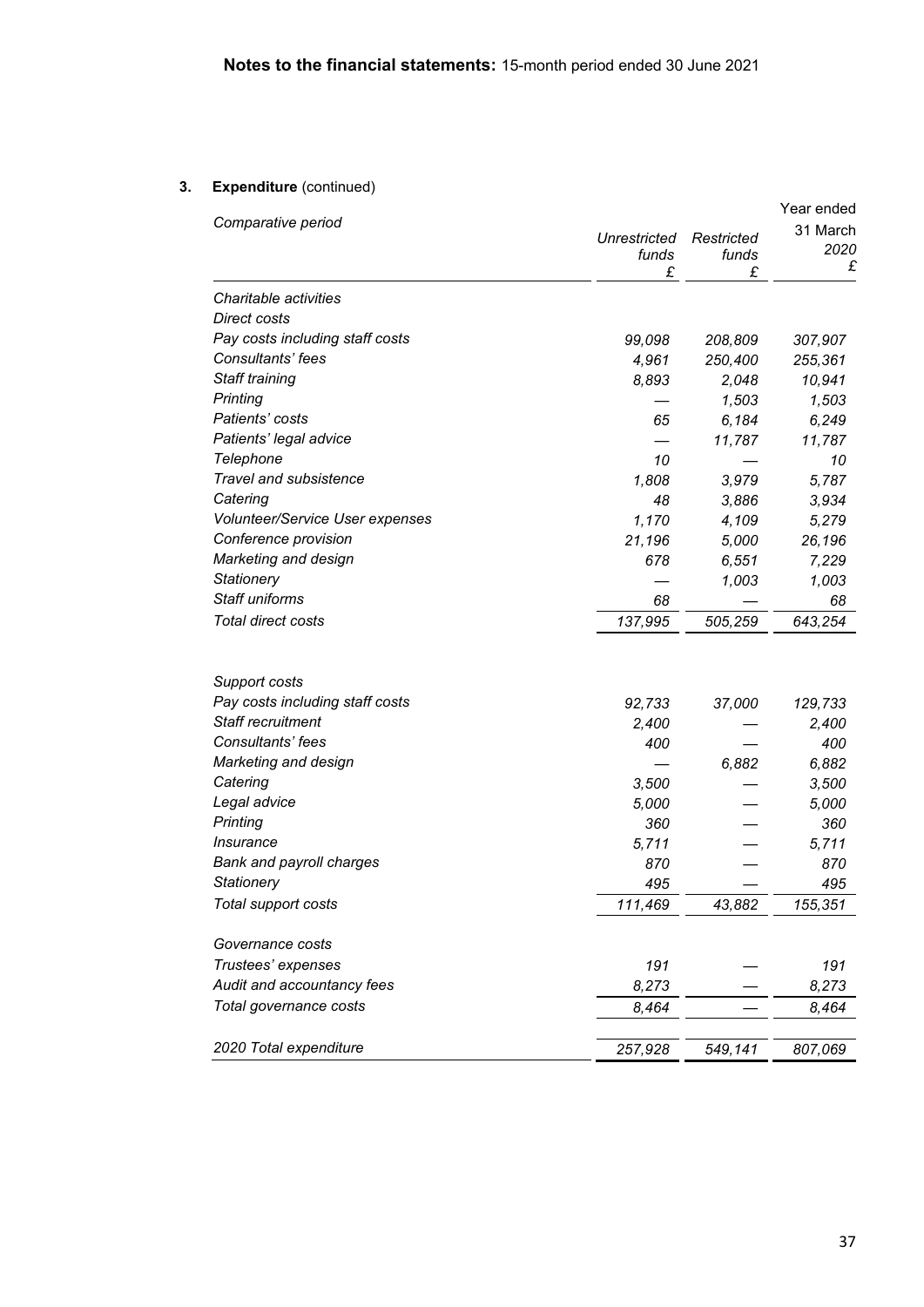**Notes to the financial statements:** 15-month period ended 30 June 2021

## 3. Expenditure (continued)

| *Comparative period* | *Unrestricted funds* £ | *Restricted funds* £ | Year ended 31 March *2020* £ |
|---|---|---|---|
| *Charitable activities* | | | |
| *Direct costs* | | | |
| *Pay costs including staff costs* | *99,098* | *208,809* | *307,907* |
| *Consultants' fees* | *4,961* | *250,400* | *255,361* |
| *Staff training* | *8,893* | *2,048* | *10,941* |
| *Printing* | — | *1,503* | *1,503* |
| *Patients' costs* | *65* | *6,184* | *6,249* |
| *Patients' legal advice* | — | *11,787* | *11,787* |
| *Telephone* | *10* | — | *10* |
| *Travel and subsistence* | *1,808* | *3,979* | *5,787* |
| *Catering* | *48* | *3,886* | *3,934* |
| *Volunteer/Service User expenses* | *1,170* | *4,109* | *5,279* |
| *Conference provision* | *21,196* | *5,000* | *26,196* |
| *Marketing and design* | *678* | *6,551* | *7,229* |
| *Stationery* | — | *1,003* | *1,003* |
| *Staff uniforms* | *68* | — | *68* |
| *Total direct costs* | *137,995* | *505,259* | *643,254* |
| | | | |
| *Support costs* | | | |
| *Pay costs including staff costs* | *92,733* | *37,000* | *129,733* |
| *Staff recruitment* | *2,400* | — | *2,400* |
| *Consultants' fees* | *400* | — | *400* |
| *Marketing and design* | — | *6,882* | *6,882* |
| *Catering* | *3,500* | — | *3,500* |
| *Legal advice* | *5,000* | — | *5,000* |
| *Printing* | *360* | — | *360* |
| *Insurance* | *5,711* | — | *5,711* |
| *Bank and payroll charges* | *870* | — | *870* |
| *Stationery* | *495* | — | *495* |
| *Total support costs* | *111,469* | *43,882* | *155,351* |
| | | | |
| *Governance costs* | | | |
| *Trustees' expenses* | *191* | — | *191* |
| *Audit and accountancy fees* | *8,273* | — | *8,273* |
| *Total governance costs* | *8,464* | — | *8,464* |
| | | | |
| *2020 Total expenditure* | *257,928* | *549,141* | *807,069* |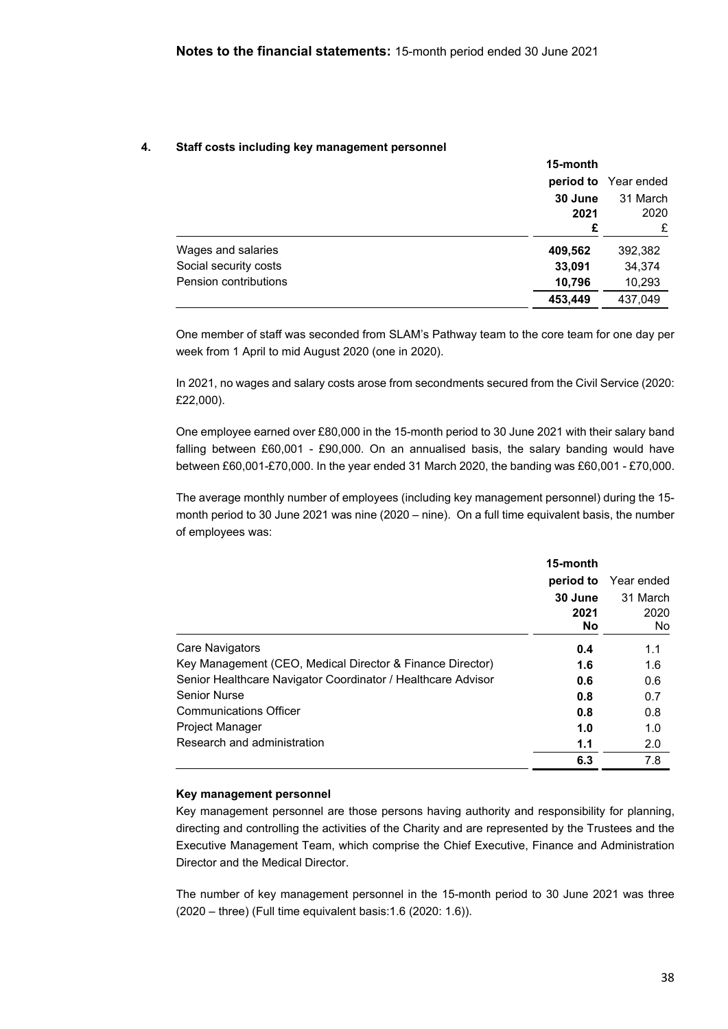**Notes to the financial statements:** 15-month period ended 30 June 2021

## 4. Staff costs including key management personnel

| | **15-month period to 30 June 2021 £** | Year ended 31 March 2020 £ |
|---|---|---|
| Wages and salaries | **409,562** | 392,382 |
| Social security costs | **33,091** | 34,374 |
| Pension contributions | **10,796** | 10,293 |
| | **453,449** | 437,049 |

One member of staff was seconded from SLAM's Pathway team to the core team for one day per week from 1 April to mid August 2020 (one in 2020).

In 2021, no wages and salary costs arose from secondments secured from the Civil Service (2020: £22,000).

One employee earned over £80,000 in the 15-month period to 30 June 2021 with their salary band falling between £60,001 - £90,000. On an annualised basis, the salary banding would have between £60,001-£70,000. In the year ended 31 March 2020, the banding was £60,001 - £70,000.

The average monthly number of employees (including key management personnel) during the 15-month period to 30 June 2021 was nine (2020 – nine). On a full time equivalent basis, the number of employees was:

| | **15-month period to 30 June 2021 No** | Year ended 31 March 2020 No |
|---|---|---|
| Care Navigators | **0.4** | 1.1 |
| Key Management (CEO, Medical Director & Finance Director) | **1.6** | 1.6 |
| Senior Healthcare Navigator Coordinator / Healthcare Advisor | **0.6** | 0.6 |
| Senior Nurse | **0.8** | 0.7 |
| Communications Officer | **0.8** | 0.8 |
| Project Manager | **1.0** | 1.0 |
| Research and administration | **1.1** | 2.0 |
| | **6.3** | 7.8 |

**Key management personnel**

Key management personnel are those persons having authority and responsibility for planning, directing and controlling the activities of the Charity and are represented by the Trustees and the Executive Management Team, which comprise the Chief Executive, Finance and Administration Director and the Medical Director.

The number of key management personnel in the 15-month period to 30 June 2021 was three (2020 – three) (Full time equivalent basis:1.6 (2020: 1.6)).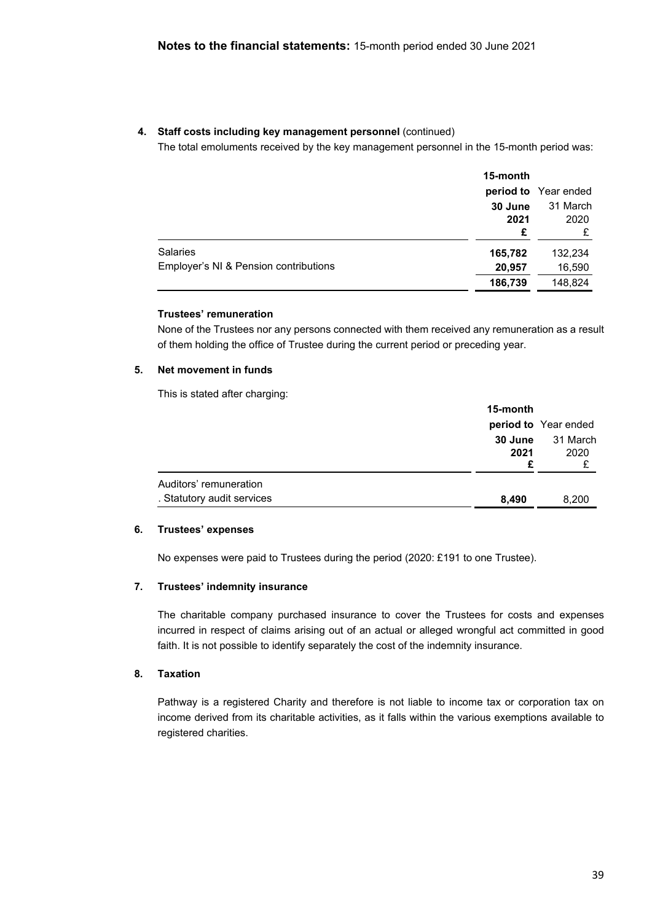**Notes to the financial statements:** 15-month period ended 30 June 2021

**4. Staff costs including key management personnel** (continued)

The total emoluments received by the key management personnel in the 15-month period was:

| | **15-month period to 30 June 2021 £** | Year ended 31 March 2020 £ |
|---|---|---|
| Salaries | **165,782** | 132,234 |
| Employer's NI & Pension contributions | **20,957** | 16,590 |
| | **186,739** | 148,824 |

**Trustees' remuneration**

None of the Trustees nor any persons connected with them received any remuneration as a result of them holding the office of Trustee during the current period or preceding year.

**5. Net movement in funds**

This is stated after charging:

| | **15-month period to 30 June 2021 £** | Year ended 31 March 2020 £ |
|---|---|---|
| Auditors' remuneration | | |
| . Statutory audit services | **8,490** | 8,200 |

**6. Trustees' expenses**

No expenses were paid to Trustees during the period (2020: £191 to one Trustee).

**7. Trustees' indemnity insurance**

The charitable company purchased insurance to cover the Trustees for costs and expenses incurred in respect of claims arising out of an actual or alleged wrongful act committed in good faith. It is not possible to identify separately the cost of the indemnity insurance.

**8. Taxation**

Pathway is a registered Charity and therefore is not liable to income tax or corporation tax on income derived from its charitable activities, as it falls within the various exemptions available to registered charities.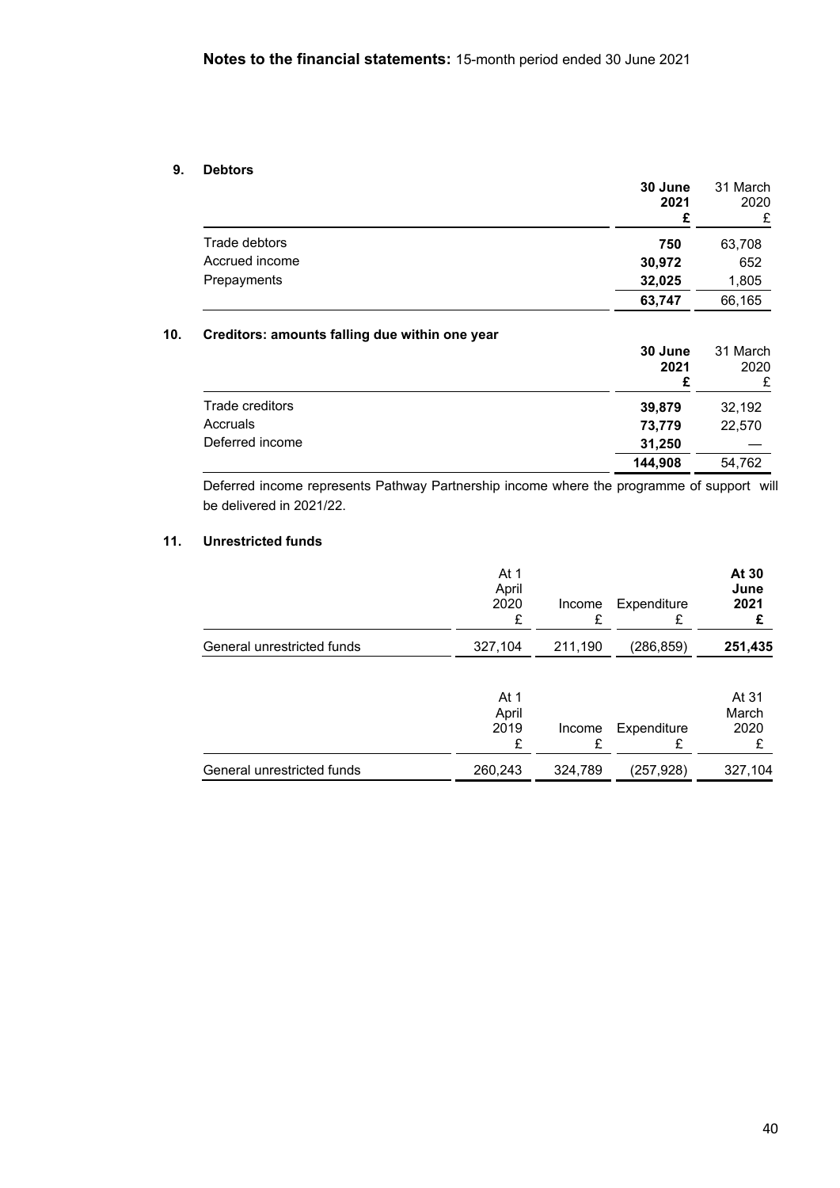**Notes to the financial statements:** 15-month period ended 30 June 2021

## 9. Debtors

| | **30 June 2021 £** | 31 March 2020 £ |
|---|---|---|
| Trade debtors | **750** | 63,708 |
| Accrued income | **30,972** | 652 |
| Prepayments | **32,025** | 1,805 |
| | **63,747** | 66,165 |

## 10. Creditors: amounts falling due within one year

| | **30 June 2021 £** | 31 March 2020 £ |
|---|---|---|
| Trade creditors | **39,879** | 32,192 |
| Accruals | **73,779** | 22,570 |
| Deferred income | **31,250** | — |
| | **144,908** | 54,762 |

Deferred income represents Pathway Partnership income where the programme of support will be delivered in 2021/22.

## 11. Unrestricted funds

| | At 1 April 2020 £ | Income £ | Expenditure £ | **At 30 June 2021 £** |
|---|---|---|---|---|
| General unrestricted funds | 327,104 | 211,190 | (286,859) | **251,435** |

| | At 1 April 2019 £ | Income £ | Expenditure £ | At 31 March 2020 £ |
|---|---|---|---|---|
| General unrestricted funds | 260,243 | 324,789 | (257,928) | 327,104 |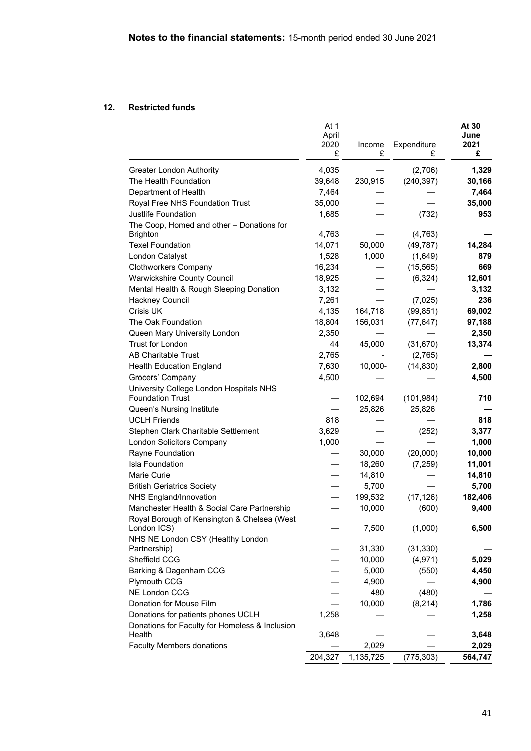## 12. Restricted funds

| | At 1 April 2020 £ | Income £ | Expenditure £ | **At 30 June 2021 £** |
|---|---|---|---|---|
| Greater London Authority | 4,035 | — | (2,706) | **1,329** |
| The Health Foundation | 39,648 | 230,915 | (240,397) | **30,166** |
| Department of Health | 7,464 | — | — | **7,464** |
| Royal Free NHS Foundation Trust | 35,000 | — | — | **35,000** |
| Justlife Foundation | 1,685 | — | (732) | **953** |
| The Coop, Homed and other – Donations for Brighton | 4,763 | — | (4,763) | **—** |
| Texel Foundation | 14,071 | 50,000 | (49,787) | **14,284** |
| London Catalyst | 1,528 | 1,000 | (1,649) | **879** |
| Clothworkers Company | 16,234 | — | (15,565) | **669** |
| Warwickshire County Council | 18,925 | — | (6,324) | **12,601** |
| Mental Health & Rough Sleeping Donation | 3,132 | — | — | **3,132** |
| Hackney Council | 7,261 | — | (7,025) | **236** |
| Crisis UK | 4,135 | 164,718 | (99,851) | **69,002** |
| The Oak Foundation | 18,804 | 156,031 | (77,647) | **97,188** |
| Queen Mary University London | 2,350 | — | — | **2,350** |
| Trust for London | 44 | 45,000 | (31,670) | **13,374** |
| AB Charitable Trust | 2,765 | - | (2,765) | **—** |
| Health Education England | 7,630 | 10,000- | (14,830) | **2,800** |
| Grocers' Company | 4,500 | — | — | **4,500** |
| University College London Hospitals NHS Foundation Trust | — | 102,694 | (101,984) | **710** |
| Queen's Nursing Institute | — | 25,826 | 25,826 | **—** |
| UCLH Friends | 818 | — | — | **818** |
| Stephen Clark Charitable Settlement | 3,629 | — | (252) | **3,377** |
| London Solicitors Company | 1,000 | — | — | **1,000** |
| Rayne Foundation | — | 30,000 | (20,000) | **10,000** |
| Isla Foundation | — | 18,260 | (7,259) | **11,001** |
| Marie Curie | — | 14,810 | — | **14,810** |
| British Geriatrics Society | — | 5,700 | — | **5,700** |
| NHS England/Innovation | — | 199,532 | (17,126) | **182,406** |
| Manchester Health & Social Care Partnership | — | 10,000 | (600) | **9,400** |
| Royal Borough of Kensington & Chelsea (West London ICS) | — | 7,500 | (1,000) | **6,500** |
| NHS NE London CSY (Healthy London Partnership) | — | 31,330 | (31,330) | **—** |
| Sheffield CCG | — | 10,000 | (4,971) | **5,029** |
| Barking & Dagenham CCG | — | 5,000 | (550) | **4,450** |
| Plymouth CCG | — | 4,900 | — | **4,900** |
| NE London CCG | — | 480 | (480) | **—** |
| Donation for Mouse Film | — | 10,000 | (8,214) | **1,786** |
| Donations for patients phones UCLH | 1,258 | — | — | **1,258** |
| Donations for Faculty for Homeless & Inclusion Health | 3,648 | — | — | **3,648** |
| Faculty Members donations | — | 2,029 | — | **2,029** |
| | 204,327 | 1,135,725 | (775,303) | **564,747** |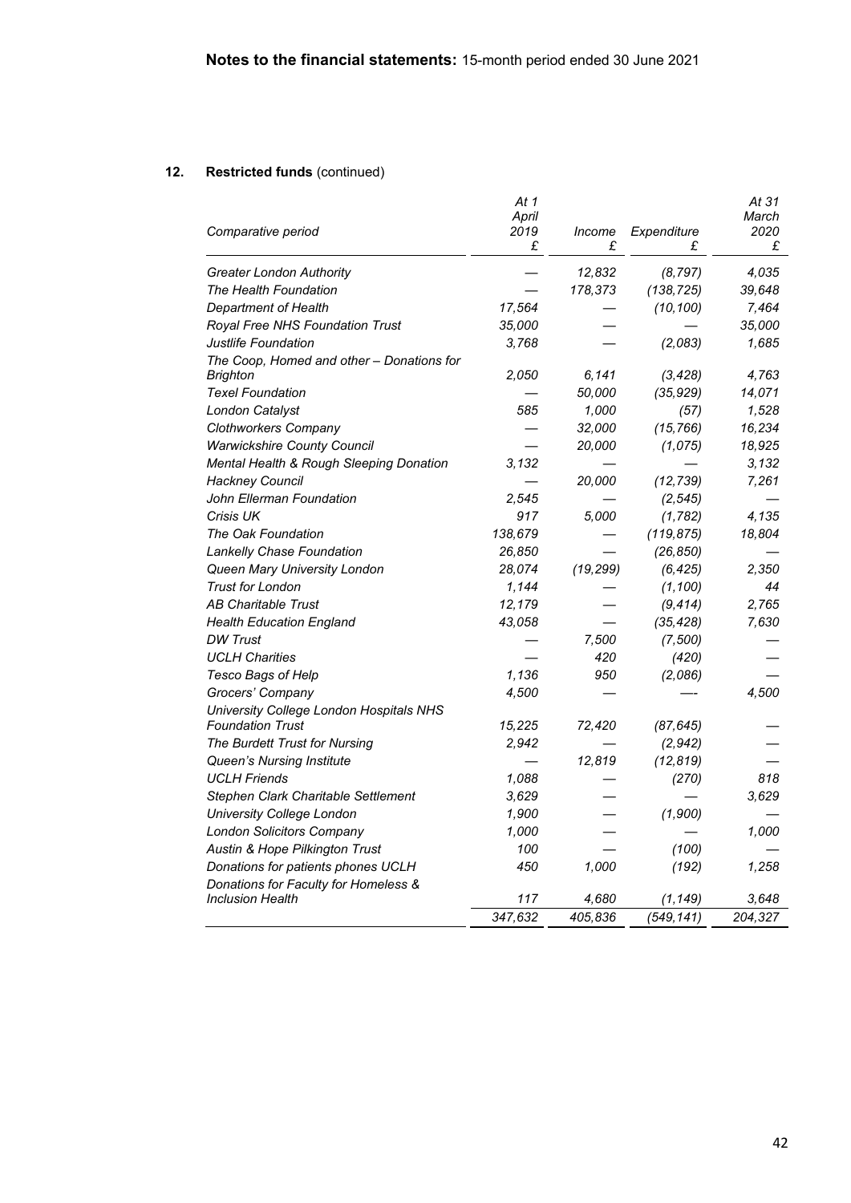## 12. Restricted funds (continued)

| *Comparative period* | *At 1 April 2019* £ | *Income* £ | *Expenditure* £ | *At 31 March 2020* £ |
|---|---|---|---|---|
| *Greater London Authority* | — | *12,832* | *(8,797)* | *4,035* |
| *The Health Foundation* | — | *178,373* | *(138,725)* | *39,648* |
| *Department of Health* | *17,564* | — | *(10,100)* | *7,464* |
| *Royal Free NHS Foundation Trust* | *35,000* | — | — | *35,000* |
| *Justlife Foundation* | *3,768* | — | *(2,083)* | *1,685* |
| *The Coop, Homed and other – Donations for Brighton* | *2,050* | *6,141* | *(3,428)* | *4,763* |
| *Texel Foundation* | — | *50,000* | *(35,929)* | *14,071* |
| *London Catalyst* | *585* | *1,000* | *(57)* | *1,528* |
| *Clothworkers Company* | — | *32,000* | *(15,766)* | *16,234* |
| *Warwickshire County Council* | — | *20,000* | *(1,075)* | *18,925* |
| *Mental Health & Rough Sleeping Donation* | *3,132* | — | — | *3,132* |
| *Hackney Council* | — | *20,000* | *(12,739)* | *7,261* |
| *John Ellerman Foundation* | *2,545* | — | *(2,545)* | — |
| *Crisis UK* | *917* | *5,000* | *(1,782)* | *4,135* |
| *The Oak Foundation* | *138,679* | — | *(119,875)* | *18,804* |
| *Lankelly Chase Foundation* | *26,850* | — | *(26,850)* | — |
| *Queen Mary University London* | *28,074* | *(19,299)* | *(6,425)* | *2,350* |
| *Trust for London* | *1,144* | — | *(1,100)* | *44* |
| *AB Charitable Trust* | *12,179* | — | *(9,414)* | *2,765* |
| *Health Education England* | *43,058* | — | *(35,428)* | *7,630* |
| *DW Trust* | — | *7,500* | *(7,500)* | — |
| *UCLH Charities* | — | *420* | *(420)* | — |
| *Tesco Bags of Help* | *1,136* | *950* | *(2,086)* | — |
| *Grocers' Company* | *4,500* | — | —- | *4,500* |
| *University College London Hospitals NHS Foundation Trust* | *15,225* | *72,420* | *(87,645)* | — |
| *The Burdett Trust for Nursing* | *2,942* | — | *(2,942)* | — |
| *Queen's Nursing Institute* | — | *12,819* | *(12,819)* | — |
| *UCLH Friends* | *1,088* | — | *(270)* | *818* |
| *Stephen Clark Charitable Settlement* | *3,629* | — | — | *3,629* |
| *University College London* | *1,900* | — | *(1,900)* | — |
| *London Solicitors Company* | *1,000* | — | — | *1,000* |
| *Austin & Hope Pilkington Trust* | *100* | — | *(100)* | — |
| *Donations for patients phones UCLH* | *450* | *1,000* | *(192)* | *1,258* |
| *Donations for Faculty for Homeless & Inclusion Health* | *117* | *4,680* | *(1,149)* | *3,648* |
| | *347,632* | *405,836* | *(549,141)* | *204,327* |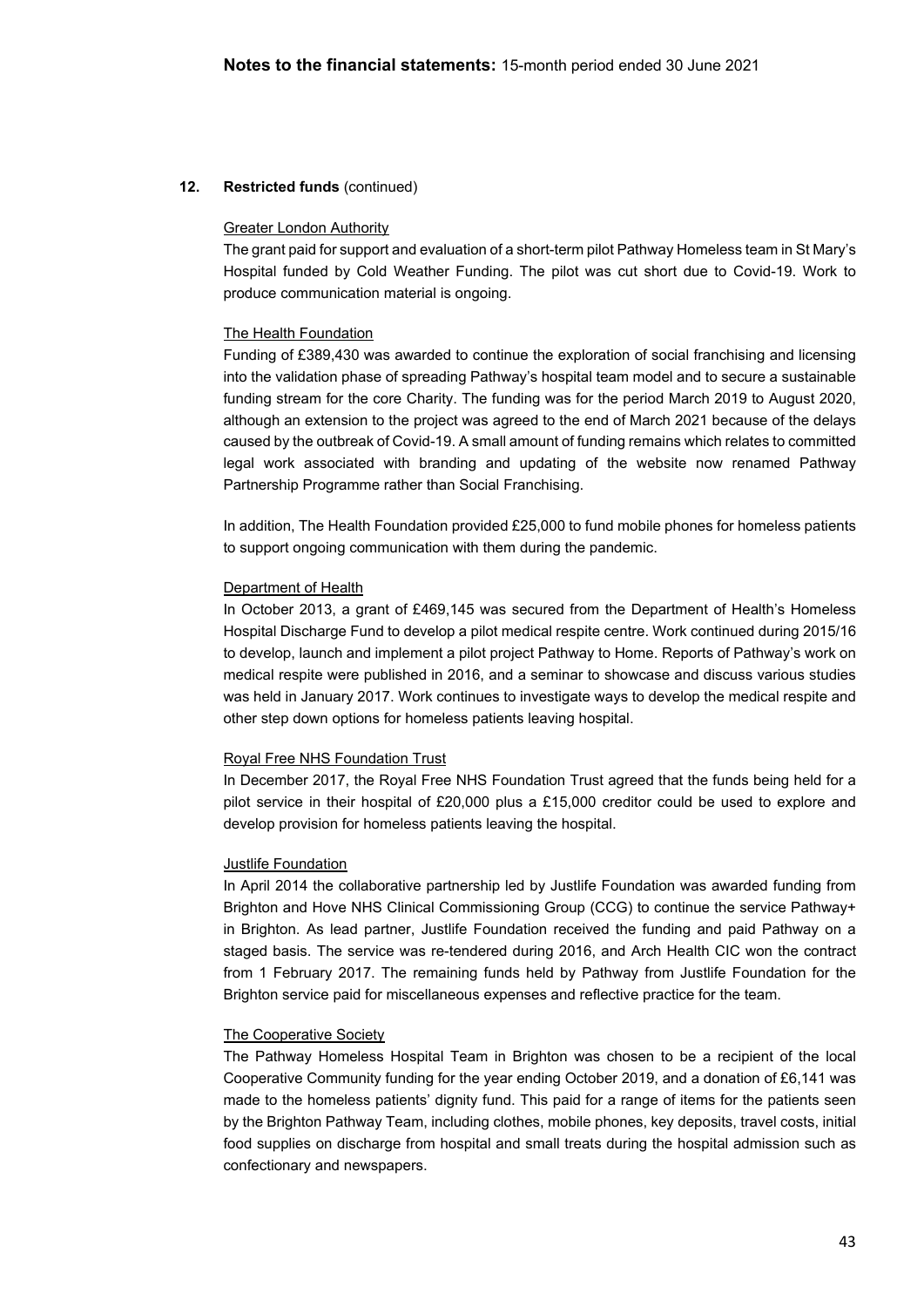## 12. Restricted funds (continued)

Greater London Authority

The grant paid for support and evaluation of a short-term pilot Pathway Homeless team in St Mary's Hospital funded by Cold Weather Funding. The pilot was cut short due to Covid-19. Work to produce communication material is ongoing.

The Health Foundation

Funding of £389,430 was awarded to continue the exploration of social franchising and licensing into the validation phase of spreading Pathway's hospital team model and to secure a sustainable funding stream for the core Charity. The funding was for the period March 2019 to August 2020, although an extension to the project was agreed to the end of March 2021 because of the delays caused by the outbreak of Covid-19. A small amount of funding remains which relates to committed legal work associated with branding and updating of the website now renamed Pathway Partnership Programme rather than Social Franchising.

In addition, The Health Foundation provided £25,000 to fund mobile phones for homeless patients to support ongoing communication with them during the pandemic.

Department of Health

In October 2013, a grant of £469,145 was secured from the Department of Health's Homeless Hospital Discharge Fund to develop a pilot medical respite centre. Work continued during 2015/16 to develop, launch and implement a pilot project Pathway to Home. Reports of Pathway's work on medical respite were published in 2016, and a seminar to showcase and discuss various studies was held in January 2017. Work continues to investigate ways to develop the medical respite and other step down options for homeless patients leaving hospital.

Royal Free NHS Foundation Trust

In December 2017, the Royal Free NHS Foundation Trust agreed that the funds being held for a pilot service in their hospital of £20,000 plus a £15,000 creditor could be used to explore and develop provision for homeless patients leaving the hospital.

Justlife Foundation

In April 2014 the collaborative partnership led by Justlife Foundation was awarded funding from Brighton and Hove NHS Clinical Commissioning Group (CCG) to continue the service Pathway+ in Brighton. As lead partner, Justlife Foundation received the funding and paid Pathway on a staged basis. The service was re-tendered during 2016, and Arch Health CIC won the contract from 1 February 2017. The remaining funds held by Pathway from Justlife Foundation for the Brighton service paid for miscellaneous expenses and reflective practice for the team.

The Cooperative Society

The Pathway Homeless Hospital Team in Brighton was chosen to be a recipient of the local Cooperative Community funding for the year ending October 2019, and a donation of £6,141 was made to the homeless patients' dignity fund. This paid for a range of items for the patients seen by the Brighton Pathway Team, including clothes, mobile phones, key deposits, travel costs, initial food supplies on discharge from hospital and small treats during the hospital admission such as confectionary and newspapers.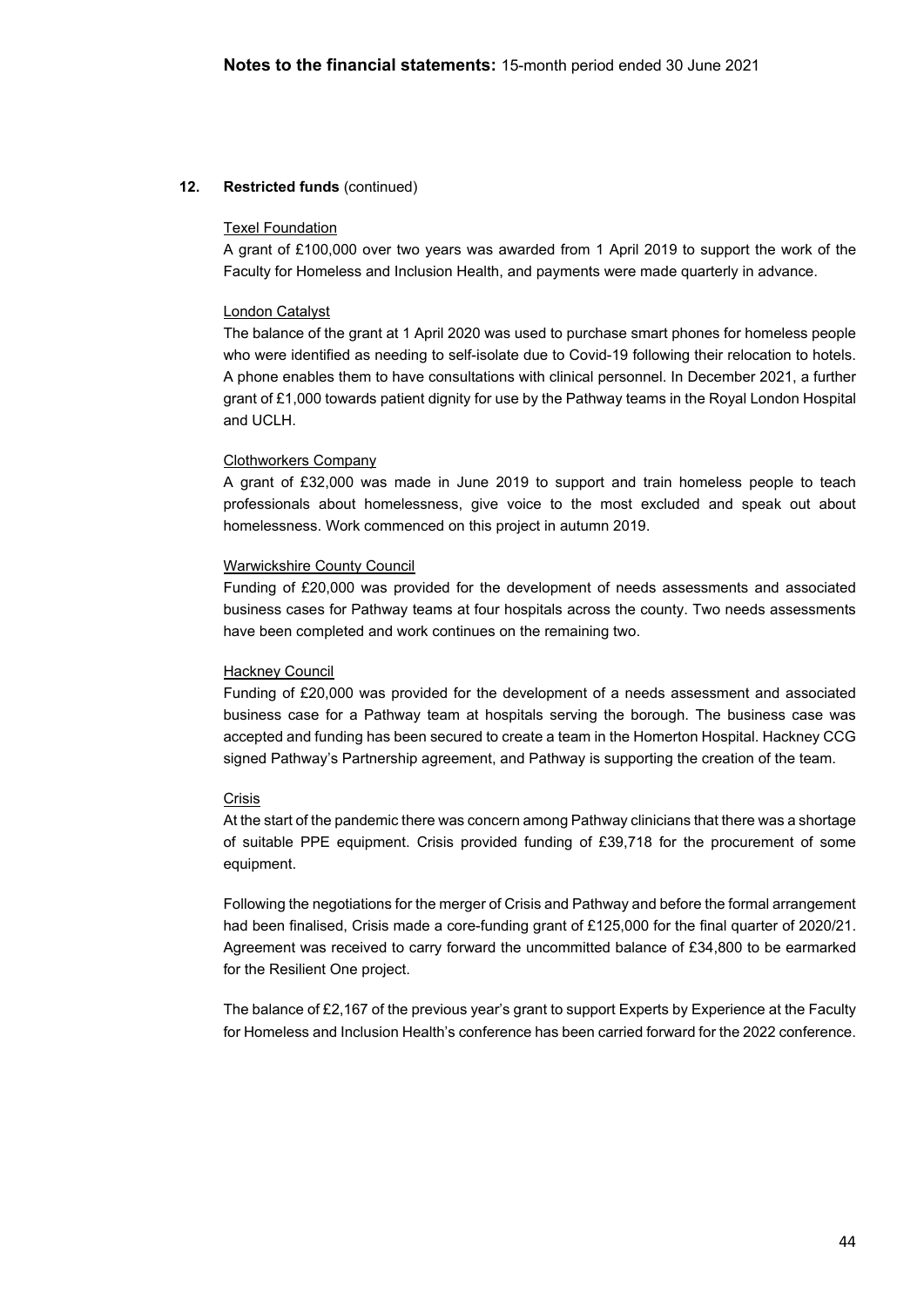## 12. Restricted funds (continued)

### Texel Foundation

A grant of £100,000 over two years was awarded from 1 April 2019 to support the work of the Faculty for Homeless and Inclusion Health, and payments were made quarterly in advance.

### London Catalyst

The balance of the grant at 1 April 2020 was used to purchase smart phones for homeless people who were identified as needing to self-isolate due to Covid-19 following their relocation to hotels. A phone enables them to have consultations with clinical personnel. In December 2021, a further grant of £1,000 towards patient dignity for use by the Pathway teams in the Royal London Hospital and UCLH.

### Clothworkers Company

A grant of £32,000 was made in June 2019 to support and train homeless people to teach professionals about homelessness, give voice to the most excluded and speak out about homelessness. Work commenced on this project in autumn 2019.

### Warwickshire County Council

Funding of £20,000 was provided for the development of needs assessments and associated business cases for Pathway teams at four hospitals across the county. Two needs assessments have been completed and work continues on the remaining two.

### Hackney Council

Funding of £20,000 was provided for the development of a needs assessment and associated business case for a Pathway team at hospitals serving the borough. The business case was accepted and funding has been secured to create a team in the Homerton Hospital. Hackney CCG signed Pathway's Partnership agreement, and Pathway is supporting the creation of the team.

### Crisis

At the start of the pandemic there was concern among Pathway clinicians that there was a shortage of suitable PPE equipment. Crisis provided funding of £39,718 for the procurement of some equipment.

Following the negotiations for the merger of Crisis and Pathway and before the formal arrangement had been finalised, Crisis made a core-funding grant of £125,000 for the final quarter of 2020/21. Agreement was received to carry forward the uncommitted balance of £34,800 to be earmarked for the Resilient One project.

The balance of £2,167 of the previous year's grant to support Experts by Experience at the Faculty for Homeless and Inclusion Health's conference has been carried forward for the 2022 conference.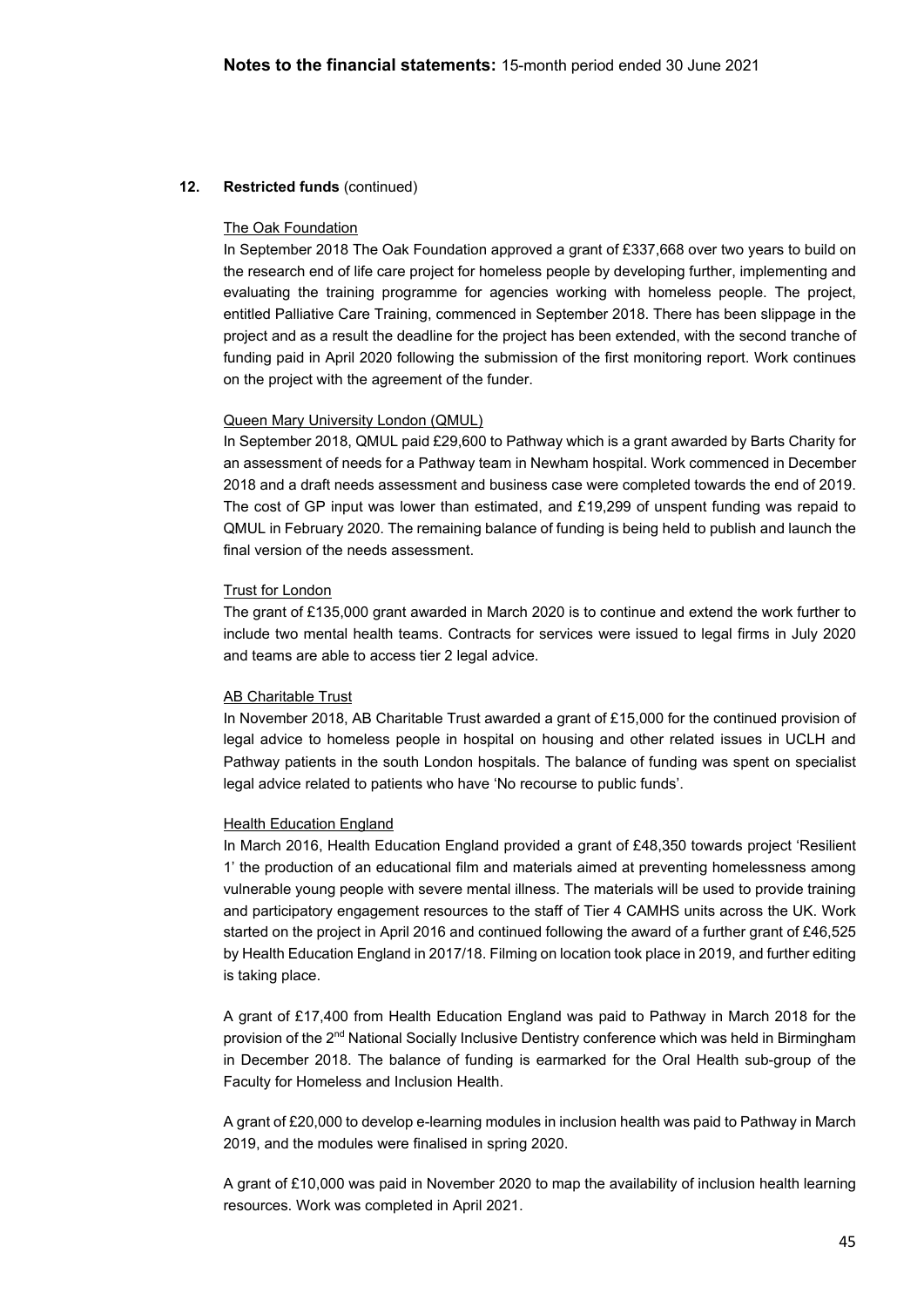## 12. Restricted funds (continued)

The Oak Foundation

In September 2018 The Oak Foundation approved a grant of £337,668 over two years to build on the research end of life care project for homeless people by developing further, implementing and evaluating the training programme for agencies working with homeless people. The project, entitled Palliative Care Training, commenced in September 2018. There has been slippage in the project and as a result the deadline for the project has been extended, with the second tranche of funding paid in April 2020 following the submission of the first monitoring report. Work continues on the project with the agreement of the funder.

Queen Mary University London (QMUL)

In September 2018, QMUL paid £29,600 to Pathway which is a grant awarded by Barts Charity for an assessment of needs for a Pathway team in Newham hospital. Work commenced in December 2018 and a draft needs assessment and business case were completed towards the end of 2019. The cost of GP input was lower than estimated, and £19,299 of unspent funding was repaid to QMUL in February 2020. The remaining balance of funding is being held to publish and launch the final version of the needs assessment.

Trust for London

The grant of £135,000 grant awarded in March 2020 is to continue and extend the work further to include two mental health teams. Contracts for services were issued to legal firms in July 2020 and teams are able to access tier 2 legal advice.

AB Charitable Trust

In November 2018, AB Charitable Trust awarded a grant of £15,000 for the continued provision of legal advice to homeless people in hospital on housing and other related issues in UCLH and Pathway patients in the south London hospitals. The balance of funding was spent on specialist legal advice related to patients who have 'No recourse to public funds'.

Health Education England

In March 2016, Health Education England provided a grant of £48,350 towards project 'Resilient 1' the production of an educational film and materials aimed at preventing homelessness among vulnerable young people with severe mental illness. The materials will be used to provide training and participatory engagement resources to the staff of Tier 4 CAMHS units across the UK. Work started on the project in April 2016 and continued following the award of a further grant of £46,525 by Health Education England in 2017/18. Filming on location took place in 2019, and further editing is taking place.

A grant of £17,400 from Health Education England was paid to Pathway in March 2018 for the provision of the 2nd National Socially Inclusive Dentistry conference which was held in Birmingham in December 2018. The balance of funding is earmarked for the Oral Health sub-group of the Faculty for Homeless and Inclusion Health.

A grant of £20,000 to develop e-learning modules in inclusion health was paid to Pathway in March 2019, and the modules were finalised in spring 2020.

A grant of £10,000 was paid in November 2020 to map the availability of inclusion health learning resources. Work was completed in April 2021.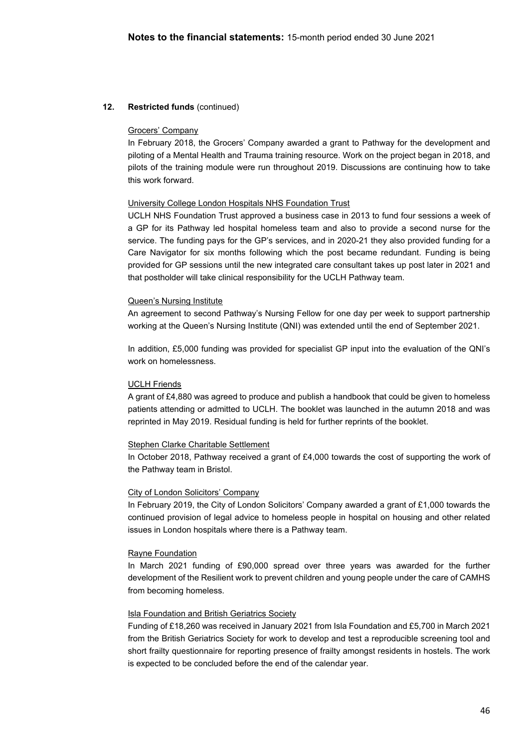## 12. Restricted funds (continued)

Grocers' Company

In February 2018, the Grocers' Company awarded a grant to Pathway for the development and piloting of a Mental Health and Trauma training resource. Work on the project began in 2018, and pilots of the training module were run throughout 2019. Discussions are continuing how to take this work forward.

University College London Hospitals NHS Foundation Trust

UCLH NHS Foundation Trust approved a business case in 2013 to fund four sessions a week of a GP for its Pathway led hospital homeless team and also to provide a second nurse for the service. The funding pays for the GP's services, and in 2020-21 they also provided funding for a Care Navigator for six months following which the post became redundant. Funding is being provided for GP sessions until the new integrated care consultant takes up post later in 2021 and that postholder will take clinical responsibility for the UCLH Pathway team.

Queen's Nursing Institute

An agreement to second Pathway's Nursing Fellow for one day per week to support partnership working at the Queen's Nursing Institute (QNI) was extended until the end of September 2021.

In addition, £5,000 funding was provided for specialist GP input into the evaluation of the QNI's work on homelessness.

UCLH Friends

A grant of £4,880 was agreed to produce and publish a handbook that could be given to homeless patients attending or admitted to UCLH. The booklet was launched in the autumn 2018 and was reprinted in May 2019. Residual funding is held for further reprints of the booklet.

Stephen Clarke Charitable Settlement

In October 2018, Pathway received a grant of £4,000 towards the cost of supporting the work of the Pathway team in Bristol.

City of London Solicitors' Company

In February 2019, the City of London Solicitors' Company awarded a grant of £1,000 towards the continued provision of legal advice to homeless people in hospital on housing and other related issues in London hospitals where there is a Pathway team.

Rayne Foundation

In March 2021 funding of £90,000 spread over three years was awarded for the further development of the Resilient work to prevent children and young people under the care of CAMHS from becoming homeless.

Isla Foundation and British Geriatrics Society

Funding of £18,260 was received in January 2021 from Isla Foundation and £5,700 in March 2021 from the British Geriatrics Society for work to develop and test a reproducible screening tool and short frailty questionnaire for reporting presence of frailty amongst residents in hostels. The work is expected to be concluded before the end of the calendar year.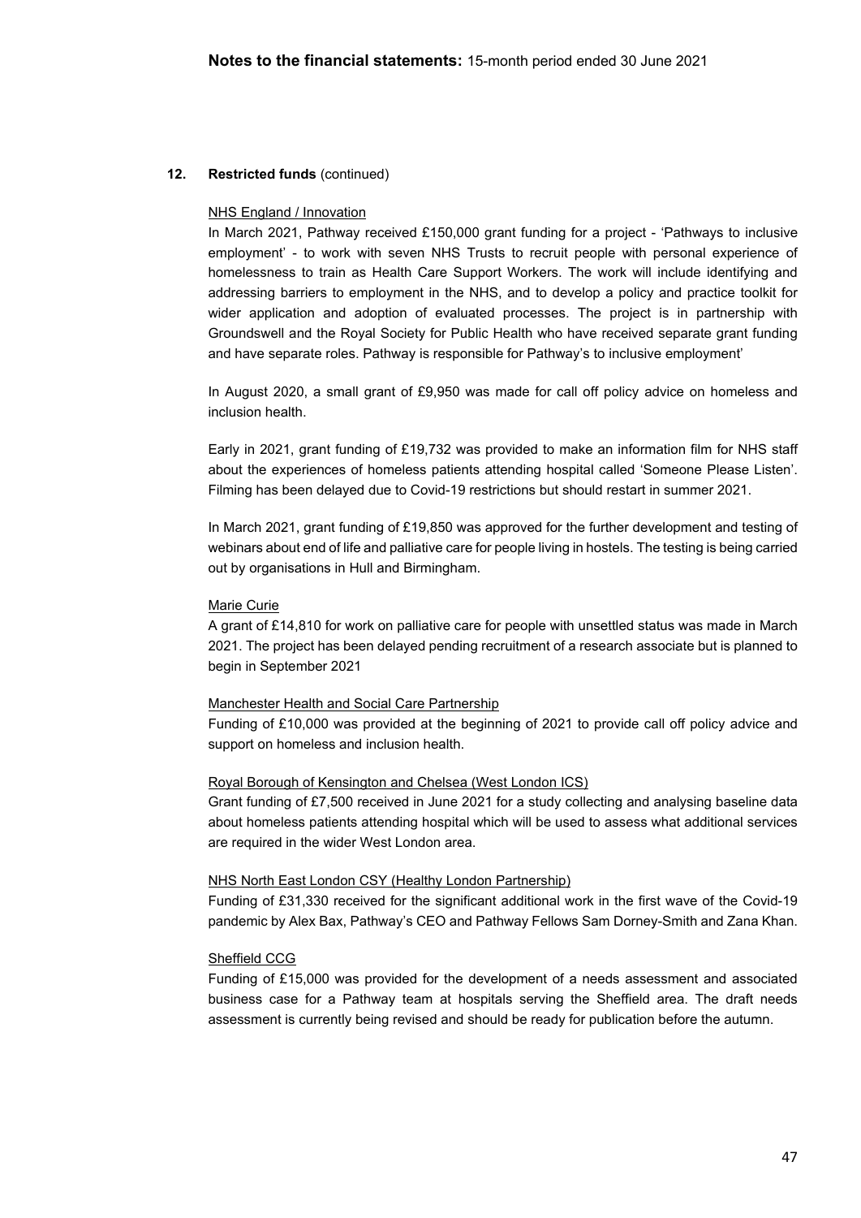**Notes to the financial statements:** 15-month period ended 30 June 2021

**12. Restricted funds** (continued)

NHS England / Innovation

In March 2021, Pathway received £150,000 grant funding for a project - 'Pathways to inclusive employment' - to work with seven NHS Trusts to recruit people with personal experience of homelessness to train as Health Care Support Workers. The work will include identifying and addressing barriers to employment in the NHS, and to develop a policy and practice toolkit for wider application and adoption of evaluated processes. The project is in partnership with Groundswell and the Royal Society for Public Health who have received separate grant funding and have separate roles. Pathway is responsible for Pathway's to inclusive employment'

In August 2020, a small grant of £9,950 was made for call off policy advice on homeless and inclusion health.

Early in 2021, grant funding of £19,732 was provided to make an information film for NHS staff about the experiences of homeless patients attending hospital called 'Someone Please Listen'. Filming has been delayed due to Covid-19 restrictions but should restart in summer 2021.

In March 2021, grant funding of £19,850 was approved for the further development and testing of webinars about end of life and palliative care for people living in hostels. The testing is being carried out by organisations in Hull and Birmingham.

Marie Curie

A grant of £14,810 for work on palliative care for people with unsettled status was made in March 2021. The project has been delayed pending recruitment of a research associate but is planned to begin in September 2021

Manchester Health and Social Care Partnership

Funding of £10,000 was provided at the beginning of 2021 to provide call off policy advice and support on homeless and inclusion health.

Royal Borough of Kensington and Chelsea (West London ICS)

Grant funding of £7,500 received in June 2021 for a study collecting and analysing baseline data about homeless patients attending hospital which will be used to assess what additional services are required in the wider West London area.

NHS North East London CSY (Healthy London Partnership)

Funding of £31,330 received for the significant additional work in the first wave of the Covid-19 pandemic by Alex Bax, Pathway's CEO and Pathway Fellows Sam Dorney-Smith and Zana Khan.

Sheffield CCG

Funding of £15,000 was provided for the development of a needs assessment and associated business case for a Pathway team at hospitals serving the Sheffield area. The draft needs assessment is currently being revised and should be ready for publication before the autumn.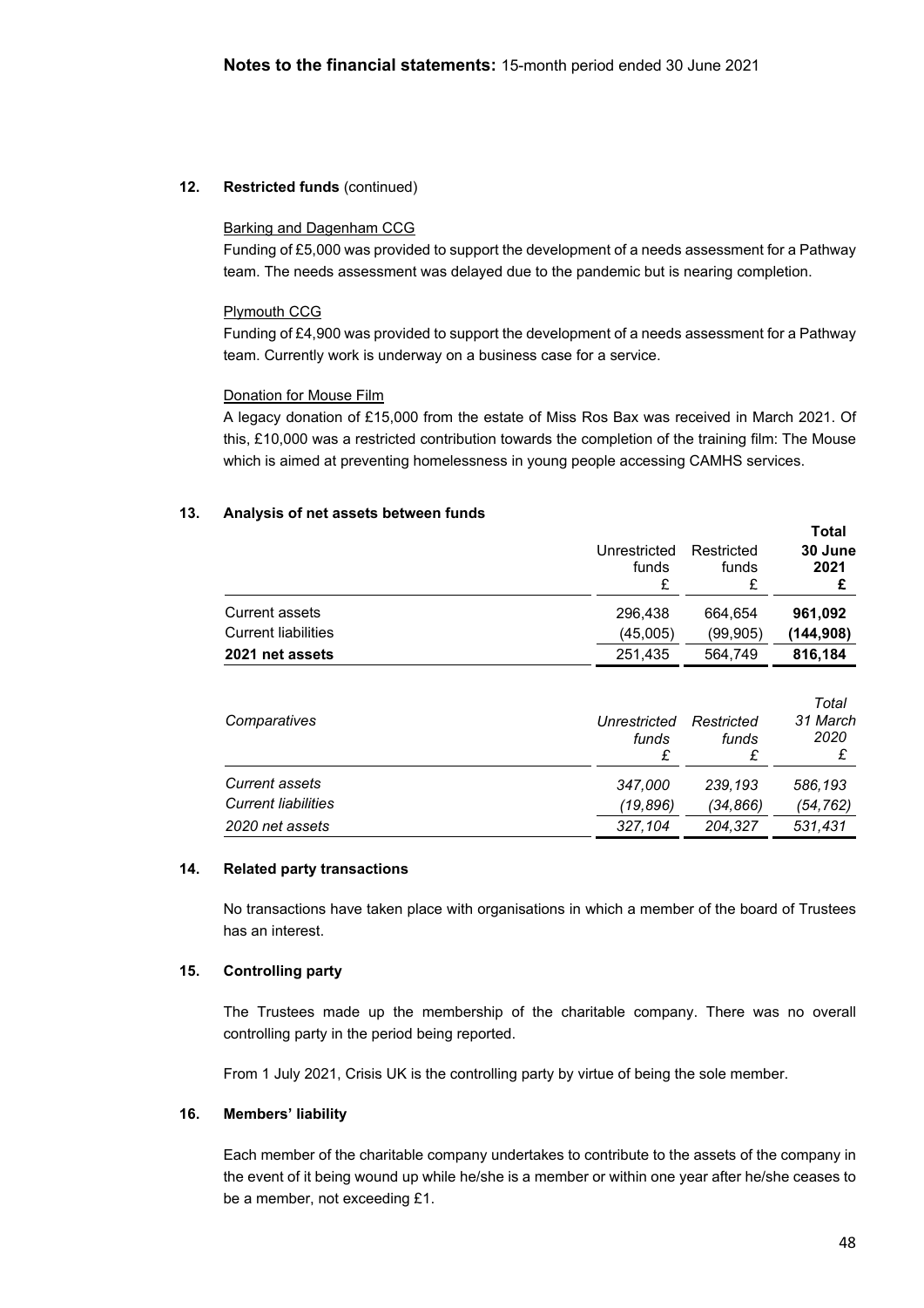## 12. Restricted funds (continued)

Barking and Dagenham CCG

Funding of £5,000 was provided to support the development of a needs assessment for a Pathway team. The needs assessment was delayed due to the pandemic but is nearing completion.

Plymouth CCG

Funding of £4,900 was provided to support the development of a needs assessment for a Pathway team. Currently work is underway on a business case for a service.

Donation for Mouse Film

A legacy donation of £15,000 from the estate of Miss Ros Bax was received in March 2021. Of this, £10,000 was a restricted contribution towards the completion of the training film: The Mouse which is aimed at preventing homelessness in young people accessing CAMHS services.

## 13. Analysis of net assets between funds

| | Unrestricted funds £ | Restricted funds £ | **Total 30 June 2021 £** |
|---|---|---|---|
| Current assets | 296,438 | 664,654 | **961,092** |
| Current liabilities | (45,005) | (99,905) | **(144,908)** |
| **2021 net assets** | 251,435 | 564,749 | **816,184** |

| *Comparatives* | *Unrestricted funds £* | *Restricted funds £* | *Total 31 March 2020 £* |
|---|---|---|---|
| *Current assets* | *347,000* | *239,193* | *586,193* |
| *Current liabilities* | *(19,896)* | *(34,866)* | *(54,762)* |
| *2020 net assets* | *327,104* | *204,327* | *531,431* |

## 14. Related party transactions

No transactions have taken place with organisations in which a member of the board of Trustees has an interest.

## 15. Controlling party

The Trustees made up the membership of the charitable company. There was no overall controlling party in the period being reported.

From 1 July 2021, Crisis UK is the controlling party by virtue of being the sole member.

## 16. Members' liability

Each member of the charitable company undertakes to contribute to the assets of the company in the event of it being wound up while he/she is a member or within one year after he/she ceases to be a member, not exceeding £1.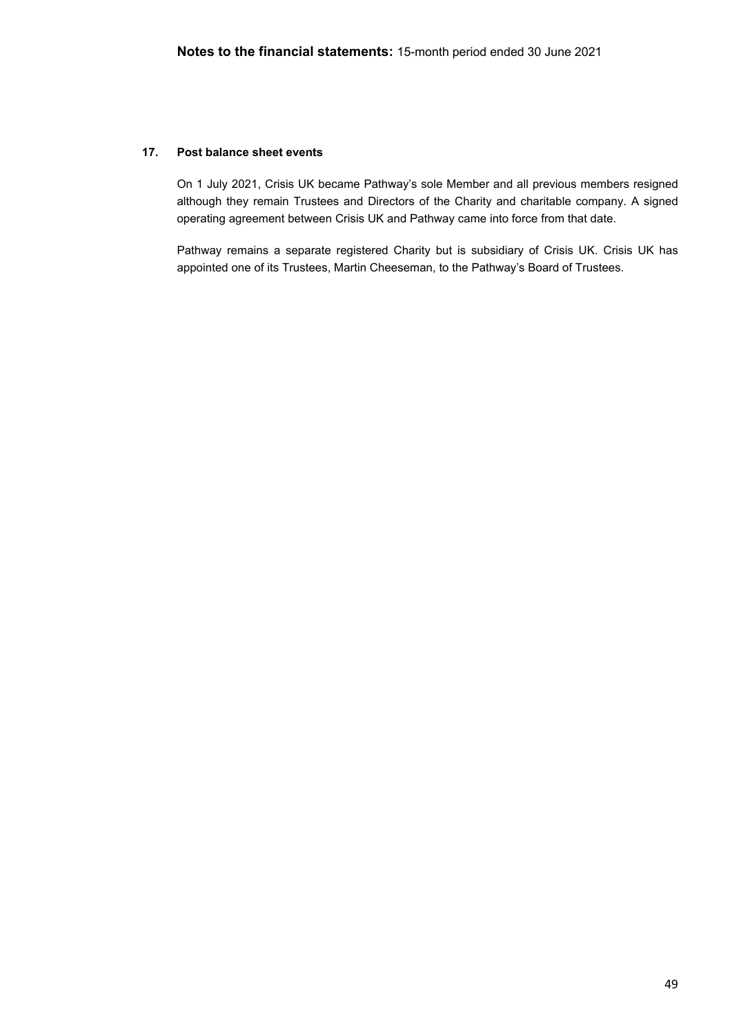### 17. Post balance sheet events

On 1 July 2021, Crisis UK became Pathway's sole Member and all previous members resigned although they remain Trustees and Directors of the Charity and charitable company. A signed operating agreement between Crisis UK and Pathway came into force from that date.

Pathway remains a separate registered Charity but is subsidiary of Crisis UK. Crisis UK has appointed one of its Trustees, Martin Cheeseman, to the Pathway's Board of Trustees.